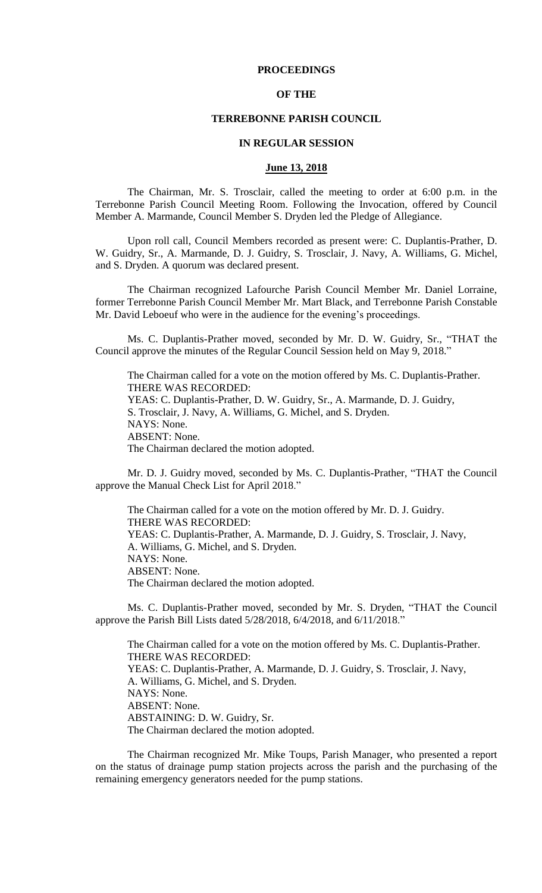# PROCEEDINGS

# OF THE

# TERREBONNE PARISH COUNCIL

# IN REGULAR SESSION

## June 13, 2018

The Chairman, Mr. S. Trosclair, called the meeting to order at 6:00 p.m. in the Terrebonne Parish Council Meeting Room. Following the Invocation, offered by Council Member A. Marmande, Council Member S. Dryden led the Pledge of Allegiance.

Upon roll call, Council Members recorded as present were: C. Duplantis-Prather, D. W. Guidry, Sr., A. Marmande, D. J. Guidry, S. Trosclair, J. Navy, A. Williams, G. Michel, and S. Dryden. A quorum was declared present.

The Chairman recognized Lafourche Parish Council Member Mr. Daniel Lorraine, former Terrebonne Parish Council Member Mr. Mart Black, and Terrebonne Parish Constable Mr. David Leboeuf who were in the audience for the evening's proceedings.

Ms. C. Duplantis-Prather moved, seconded by Mr. D. W. Guidry, Sr., "THAT the Council approve the minutes of the Regular Council Session held on May 9, 2018."

The Chairman called for a vote on the motion offered by Ms. C. Duplantis-Prather.
THERE WAS RECORDED:
YEAS: C. Duplantis-Prather, D. W. Guidry, Sr., A. Marmande, D. J. Guidry, S. Trosclair, J. Navy, A. Williams, G. Michel, and S. Dryden.
NAYS: None.
ABSENT: None.
The Chairman declared the motion adopted.

Mr. D. J. Guidry moved, seconded by Ms. C. Duplantis-Prather, "THAT the Council approve the Manual Check List for April 2018."

The Chairman called for a vote on the motion offered by Mr. D. J. Guidry.
THERE WAS RECORDED:
YEAS: C. Duplantis-Prather, A. Marmande, D. J. Guidry, S. Trosclair, J. Navy, A. Williams, G. Michel, and S. Dryden.
NAYS: None.
ABSENT: None.
The Chairman declared the motion adopted.

Ms. C. Duplantis-Prather moved, seconded by Mr. S. Dryden, "THAT the Council approve the Parish Bill Lists dated 5/28/2018, 6/4/2018, and 6/11/2018."

The Chairman called for a vote on the motion offered by Ms. C. Duplantis-Prather.
THERE WAS RECORDED:
YEAS: C. Duplantis-Prather, A. Marmande, D. J. Guidry, S. Trosclair, J. Navy, A. Williams, G. Michel, and S. Dryden.
NAYS: None.
ABSENT: None.
ABSTAINING: D. W. Guidry, Sr.
The Chairman declared the motion adopted.

The Chairman recognized Mr. Mike Toups, Parish Manager, who presented a report on the status of drainage pump station projects across the parish and the purchasing of the remaining emergency generators needed for the pump stations.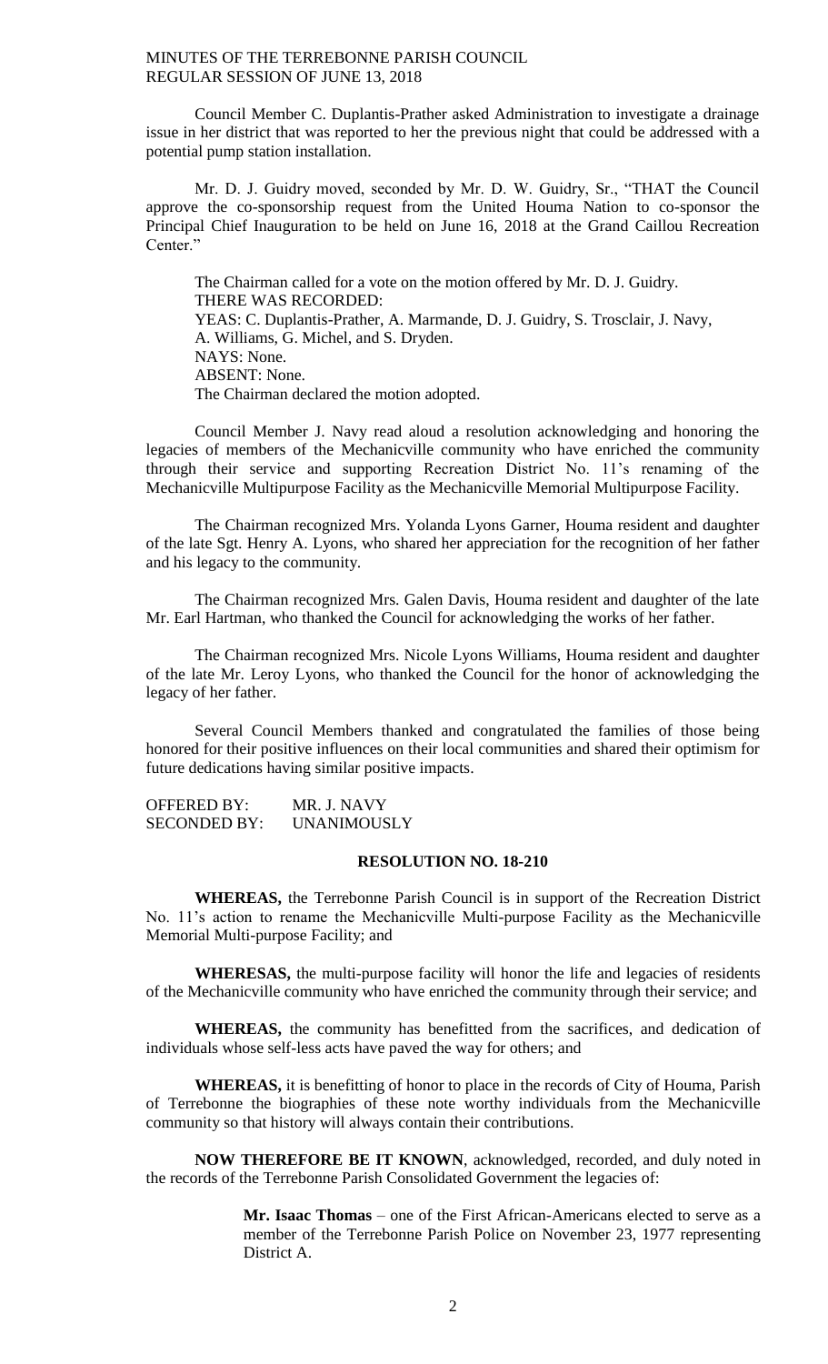Council Member C. Duplantis-Prather asked Administration to investigate a drainage issue in her district that was reported to her the previous night that could be addressed with a potential pump station installation.

Mr. D. J. Guidry moved, seconded by Mr. D. W. Guidry, Sr., "THAT the Council approve the co-sponsorship request from the United Houma Nation to co-sponsor the Principal Chief Inauguration to be held on June 16, 2018 at the Grand Caillou Recreation Center."

The Chairman called for a vote on the motion offered by Mr. D. J. Guidry.
THERE WAS RECORDED:
YEAS: C. Duplantis-Prather, A. Marmande, D. J. Guidry, S. Trosclair, J. Navy, A. Williams, G. Michel, and S. Dryden.
NAYS: None.
ABSENT: None.
The Chairman declared the motion adopted.

Council Member J. Navy read aloud a resolution acknowledging and honoring the legacies of members of the Mechanicville community who have enriched the community through their service and supporting Recreation District No. 11's renaming of the Mechanicville Multipurpose Facility as the Mechanicville Memorial Multipurpose Facility.

The Chairman recognized Mrs. Yolanda Lyons Garner, Houma resident and daughter of the late Sgt. Henry A. Lyons, who shared her appreciation for the recognition of her father and his legacy to the community.

The Chairman recognized Mrs. Galen Davis, Houma resident and daughter of the late Mr. Earl Hartman, who thanked the Council for acknowledging the works of her father.

The Chairman recognized Mrs. Nicole Lyons Williams, Houma resident and daughter of the late Mr. Leroy Lyons, who thanked the Council for the honor of acknowledging the legacy of her father.

Several Council Members thanked and congratulated the families of those being honored for their positive influences on their local communities and shared their optimism for future dedications having similar positive impacts.

OFFERED BY: MR. J. NAVY
SECONDED BY: UNANIMOUSLY

**RESOLUTION NO. 18-210**

**WHEREAS,** the Terrebonne Parish Council is in support of the Recreation District No. 11's action to rename the Mechanicville Multi-purpose Facility as the Mechanicville Memorial Multi-purpose Facility; and

**WHERESAS,** the multi-purpose facility will honor the life and legacies of residents of the Mechanicville community who have enriched the community through their service; and

**WHEREAS,** the community has benefitted from the sacrifices, and dedication of individuals whose self-less acts have paved the way for others; and

**WHEREAS,** it is benefitting of honor to place in the records of City of Houma, Parish of Terrebonne the biographies of these note worthy individuals from the Mechanicville community so that history will always contain their contributions.

**NOW THEREFORE BE IT KNOWN**, acknowledged, recorded, and duly noted in the records of the Terrebonne Parish Consolidated Government the legacies of:

> **Mr. Isaac Thomas** – one of the First African-Americans elected to serve as a member of the Terrebonne Parish Police on November 23, 1977 representing District A.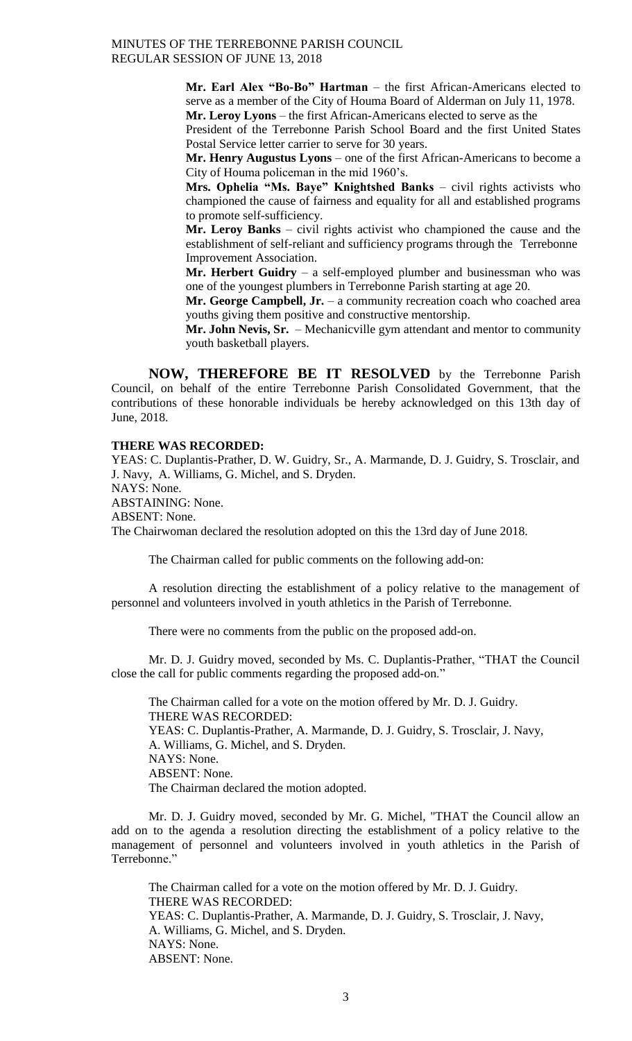**Mr. Earl Alex "Bo-Bo" Hartman** – the first African-Americans elected to serve as a member of the City of Houma Board of Alderman on July 11, 1978.

**Mr. Leroy Lyons** – the first African-Americans elected to serve as the President of the Terrebonne Parish School Board and the first United States Postal Service letter carrier to serve for 30 years.

**Mr. Henry Augustus Lyons** – one of the first African-Americans to become a City of Houma policeman in the mid 1960's.

**Mrs. Ophelia "Ms. Baye" Knightshed Banks** – civil rights activists who championed the cause of fairness and equality for all and established programs to promote self-sufficiency.

**Mr. Leroy Banks** – civil rights activist who championed the cause and the establishment of self-reliant and sufficiency programs through the Terrebonne Improvement Association.

**Mr. Herbert Guidry** – a self-employed plumber and businessman who was one of the youngest plumbers in Terrebonne Parish starting at age 20.

**Mr. George Campbell, Jr.** – a community recreation coach who coached area youths giving them positive and constructive mentorship.

**Mr. John Nevis, Sr.** – Mechanicville gym attendant and mentor to community youth basketball players.

**NOW, THEREFORE BE IT RESOLVED** by the Terrebonne Parish Council, on behalf of the entire Terrebonne Parish Consolidated Government, that the contributions of these honorable individuals be hereby acknowledged on this 13th day of June, 2018.

**THERE WAS RECORDED:**

YEAS: C. Duplantis-Prather, D. W. Guidry, Sr., A. Marmande, D. J. Guidry, S. Trosclair, and J. Navy, A. Williams, G. Michel, and S. Dryden.

NAYS: None.

ABSTAINING: None.

ABSENT: None.

The Chairwoman declared the resolution adopted on this the 13rd day of June 2018.

The Chairman called for public comments on the following add-on:

A resolution directing the establishment of a policy relative to the management of personnel and volunteers involved in youth athletics in the Parish of Terrebonne.

There were no comments from the public on the proposed add-on.

Mr. D. J. Guidry moved, seconded by Ms. C. Duplantis-Prather, "THAT the Council close the call for public comments regarding the proposed add-on."

The Chairman called for a vote on the motion offered by Mr. D. J. Guidry.
THERE WAS RECORDED:
YEAS: C. Duplantis-Prather, A. Marmande, D. J. Guidry, S. Trosclair, J. Navy, A. Williams, G. Michel, and S. Dryden.
NAYS: None.
ABSENT: None.
The Chairman declared the motion adopted.

Mr. D. J. Guidry moved, seconded by Mr. G. Michel, "THAT the Council allow an add on to the agenda a resolution directing the establishment of a policy relative to the management of personnel and volunteers involved in youth athletics in the Parish of Terrebonne."

The Chairman called for a vote on the motion offered by Mr. D. J. Guidry.
THERE WAS RECORDED:
YEAS: C. Duplantis-Prather, A. Marmande, D. J. Guidry, S. Trosclair, J. Navy, A. Williams, G. Michel, and S. Dryden.
NAYS: None.
ABSENT: None.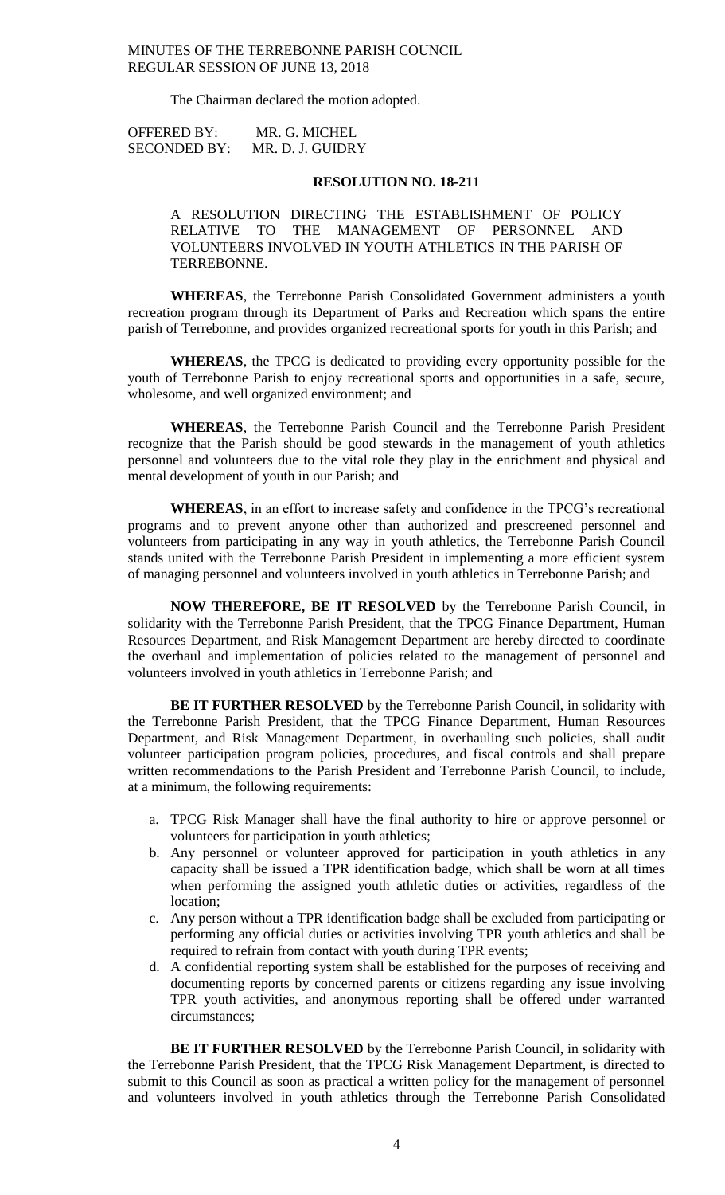The Chairman declared the motion adopted.

OFFERED BY: MR. G. MICHEL
SECONDED BY: MR. D. J. GUIDRY

**RESOLUTION NO. 18-211**

A RESOLUTION DIRECTING THE ESTABLISHMENT OF POLICY RELATIVE TO THE MANAGEMENT OF PERSONNEL AND VOLUNTEERS INVOLVED IN YOUTH ATHLETICS IN THE PARISH OF TERREBONNE.

**WHEREAS**, the Terrebonne Parish Consolidated Government administers a youth recreation program through its Department of Parks and Recreation which spans the entire parish of Terrebonne, and provides organized recreational sports for youth in this Parish; and

**WHEREAS**, the TPCG is dedicated to providing every opportunity possible for the youth of Terrebonne Parish to enjoy recreational sports and opportunities in a safe, secure, wholesome, and well organized environment; and

**WHEREAS**, the Terrebonne Parish Council and the Terrebonne Parish President recognize that the Parish should be good stewards in the management of youth athletics personnel and volunteers due to the vital role they play in the enrichment and physical and mental development of youth in our Parish; and

**WHEREAS**, in an effort to increase safety and confidence in the TPCG's recreational programs and to prevent anyone other than authorized and prescreened personnel and volunteers from participating in any way in youth athletics, the Terrebonne Parish Council stands united with the Terrebonne Parish President in implementing a more efficient system of managing personnel and volunteers involved in youth athletics in Terrebonne Parish; and

**NOW THEREFORE, BE IT RESOLVED** by the Terrebonne Parish Council, in solidarity with the Terrebonne Parish President, that the TPCG Finance Department, Human Resources Department, and Risk Management Department are hereby directed to coordinate the overhaul and implementation of policies related to the management of personnel and volunteers involved in youth athletics in Terrebonne Parish; and

**BE IT FURTHER RESOLVED** by the Terrebonne Parish Council, in solidarity with the Terrebonne Parish President, that the TPCG Finance Department, Human Resources Department, and Risk Management Department, in overhauling such policies, shall audit volunteer participation program policies, procedures, and fiscal controls and shall prepare written recommendations to the Parish President and Terrebonne Parish Council, to include, at a minimum, the following requirements:

a. TPCG Risk Manager shall have the final authority to hire or approve personnel or volunteers for participation in youth athletics;
b. Any personnel or volunteer approved for participation in youth athletics in any capacity shall be issued a TPR identification badge, which shall be worn at all times when performing the assigned youth athletic duties or activities, regardless of the location;
c. Any person without a TPR identification badge shall be excluded from participating or performing any official duties or activities involving TPR youth athletics and shall be required to refrain from contact with youth during TPR events;
d. A confidential reporting system shall be established for the purposes of receiving and documenting reports by concerned parents or citizens regarding any issue involving TPR youth activities, and anonymous reporting shall be offered under warranted circumstances;

**BE IT FURTHER RESOLVED** by the Terrebonne Parish Council, in solidarity with the Terrebonne Parish President, that the TPCG Risk Management Department, is directed to submit to this Council as soon as practical a written policy for the management of personnel and volunteers involved in youth athletics through the Terrebonne Parish Consolidated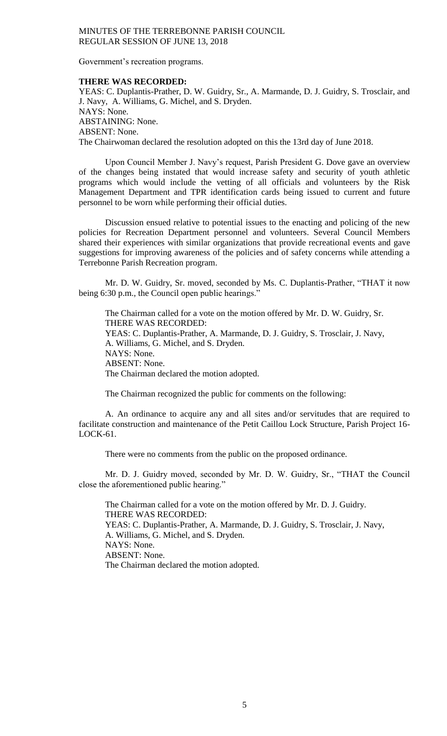Government's recreation programs.

**THERE WAS RECORDED:**
YEAS: C. Duplantis-Prather, D. W. Guidry, Sr., A. Marmande, D. J. Guidry, S. Trosclair, and J. Navy, A. Williams, G. Michel, and S. Dryden.
NAYS: None.
ABSTAINING: None.
ABSENT: None.
The Chairwoman declared the resolution adopted on this the 13rd day of June 2018.

Upon Council Member J. Navy's request, Parish President G. Dove gave an overview of the changes being instated that would increase safety and security of youth athletic programs which would include the vetting of all officials and volunteers by the Risk Management Department and TPR identification cards being issued to current and future personnel to be worn while performing their official duties.

Discussion ensued relative to potential issues to the enacting and policing of the new policies for Recreation Department personnel and volunteers. Several Council Members shared their experiences with similar organizations that provide recreational events and gave suggestions for improving awareness of the policies and of safety concerns while attending a Terrebonne Parish Recreation program.

Mr. D. W. Guidry, Sr. moved, seconded by Ms. C. Duplantis-Prather, "THAT it now being 6:30 p.m., the Council open public hearings."

The Chairman called for a vote on the motion offered by Mr. D. W. Guidry, Sr.
THERE WAS RECORDED:
YEAS: C. Duplantis-Prather, A. Marmande, D. J. Guidry, S. Trosclair, J. Navy, A. Williams, G. Michel, and S. Dryden.
NAYS: None.
ABSENT: None.
The Chairman declared the motion adopted.

The Chairman recognized the public for comments on the following:

A. An ordinance to acquire any and all sites and/or servitudes that are required to facilitate construction and maintenance of the Petit Caillou Lock Structure, Parish Project 16-LOCK-61.

There were no comments from the public on the proposed ordinance.

Mr. D. J. Guidry moved, seconded by Mr. D. W. Guidry, Sr., "THAT the Council close the aforementioned public hearing."

The Chairman called for a vote on the motion offered by Mr. D. J. Guidry.
THERE WAS RECORDED:
YEAS: C. Duplantis-Prather, A. Marmande, D. J. Guidry, S. Trosclair, J. Navy, A. Williams, G. Michel, and S. Dryden.
NAYS: None.
ABSENT: None.
The Chairman declared the motion adopted.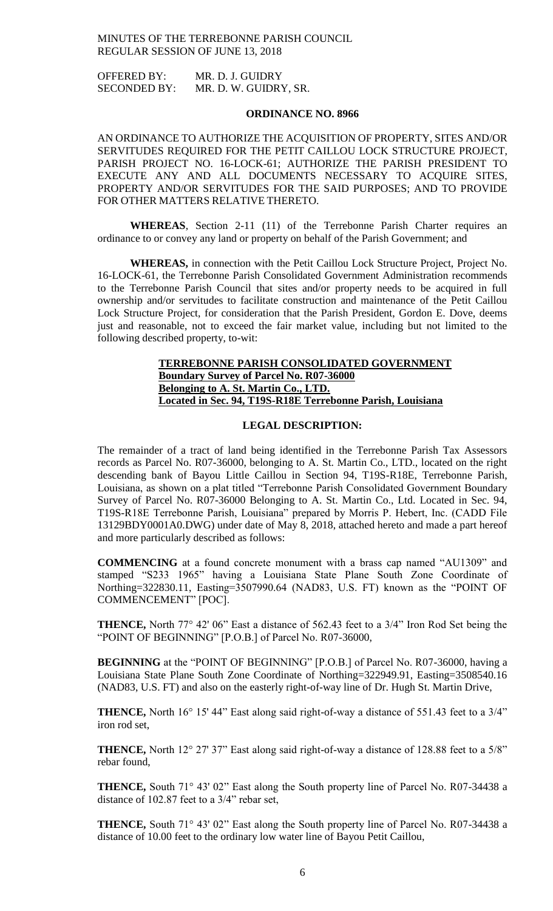MINUTES OF THE TERREBONNE PARISH COUNCIL
REGULAR SESSION OF JUNE 13, 2018

OFFERED BY: MR. D. J. GUIDRY
SECONDED BY: MR. D. W. GUIDRY, SR.

**ORDINANCE NO. 8966**

AN ORDINANCE TO AUTHORIZE THE ACQUISITION OF PROPERTY, SITES AND/OR SERVITUDES REQUIRED FOR THE PETIT CAILLOU LOCK STRUCTURE PROJECT, PARISH PROJECT NO. 16-LOCK-61; AUTHORIZE THE PARISH PRESIDENT TO EXECUTE ANY AND ALL DOCUMENTS NECESSARY TO ACQUIRE SITES, PROPERTY AND/OR SERVITUDES FOR THE SAID PURPOSES; AND TO PROVIDE FOR OTHER MATTERS RELATIVE THERETO.

**WHEREAS**, Section 2-11 (11) of the Terrebonne Parish Charter requires an ordinance to or convey any land or property on behalf of the Parish Government; and

**WHEREAS,** in connection with the Petit Caillou Lock Structure Project, Project No. 16-LOCK-61, the Terrebonne Parish Consolidated Government Administration recommends to the Terrebonne Parish Council that sites and/or property needs to be acquired in full ownership and/or servitudes to facilitate construction and maintenance of the Petit Caillou Lock Structure Project, for consideration that the Parish President, Gordon E. Dove, deems just and reasonable, not to exceed the fair market value, including but not limited to the following described property, to-wit:

**TERREBONNE PARISH CONSOLIDATED GOVERNMENT**
**Boundary Survey of Parcel No. R07-36000**
**Belonging to A. St. Martin Co., LTD.**
**Located in Sec. 94, T19S-R18E Terrebonne Parish, Louisiana**

**LEGAL DESCRIPTION:**

The remainder of a tract of land being identified in the Terrebonne Parish Tax Assessors records as Parcel No. R07-36000, belonging to A. St. Martin Co., LTD., located on the right descending bank of Bayou Little Caillou in Section 94, T19S-R18E, Terrebonne Parish, Louisiana, as shown on a plat titled "Terrebonne Parish Consolidated Government Boundary Survey of Parcel No. R07-36000 Belonging to A. St. Martin Co., Ltd. Located in Sec. 94, T19S-R18E Terrebonne Parish, Louisiana" prepared by Morris P. Hebert, Inc. (CADD File 13129BDY0001A0.DWG) under date of May 8, 2018, attached hereto and made a part hereof and more particularly described as follows:

**COMMENCING** at a found concrete monument with a brass cap named "AU1309" and stamped "S233 1965" having a Louisiana State Plane South Zone Coordinate of Northing=322830.11, Easting=3507990.64 (NAD83, U.S. FT) known as the "POINT OF COMMENCEMENT" [POC].

**THENCE,** North 77° 42' 06" East a distance of 562.43 feet to a 3/4" Iron Rod Set being the "POINT OF BEGINNING" [P.O.B.] of Parcel No. R07-36000,

**BEGINNING** at the "POINT OF BEGINNING" [P.O.B.] of Parcel No. R07-36000, having a Louisiana State Plane South Zone Coordinate of Northing=322949.91, Easting=3508540.16 (NAD83, U.S. FT) and also on the easterly right-of-way line of Dr. Hugh St. Martin Drive,

**THENCE,** North 16° 15' 44" East along said right-of-way a distance of 551.43 feet to a 3/4" iron rod set,

**THENCE,** North 12° 27' 37" East along said right-of-way a distance of 128.88 feet to a 5/8" rebar found,

**THENCE,** South 71° 43' 02" East along the South property line of Parcel No. R07-34438 a distance of 102.87 feet to a 3/4" rebar set,

**THENCE,** South 71° 43' 02" East along the South property line of Parcel No. R07-34438 a distance of 10.00 feet to the ordinary low water line of Bayou Petit Caillou,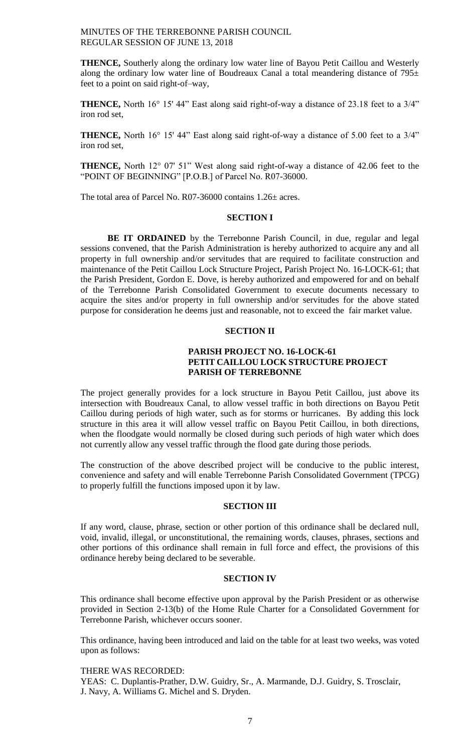**THENCE,** Southerly along the ordinary low water line of Bayou Petit Caillou and Westerly along the ordinary low water line of Boudreaux Canal a total meandering distance of 795± feet to a point on said right-of–way,

**THENCE,** North 16° 15' 44" East along said right-of-way a distance of 23.18 feet to a 3/4" iron rod set,

**THENCE,** North 16° 15' 44" East along said right-of-way a distance of 5.00 feet to a 3/4" iron rod set,

**THENCE,** North 12° 07' 51" West along said right-of-way a distance of 42.06 feet to the "POINT OF BEGINNING" [P.O.B.] of Parcel No. R07-36000.

The total area of Parcel No. R07-36000 contains 1.26± acres.

**SECTION I**

**BE IT ORDAINED** by the Terrebonne Parish Council, in due, regular and legal sessions convened, that the Parish Administration is hereby authorized to acquire any and all property in full ownership and/or servitudes that are required to facilitate construction and maintenance of the Petit Caillou Lock Structure Project, Parish Project No. 16-LOCK-61; that the Parish President, Gordon E. Dove, is hereby authorized and empowered for and on behalf of the Terrebonne Parish Consolidated Government to execute documents necessary to acquire the sites and/or property in full ownership and/or servitudes for the above stated purpose for consideration he deems just and reasonable, not to exceed the fair market value.

**SECTION II**

**PARISH PROJECT NO. 16-LOCK-61**
**PETIT CAILLOU LOCK STRUCTURE PROJECT**
**PARISH OF TERREBONNE**

The project generally provides for a lock structure in Bayou Petit Caillou, just above its intersection with Boudreaux Canal, to allow vessel traffic in both directions on Bayou Petit Caillou during periods of high water, such as for storms or hurricanes. By adding this lock structure in this area it will allow vessel traffic on Bayou Petit Caillou, in both directions, when the floodgate would normally be closed during such periods of high water which does not currently allow any vessel traffic through the flood gate during those periods.

The construction of the above described project will be conducive to the public interest, convenience and safety and will enable Terrebonne Parish Consolidated Government (TPCG) to properly fulfill the functions imposed upon it by law.

**SECTION III**

If any word, clause, phrase, section or other portion of this ordinance shall be declared null, void, invalid, illegal, or unconstitutional, the remaining words, clauses, phrases, sections and other portions of this ordinance shall remain in full force and effect, the provisions of this ordinance hereby being declared to be severable.

**SECTION IV**

This ordinance shall become effective upon approval by the Parish President or as otherwise provided in Section 2-13(b) of the Home Rule Charter for a Consolidated Government for Terrebonne Parish, whichever occurs sooner.

This ordinance, having been introduced and laid on the table for at least two weeks, was voted upon as follows:

THERE WAS RECORDED:
YEAS: C. Duplantis-Prather, D.W. Guidry, Sr., A. Marmande, D.J. Guidry, S. Trosclair, J. Navy, A. Williams G. Michel and S. Dryden.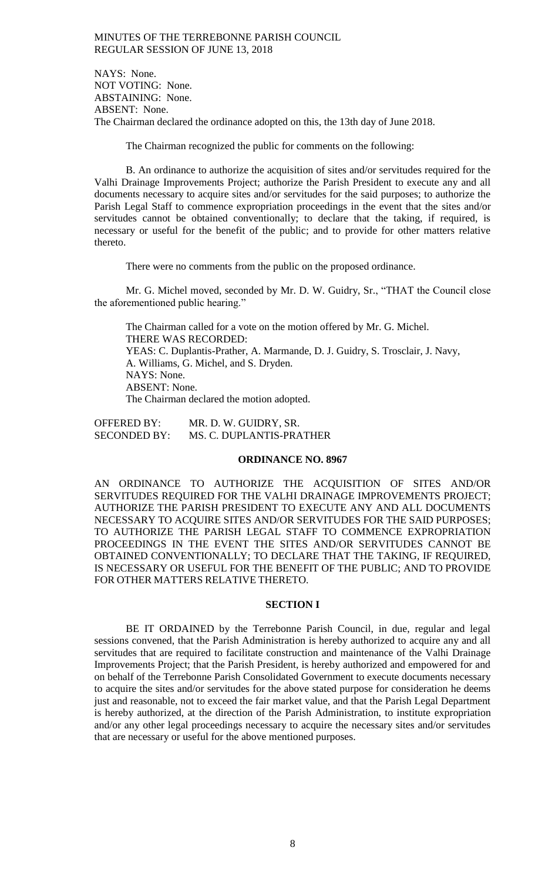NAYS: None.
NOT VOTING: None.
ABSTAINING: None.
ABSENT: None.
The Chairman declared the ordinance adopted on this, the 13th day of June 2018.

The Chairman recognized the public for comments on the following:

B. An ordinance to authorize the acquisition of sites and/or servitudes required for the Valhi Drainage Improvements Project; authorize the Parish President to execute any and all documents necessary to acquire sites and/or servitudes for the said purposes; to authorize the Parish Legal Staff to commence expropriation proceedings in the event that the sites and/or servitudes cannot be obtained conventionally; to declare that the taking, if required, is necessary or useful for the benefit of the public; and to provide for other matters relative thereto.

There were no comments from the public on the proposed ordinance.

Mr. G. Michel moved, seconded by Mr. D. W. Guidry, Sr., "THAT the Council close the aforementioned public hearing."

The Chairman called for a vote on the motion offered by Mr. G. Michel.
THERE WAS RECORDED:
YEAS: C. Duplantis-Prather, A. Marmande, D. J. Guidry, S. Trosclair, J. Navy, A. Williams, G. Michel, and S. Dryden.
NAYS: None.
ABSENT: None.
The Chairman declared the motion adopted.

OFFERED BY: MR. D. W. GUIDRY, SR.
SECONDED BY: MS. C. DUPLANTIS-PRATHER

## ORDINANCE NO. 8967

AN ORDINANCE TO AUTHORIZE THE ACQUISITION OF SITES AND/OR SERVITUDES REQUIRED FOR THE VALHI DRAINAGE IMPROVEMENTS PROJECT; AUTHORIZE THE PARISH PRESIDENT TO EXECUTE ANY AND ALL DOCUMENTS NECESSARY TO ACQUIRE SITES AND/OR SERVITUDES FOR THE SAID PURPOSES; TO AUTHORIZE THE PARISH LEGAL STAFF TO COMMENCE EXPROPRIATION PROCEEDINGS IN THE EVENT THE SITES AND/OR SERVITUDES CANNOT BE OBTAINED CONVENTIONALLY; TO DECLARE THAT THE TAKING, IF REQUIRED, IS NECESSARY OR USEFUL FOR THE BENEFIT OF THE PUBLIC; AND TO PROVIDE FOR OTHER MATTERS RELATIVE THERETO.

### SECTION I

BE IT ORDAINED by the Terrebonne Parish Council, in due, regular and legal sessions convened, that the Parish Administration is hereby authorized to acquire any and all servitudes that are required to facilitate construction and maintenance of the Valhi Drainage Improvements Project; that the Parish President, is hereby authorized and empowered for and on behalf of the Terrebonne Parish Consolidated Government to execute documents necessary to acquire the sites and/or servitudes for the above stated purpose for consideration he deems just and reasonable, not to exceed the fair market value, and that the Parish Legal Department is hereby authorized, at the direction of the Parish Administration, to institute expropriation and/or any other legal proceedings necessary to acquire the necessary sites and/or servitudes that are necessary or useful for the above mentioned purposes.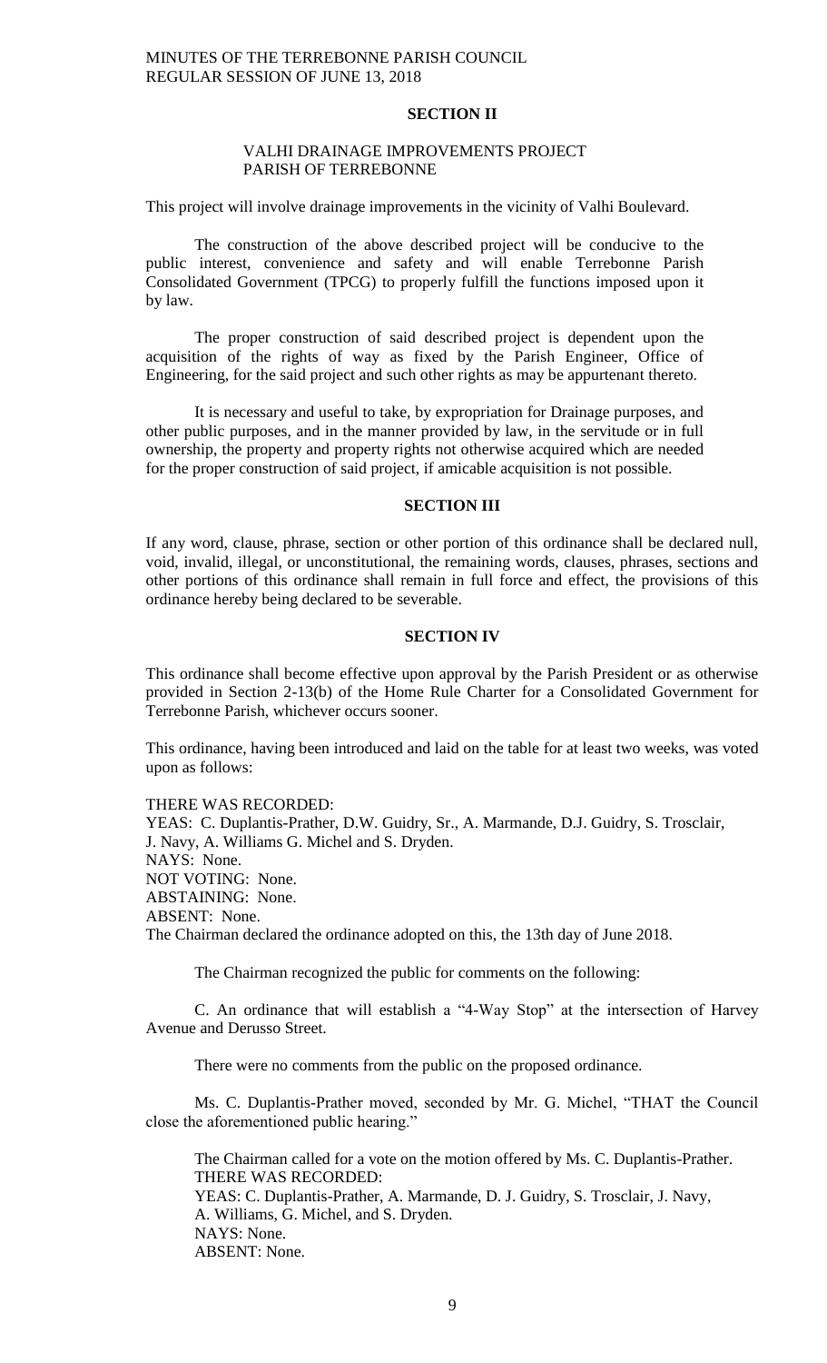## SECTION II

VALHI DRAINAGE IMPROVEMENTS PROJECT
PARISH OF TERREBONNE

This project will involve drainage improvements in the vicinity of Valhi Boulevard.

The construction of the above described project will be conducive to the public interest, convenience and safety and will enable Terrebonne Parish Consolidated Government (TPCG) to properly fulfill the functions imposed upon it by law.

The proper construction of said described project is dependent upon the acquisition of the rights of way as fixed by the Parish Engineer, Office of Engineering, for the said project and such other rights as may be appurtenant thereto.

It is necessary and useful to take, by expropriation for Drainage purposes, and other public purposes, and in the manner provided by law, in the servitude or in full ownership, the property and property rights not otherwise acquired which are needed for the proper construction of said project, if amicable acquisition is not possible.

## SECTION III

If any word, clause, phrase, section or other portion of this ordinance shall be declared null, void, invalid, illegal, or unconstitutional, the remaining words, clauses, phrases, sections and other portions of this ordinance shall remain in full force and effect, the provisions of this ordinance hereby being declared to be severable.

## SECTION IV

This ordinance shall become effective upon approval by the Parish President or as otherwise provided in Section 2-13(b) of the Home Rule Charter for a Consolidated Government for Terrebonne Parish, whichever occurs sooner.

This ordinance, having been introduced and laid on the table for at least two weeks, was voted upon as follows:

THERE WAS RECORDED:
YEAS: C. Duplantis-Prather, D.W. Guidry, Sr., A. Marmande, D.J. Guidry, S. Trosclair, J. Navy, A. Williams G. Michel and S. Dryden.
NAYS: None.
NOT VOTING: None.
ABSTAINING: None.
ABSENT: None.
The Chairman declared the ordinance adopted on this, the 13th day of June 2018.

The Chairman recognized the public for comments on the following:

C. An ordinance that will establish a "4-Way Stop" at the intersection of Harvey Avenue and Derusso Street.

There were no comments from the public on the proposed ordinance.

Ms. C. Duplantis-Prather moved, seconded by Mr. G. Michel, "THAT the Council close the aforementioned public hearing."

The Chairman called for a vote on the motion offered by Ms. C. Duplantis-Prather.
THERE WAS RECORDED:
YEAS: C. Duplantis-Prather, A. Marmande, D. J. Guidry, S. Trosclair, J. Navy, A. Williams, G. Michel, and S. Dryden.
NAYS: None.
ABSENT: None.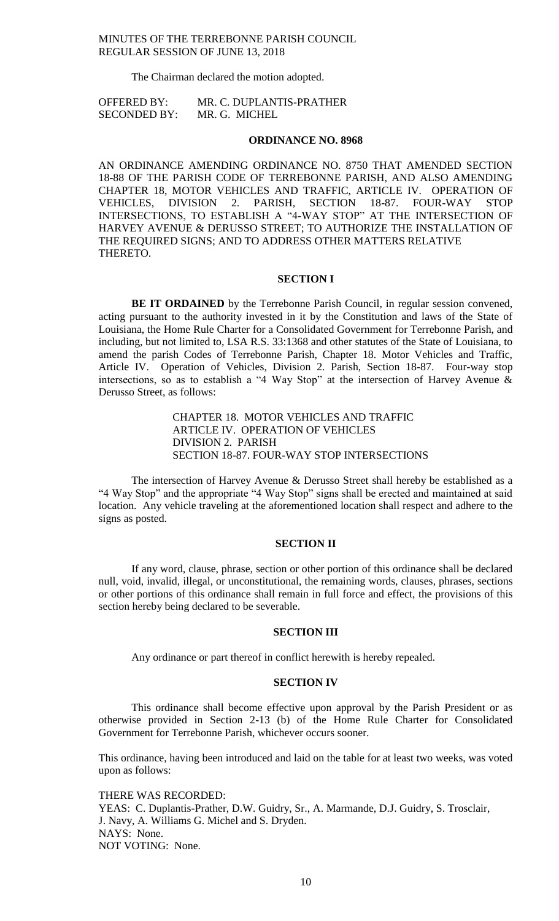The Chairman declared the motion adopted.

OFFERED BY: MR. C. DUPLANTIS-PRATHER
SECONDED BY: MR. G. MICHEL

**ORDINANCE NO. 8968**

AN ORDINANCE AMENDING ORDINANCE NO. 8750 THAT AMENDED SECTION 18-88 OF THE PARISH CODE OF TERREBONNE PARISH, AND ALSO AMENDING CHAPTER 18, MOTOR VEHICLES AND TRAFFIC, ARTICLE IV. OPERATION OF VEHICLES, DIVISION 2. PARISH, SECTION 18-87. FOUR-WAY STOP INTERSECTIONS, TO ESTABLISH A "4-WAY STOP" AT THE INTERSECTION OF HARVEY AVENUE & DERUSSO STREET; TO AUTHORIZE THE INSTALLATION OF THE REQUIRED SIGNS; AND TO ADDRESS OTHER MATTERS RELATIVE THERETO.

**SECTION I**

**BE IT ORDAINED** by the Terrebonne Parish Council, in regular session convened, acting pursuant to the authority invested in it by the Constitution and laws of the State of Louisiana, the Home Rule Charter for a Consolidated Government for Terrebonne Parish, and including, but not limited to, LSA R.S. 33:1368 and other statutes of the State of Louisiana, to amend the parish Codes of Terrebonne Parish, Chapter 18. Motor Vehicles and Traffic, Article IV. Operation of Vehicles, Division 2. Parish, Section 18-87. Four-way stop intersections, so as to establish a "4 Way Stop" at the intersection of Harvey Avenue & Derusso Street, as follows:

CHAPTER 18. MOTOR VEHICLES AND TRAFFIC
ARTICLE IV. OPERATION OF VEHICLES
DIVISION 2. PARISH
SECTION 18-87. FOUR-WAY STOP INTERSECTIONS

The intersection of Harvey Avenue & Derusso Street shall hereby be established as a "4 Way Stop" and the appropriate "4 Way Stop" signs shall be erected and maintained at said location. Any vehicle traveling at the aforementioned location shall respect and adhere to the signs as posted.

**SECTION II**

If any word, clause, phrase, section or other portion of this ordinance shall be declared null, void, invalid, illegal, or unconstitutional, the remaining words, clauses, phrases, sections or other portions of this ordinance shall remain in full force and effect, the provisions of this section hereby being declared to be severable.

**SECTION III**

Any ordinance or part thereof in conflict herewith is hereby repealed.

**SECTION IV**

This ordinance shall become effective upon approval by the Parish President or as otherwise provided in Section 2-13 (b) of the Home Rule Charter for Consolidated Government for Terrebonne Parish, whichever occurs sooner.

This ordinance, having been introduced and laid on the table for at least two weeks, was voted upon as follows:

THERE WAS RECORDED:
YEAS: C. Duplantis-Prather, D.W. Guidry, Sr., A. Marmande, D.J. Guidry, S. Trosclair, J. Navy, A. Williams G. Michel and S. Dryden.
NAYS: None.
NOT VOTING: None.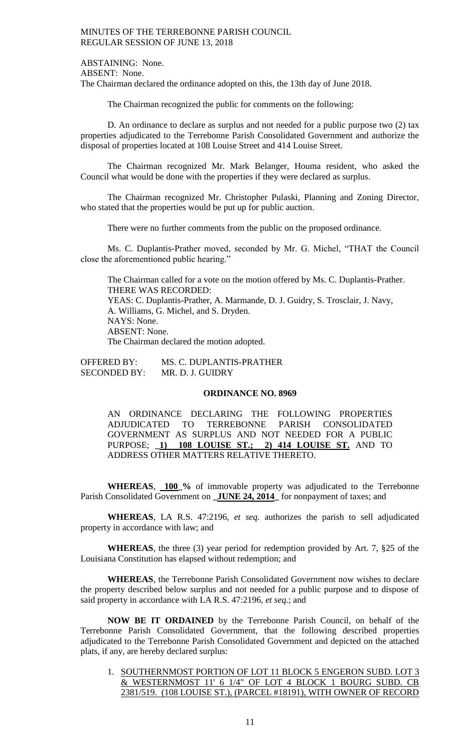ABSTAINING: None.
ABSENT: None.
The Chairman declared the ordinance adopted on this, the 13th day of June 2018.

The Chairman recognized the public for comments on the following:

D. An ordinance to declare as surplus and not needed for a public purpose two (2) tax properties adjudicated to the Terrebonne Parish Consolidated Government and authorize the disposal of properties located at 108 Louise Street and 414 Louise Street.

The Chairman recognized Mr. Mark Belanger, Houma resident, who asked the Council what would be done with the properties if they were declared as surplus.

The Chairman recognized Mr. Christopher Pulaski, Planning and Zoning Director, who stated that the properties would be put up for public auction.

There were no further comments from the public on the proposed ordinance.

Ms. C. Duplantis-Prather moved, seconded by Mr. G. Michel, "THAT the Council close the aforementioned public hearing."

The Chairman called for a vote on the motion offered by Ms. C. Duplantis-Prather.
THERE WAS RECORDED:
YEAS: C. Duplantis-Prather, A. Marmande, D. J. Guidry, S. Trosclair, J. Navy, A. Williams, G. Michel, and S. Dryden.
NAYS: None.
ABSENT: None.
The Chairman declared the motion adopted.

OFFERED BY: MS. C. DUPLANTIS-PRATHER
SECONDED BY: MR. D. J. GUIDRY

## ORDINANCE NO. 8969

AN ORDINANCE DECLARING THE FOLLOWING PROPERTIES ADJUDICATED TO TERREBONNE PARISH CONSOLIDATED GOVERNMENT AS SURPLUS AND NOT NEEDED FOR A PUBLIC PURPOSE; **1) 108 LOUISE ST.; 2) 414 LOUISE ST.** AND TO ADDRESS OTHER MATTERS RELATIVE THERETO.

**WHEREAS**, **100** % of immovable property was adjudicated to the Terrebonne Parish Consolidated Government on **JUNE 24, 2014** for nonpayment of taxes; and

**WHEREAS**, LA R.S. 47:2196, *et seq.* authorizes the parish to sell adjudicated property in accordance with law; and

**WHEREAS**, the three (3) year period for redemption provided by Art. 7, §25 of the Louisiana Constitution has elapsed without redemption; and

**WHEREAS**, the Terrebonne Parish Consolidated Government now wishes to declare the property described below surplus and not needed for a public purpose and to dispose of said property in accordance with LA R.S. 47:2196, *et seq*.; and

**NOW BE IT ORDAINED** by the Terrebonne Parish Council, on behalf of the Terrebonne Parish Consolidated Government, that the following described properties adjudicated to the Terrebonne Parish Consolidated Government and depicted on the attached plats, if any, are hereby declared surplus:

1. SOUTHERNMOST PORTION OF LOT 11 BLOCK 5 ENGERON SUBD. LOT 3 & WESTERNMOST 11' 6 1/4" OF LOT 4 BLOCK 1 BOURG SUBD. CB 2381/519. (108 LOUISE ST.), (PARCEL #18191), WITH OWNER OF RECORD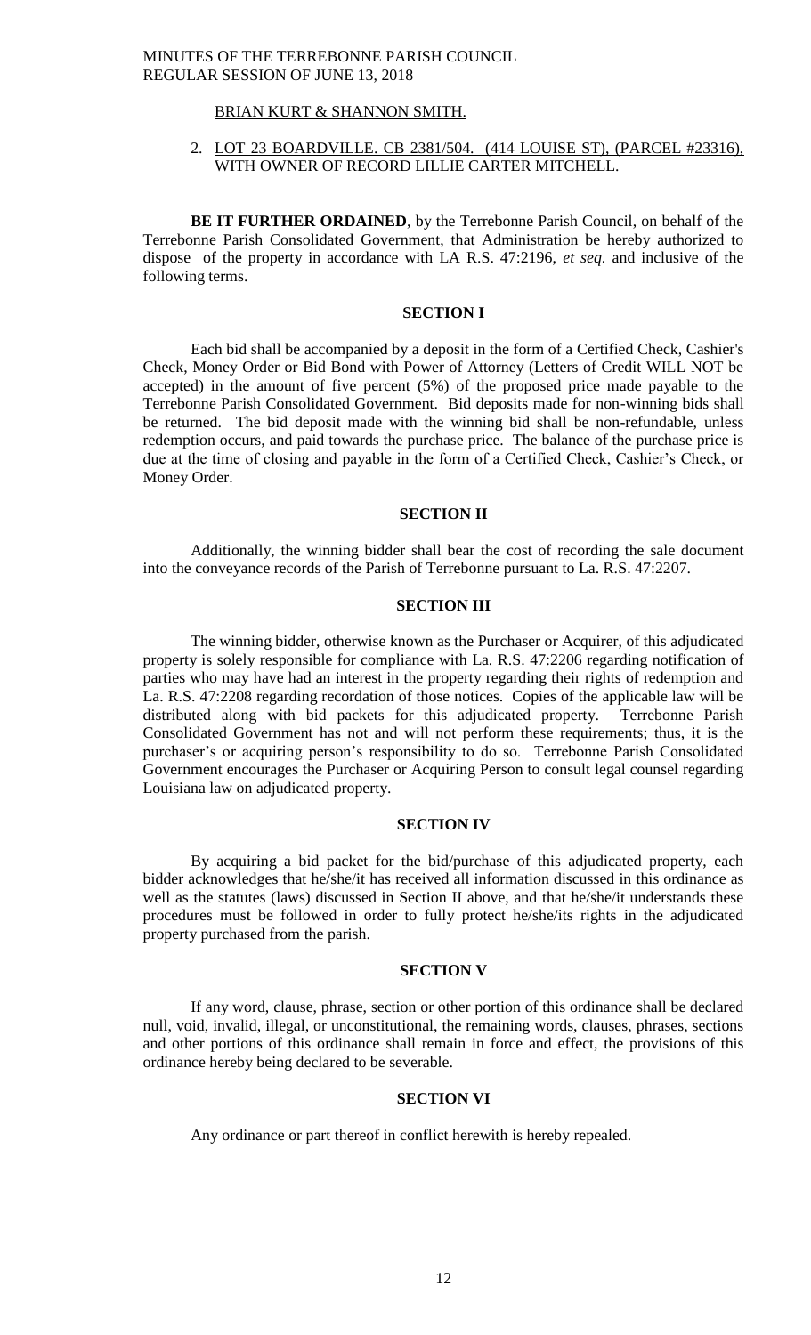BRIAN KURT & SHANNON SMITH.

2. LOT 23 BOARDVILLE. CB 2381/504. (414 LOUISE ST), (PARCEL #23316), WITH OWNER OF RECORD LILLIE CARTER MITCHELL.

**BE IT FURTHER ORDAINED**, by the Terrebonne Parish Council, on behalf of the Terrebonne Parish Consolidated Government, that Administration be hereby authorized to dispose of the property in accordance with LA R.S. 47:2196, *et seq.* and inclusive of the following terms.

**SECTION I**

Each bid shall be accompanied by a deposit in the form of a Certified Check, Cashier's Check, Money Order or Bid Bond with Power of Attorney (Letters of Credit WILL NOT be accepted) in the amount of five percent (5%) of the proposed price made payable to the Terrebonne Parish Consolidated Government. Bid deposits made for non-winning bids shall be returned. The bid deposit made with the winning bid shall be non-refundable, unless redemption occurs, and paid towards the purchase price. The balance of the purchase price is due at the time of closing and payable in the form of a Certified Check, Cashier's Check, or Money Order.

**SECTION II**

Additionally, the winning bidder shall bear the cost of recording the sale document into the conveyance records of the Parish of Terrebonne pursuant to La. R.S. 47:2207.

**SECTION III**

The winning bidder, otherwise known as the Purchaser or Acquirer, of this adjudicated property is solely responsible for compliance with La. R.S. 47:2206 regarding notification of parties who may have had an interest in the property regarding their rights of redemption and La. R.S. 47:2208 regarding recordation of those notices. Copies of the applicable law will be distributed along with bid packets for this adjudicated property. Terrebonne Parish Consolidated Government has not and will not perform these requirements; thus, it is the purchaser's or acquiring person's responsibility to do so. Terrebonne Parish Consolidated Government encourages the Purchaser or Acquiring Person to consult legal counsel regarding Louisiana law on adjudicated property.

**SECTION IV**

By acquiring a bid packet for the bid/purchase of this adjudicated property, each bidder acknowledges that he/she/it has received all information discussed in this ordinance as well as the statutes (laws) discussed in Section II above, and that he/she/it understands these procedures must be followed in order to fully protect he/she/its rights in the adjudicated property purchased from the parish.

**SECTION V**

If any word, clause, phrase, section or other portion of this ordinance shall be declared null, void, invalid, illegal, or unconstitutional, the remaining words, clauses, phrases, sections and other portions of this ordinance shall remain in force and effect, the provisions of this ordinance hereby being declared to be severable.

**SECTION VI**

Any ordinance or part thereof in conflict herewith is hereby repealed.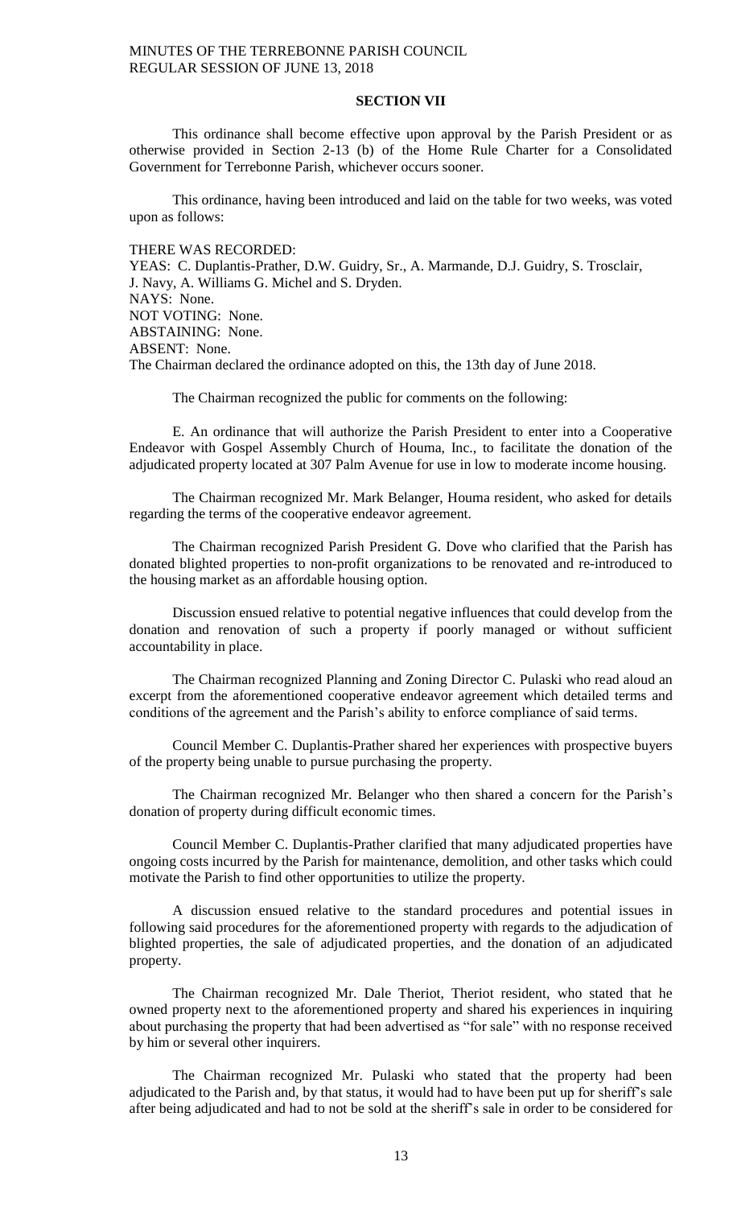## SECTION VII

This ordinance shall become effective upon approval by the Parish President or as otherwise provided in Section 2-13 (b) of the Home Rule Charter for a Consolidated Government for Terrebonne Parish, whichever occurs sooner.

This ordinance, having been introduced and laid on the table for two weeks, was voted upon as follows:

THERE WAS RECORDED:
YEAS: C. Duplantis-Prather, D.W. Guidry, Sr., A. Marmande, D.J. Guidry, S. Trosclair, J. Navy, A. Williams G. Michel and S. Dryden.
NAYS: None.
NOT VOTING: None.
ABSTAINING: None.
ABSENT: None.
The Chairman declared the ordinance adopted on this, the 13th day of June 2018.

The Chairman recognized the public for comments on the following:

E. An ordinance that will authorize the Parish President to enter into a Cooperative Endeavor with Gospel Assembly Church of Houma, Inc., to facilitate the donation of the adjudicated property located at 307 Palm Avenue for use in low to moderate income housing.

The Chairman recognized Mr. Mark Belanger, Houma resident, who asked for details regarding the terms of the cooperative endeavor agreement.

The Chairman recognized Parish President G. Dove who clarified that the Parish has donated blighted properties to non-profit organizations to be renovated and re-introduced to the housing market as an affordable housing option.

Discussion ensued relative to potential negative influences that could develop from the donation and renovation of such a property if poorly managed or without sufficient accountability in place.

The Chairman recognized Planning and Zoning Director C. Pulaski who read aloud an excerpt from the aforementioned cooperative endeavor agreement which detailed terms and conditions of the agreement and the Parish's ability to enforce compliance of said terms.

Council Member C. Duplantis-Prather shared her experiences with prospective buyers of the property being unable to pursue purchasing the property.

The Chairman recognized Mr. Belanger who then shared a concern for the Parish's donation of property during difficult economic times.

Council Member C. Duplantis-Prather clarified that many adjudicated properties have ongoing costs incurred by the Parish for maintenance, demolition, and other tasks which could motivate the Parish to find other opportunities to utilize the property.

A discussion ensued relative to the standard procedures and potential issues in following said procedures for the aforementioned property with regards to the adjudication of blighted properties, the sale of adjudicated properties, and the donation of an adjudicated property.

The Chairman recognized Mr. Dale Theriot, Theriot resident, who stated that he owned property next to the aforementioned property and shared his experiences in inquiring about purchasing the property that had been advertised as "for sale" with no response received by him or several other inquirers.

The Chairman recognized Mr. Pulaski who stated that the property had been adjudicated to the Parish and, by that status, it would had to have been put up for sheriff's sale after being adjudicated and had to not be sold at the sheriff's sale in order to be considered for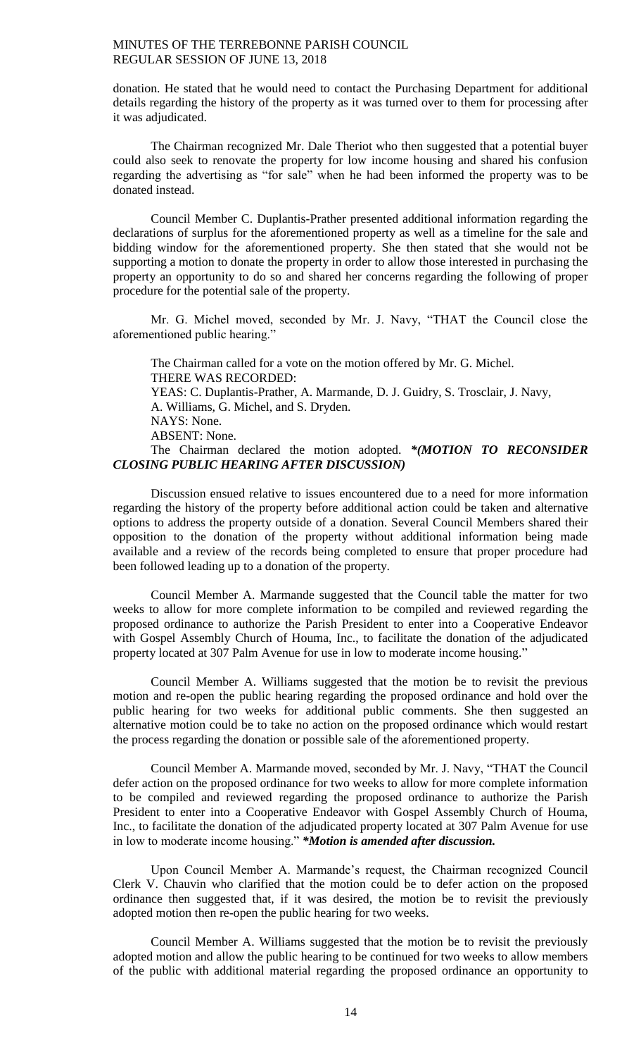donation. He stated that he would need to contact the Purchasing Department for additional details regarding the history of the property as it was turned over to them for processing after it was adjudicated.

The Chairman recognized Mr. Dale Theriot who then suggested that a potential buyer could also seek to renovate the property for low income housing and shared his confusion regarding the advertising as "for sale" when he had been informed the property was to be donated instead.

Council Member C. Duplantis-Prather presented additional information regarding the declarations of surplus for the aforementioned property as well as a timeline for the sale and bidding window for the aforementioned property. She then stated that she would not be supporting a motion to donate the property in order to allow those interested in purchasing the property an opportunity to do so and shared her concerns regarding the following of proper procedure for the potential sale of the property.

Mr. G. Michel moved, seconded by Mr. J. Navy, "THAT the Council close the aforementioned public hearing."

The Chairman called for a vote on the motion offered by Mr. G. Michel.
THERE WAS RECORDED:
YEAS: C. Duplantis-Prather, A. Marmande, D. J. Guidry, S. Trosclair, J. Navy, A. Williams, G. Michel, and S. Dryden.
NAYS: None.
ABSENT: None.
The Chairman declared the motion adopted. ***(MOTION TO RECONSIDER CLOSING PUBLIC HEARING AFTER DISCUSSION)***

Discussion ensued relative to issues encountered due to a need for more information regarding the history of the property before additional action could be taken and alternative options to address the property outside of a donation. Several Council Members shared their opposition to the donation of the property without additional information being made available and a review of the records being completed to ensure that proper procedure had been followed leading up to a donation of the property.

Council Member A. Marmande suggested that the Council table the matter for two weeks to allow for more complete information to be compiled and reviewed regarding the proposed ordinance to authorize the Parish President to enter into a Cooperative Endeavor with Gospel Assembly Church of Houma, Inc., to facilitate the donation of the adjudicated property located at 307 Palm Avenue for use in low to moderate income housing."

Council Member A. Williams suggested that the motion be to revisit the previous motion and re-open the public hearing regarding the proposed ordinance and hold over the public hearing for two weeks for additional public comments. She then suggested an alternative motion could be to take no action on the proposed ordinance which would restart the process regarding the donation or possible sale of the aforementioned property.

Council Member A. Marmande moved, seconded by Mr. J. Navy, "THAT the Council defer action on the proposed ordinance for two weeks to allow for more complete information to be compiled and reviewed regarding the proposed ordinance to authorize the Parish President to enter into a Cooperative Endeavor with Gospel Assembly Church of Houma, Inc., to facilitate the donation of the adjudicated property located at 307 Palm Avenue for use in low to moderate income housing." ***Motion is amended after discussion.***

Upon Council Member A. Marmande's request, the Chairman recognized Council Clerk V. Chauvin who clarified that the motion could be to defer action on the proposed ordinance then suggested that, if it was desired, the motion be to revisit the previously adopted motion then re-open the public hearing for two weeks.

Council Member A. Williams suggested that the motion be to revisit the previously adopted motion and allow the public hearing to be continued for two weeks to allow members of the public with additional material regarding the proposed ordinance an opportunity to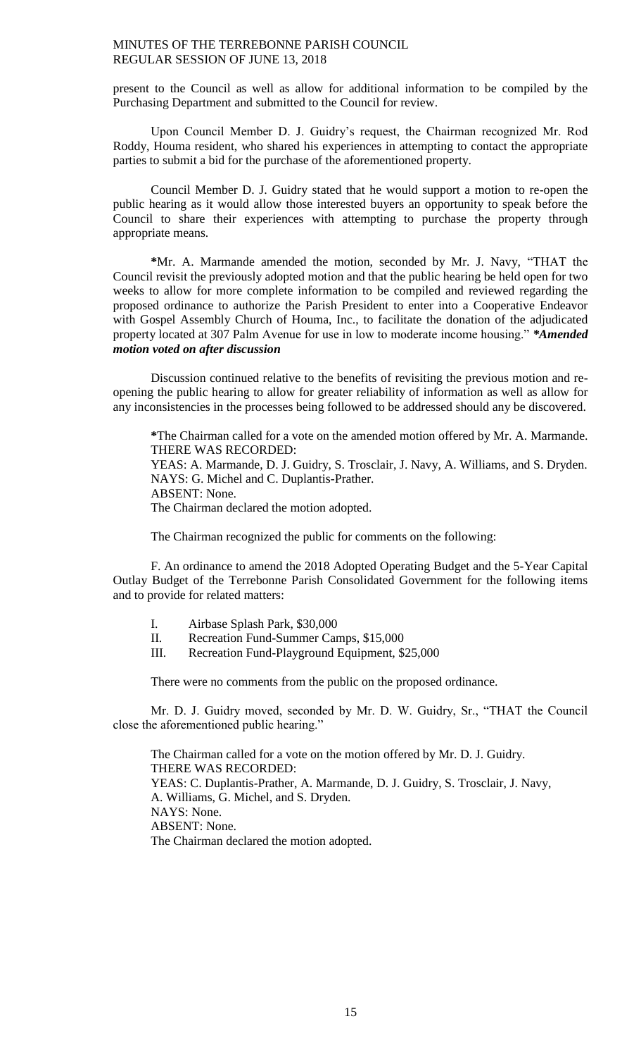present to the Council as well as allow for additional information to be compiled by the Purchasing Department and submitted to the Council for review.

Upon Council Member D. J. Guidry's request, the Chairman recognized Mr. Rod Roddy, Houma resident, who shared his experiences in attempting to contact the appropriate parties to submit a bid for the purchase of the aforementioned property.

Council Member D. J. Guidry stated that he would support a motion to re-open the public hearing as it would allow those interested buyers an opportunity to speak before the Council to share their experiences with attempting to purchase the property through appropriate means.

*Mr. A. Marmande amended the motion, seconded by Mr. J. Navy, "THAT the Council revisit the previously adopted motion and that the public hearing be held open for two weeks to allow for more complete information to be compiled and reviewed regarding the proposed ordinance to authorize the Parish President to enter into a Cooperative Endeavor with Gospel Assembly Church of Houma, Inc., to facilitate the donation of the adjudicated property located at 307 Palm Avenue for use in low to moderate income housing." ***Amended motion voted on after discussion***

Discussion continued relative to the benefits of revisiting the previous motion and re-opening the public hearing to allow for greater reliability of information as well as allow for any inconsistencies in the processes being followed to be addressed should any be discovered.

*The Chairman called for a vote on the amended motion offered by Mr. A. Marmande.
THERE WAS RECORDED:
YEAS: A. Marmande, D. J. Guidry, S. Trosclair, J. Navy, A. Williams, and S. Dryden.
NAYS: G. Michel and C. Duplantis-Prather.
ABSENT: None.
The Chairman declared the motion adopted.

The Chairman recognized the public for comments on the following:

F. An ordinance to amend the 2018 Adopted Operating Budget and the 5-Year Capital Outlay Budget of the Terrebonne Parish Consolidated Government for the following items and to provide for related matters:

I. Airbase Splash Park, $30,000
II. Recreation Fund-Summer Camps, $15,000
III. Recreation Fund-Playground Equipment, $25,000

There were no comments from the public on the proposed ordinance.

Mr. D. J. Guidry moved, seconded by Mr. D. W. Guidry, Sr., "THAT the Council close the aforementioned public hearing."

The Chairman called for a vote on the motion offered by Mr. D. J. Guidry.
THERE WAS RECORDED:
YEAS: C. Duplantis-Prather, A. Marmande, D. J. Guidry, S. Trosclair, J. Navy, A. Williams, G. Michel, and S. Dryden.
NAYS: None.
ABSENT: None.
The Chairman declared the motion adopted.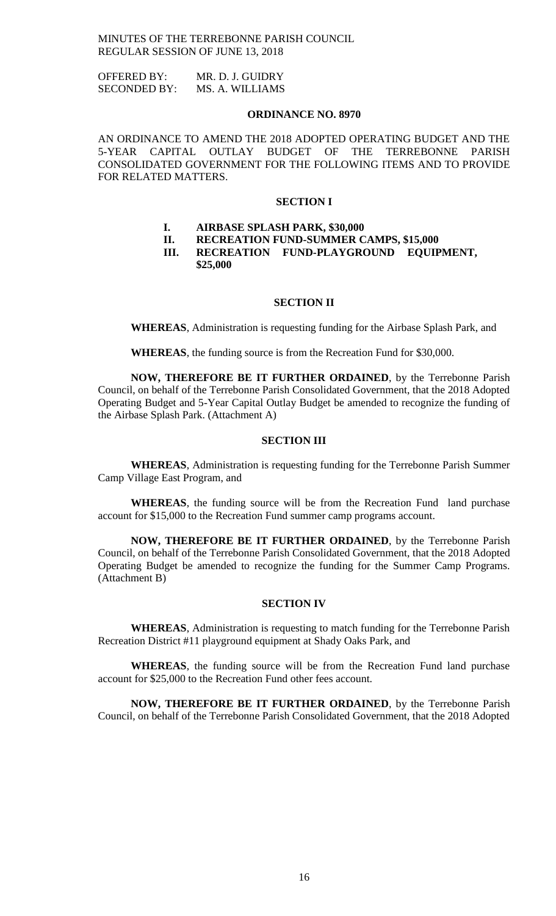MINUTES OF THE TERREBONNE PARISH COUNCIL
REGULAR SESSION OF JUNE 13, 2018

OFFERED BY: MR. D. J. GUIDRY
SECONDED BY: MS. A. WILLIAMS

**ORDINANCE NO. 8970**

AN ORDINANCE TO AMEND THE 2018 ADOPTED OPERATING BUDGET AND THE 5-YEAR CAPITAL OUTLAY BUDGET OF THE TERREBONNE PARISH CONSOLIDATED GOVERNMENT FOR THE FOLLOWING ITEMS AND TO PROVIDE FOR RELATED MATTERS.

**SECTION I**

**I. AIRBASE SPLASH PARK, $30,000**
**II. RECREATION FUND-SUMMER CAMPS, $15,000**
**III. RECREATION FUND-PLAYGROUND EQUIPMENT, $25,000**

**SECTION II**

**WHEREAS**, Administration is requesting funding for the Airbase Splash Park, and

**WHEREAS**, the funding source is from the Recreation Fund for $30,000.

**NOW, THEREFORE BE IT FURTHER ORDAINED**, by the Terrebonne Parish Council, on behalf of the Terrebonne Parish Consolidated Government, that the 2018 Adopted Operating Budget and 5-Year Capital Outlay Budget be amended to recognize the funding of the Airbase Splash Park. (Attachment A)

**SECTION III**

**WHEREAS**, Administration is requesting funding for the Terrebonne Parish Summer Camp Village East Program, and

**WHEREAS**, the funding source will be from the Recreation Fund land purchase account for $15,000 to the Recreation Fund summer camp programs account.

**NOW, THEREFORE BE IT FURTHER ORDAINED**, by the Terrebonne Parish Council, on behalf of the Terrebonne Parish Consolidated Government, that the 2018 Adopted Operating Budget be amended to recognize the funding for the Summer Camp Programs. (Attachment B)

**SECTION IV**

**WHEREAS**, Administration is requesting to match funding for the Terrebonne Parish Recreation District #11 playground equipment at Shady Oaks Park, and

**WHEREAS**, the funding source will be from the Recreation Fund land purchase account for $25,000 to the Recreation Fund other fees account.

**NOW, THEREFORE BE IT FURTHER ORDAINED**, by the Terrebonne Parish Council, on behalf of the Terrebonne Parish Consolidated Government, that the 2018 Adopted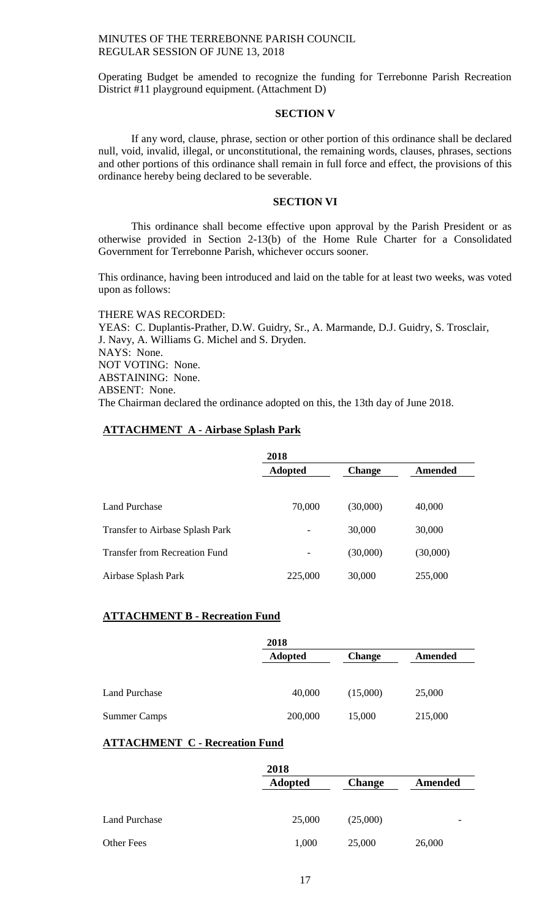Operating Budget be amended to recognize the funding for Terrebonne Parish Recreation District #11 playground equipment. (Attachment D)

**SECTION V**

If any word, clause, phrase, section or other portion of this ordinance shall be declared null, void, invalid, illegal, or unconstitutional, the remaining words, clauses, phrases, sections and other portions of this ordinance shall remain in full force and effect, the provisions of this ordinance hereby being declared to be severable.

**SECTION VI**

This ordinance shall become effective upon approval by the Parish President or as otherwise provided in Section 2-13(b) of the Home Rule Charter for a Consolidated Government for Terrebonne Parish, whichever occurs sooner.

This ordinance, having been introduced and laid on the table for at least two weeks, was voted upon as follows:

THERE WAS RECORDED:
YEAS: C. Duplantis-Prather, D.W. Guidry, Sr., A. Marmande, D.J. Guidry, S. Trosclair, J. Navy, A. Williams G. Michel and S. Dryden.
NAYS: None.
NOT VOTING: None.
ABSTAINING: None.
ABSENT: None.
The Chairman declared the ordinance adopted on this, the 13th day of June 2018.

**ATTACHMENT A - Airbase Splash Park**

| | 2018 Adopted | Change | Amended |
|---|---|---|---|
| Land Purchase | 70,000 | (30,000) | 40,000 |
| Transfer to Airbase Splash Park | - | 30,000 | 30,000 |
| Transfer from Recreation Fund | - | (30,000) | (30,000) |
| Airbase Splash Park | 225,000 | 30,000 | 255,000 |

**ATTACHMENT B - Recreation Fund**

| | 2018 Adopted | Change | Amended |
|---|---|---|---|
| Land Purchase | 40,000 | (15,000) | 25,000 |
| Summer Camps | 200,000 | 15,000 | 215,000 |

**ATTACHMENT C - Recreation Fund**

| | 2018 Adopted | Change | Amended |
|---|---|---|---|
| Land Purchase | 25,000 | (25,000) | - |
| Other Fees | 1,000 | 25,000 | 26,000 |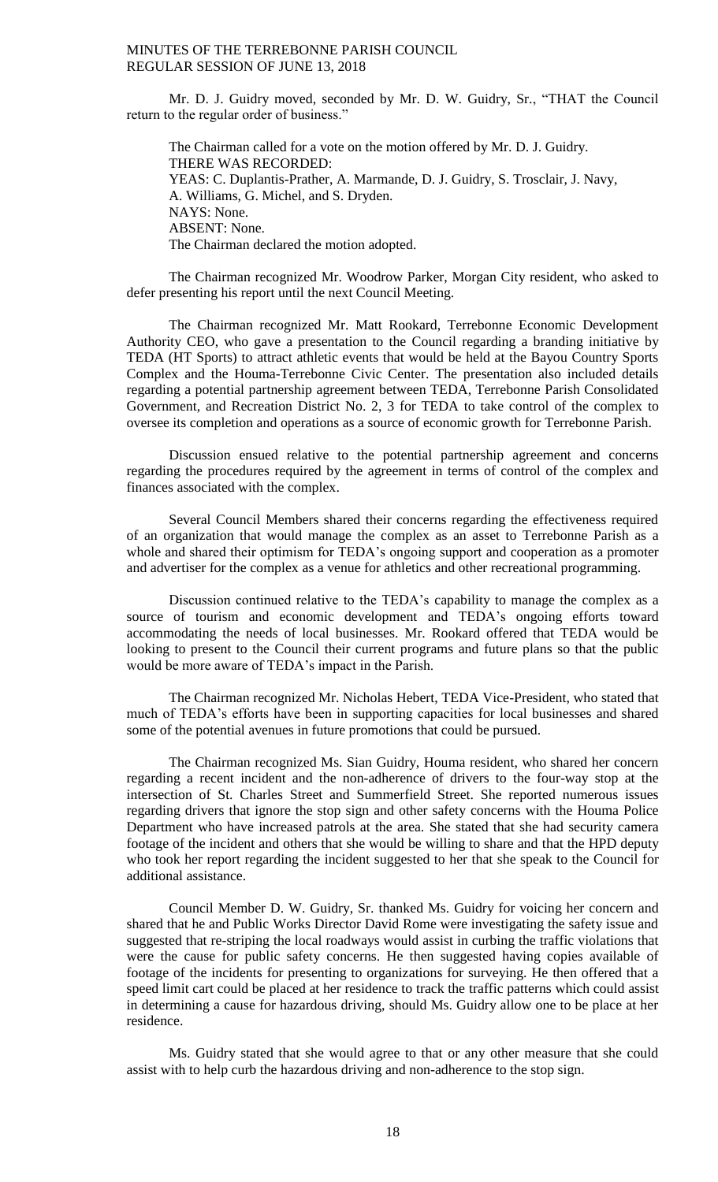Mr. D. J. Guidry moved, seconded by Mr. D. W. Guidry, Sr., "THAT the Council return to the regular order of business."

The Chairman called for a vote on the motion offered by Mr. D. J. Guidry.
THERE WAS RECORDED:
YEAS: C. Duplantis-Prather, A. Marmande, D. J. Guidry, S. Trosclair, J. Navy, A. Williams, G. Michel, and S. Dryden.
NAYS: None.
ABSENT: None.
The Chairman declared the motion adopted.

The Chairman recognized Mr. Woodrow Parker, Morgan City resident, who asked to defer presenting his report until the next Council Meeting.

The Chairman recognized Mr. Matt Rookard, Terrebonne Economic Development Authority CEO, who gave a presentation to the Council regarding a branding initiative by TEDA (HT Sports) to attract athletic events that would be held at the Bayou Country Sports Complex and the Houma-Terrebonne Civic Center. The presentation also included details regarding a potential partnership agreement between TEDA, Terrebonne Parish Consolidated Government, and Recreation District No. 2, 3 for TEDA to take control of the complex to oversee its completion and operations as a source of economic growth for Terrebonne Parish.

Discussion ensued relative to the potential partnership agreement and concerns regarding the procedures required by the agreement in terms of control of the complex and finances associated with the complex.

Several Council Members shared their concerns regarding the effectiveness required of an organization that would manage the complex as an asset to Terrebonne Parish as a whole and shared their optimism for TEDA's ongoing support and cooperation as a promoter and advertiser for the complex as a venue for athletics and other recreational programming.

Discussion continued relative to the TEDA's capability to manage the complex as a source of tourism and economic development and TEDA's ongoing efforts toward accommodating the needs of local businesses. Mr. Rookard offered that TEDA would be looking to present to the Council their current programs and future plans so that the public would be more aware of TEDA's impact in the Parish.

The Chairman recognized Mr. Nicholas Hebert, TEDA Vice-President, who stated that much of TEDA's efforts have been in supporting capacities for local businesses and shared some of the potential avenues in future promotions that could be pursued.

The Chairman recognized Ms. Sian Guidry, Houma resident, who shared her concern regarding a recent incident and the non-adherence of drivers to the four-way stop at the intersection of St. Charles Street and Summerfield Street. She reported numerous issues regarding drivers that ignore the stop sign and other safety concerns with the Houma Police Department who have increased patrols at the area. She stated that she had security camera footage of the incident and others that she would be willing to share and that the HPD deputy who took her report regarding the incident suggested to her that she speak to the Council for additional assistance.

Council Member D. W. Guidry, Sr. thanked Ms. Guidry for voicing her concern and shared that he and Public Works Director David Rome were investigating the safety issue and suggested that re-striping the local roadways would assist in curbing the traffic violations that were the cause for public safety concerns. He then suggested having copies available of footage of the incidents for presenting to organizations for surveying. He then offered that a speed limit cart could be placed at her residence to track the traffic patterns which could assist in determining a cause for hazardous driving, should Ms. Guidry allow one to be place at her residence.

Ms. Guidry stated that she would agree to that or any other measure that she could assist with to help curb the hazardous driving and non-adherence to the stop sign.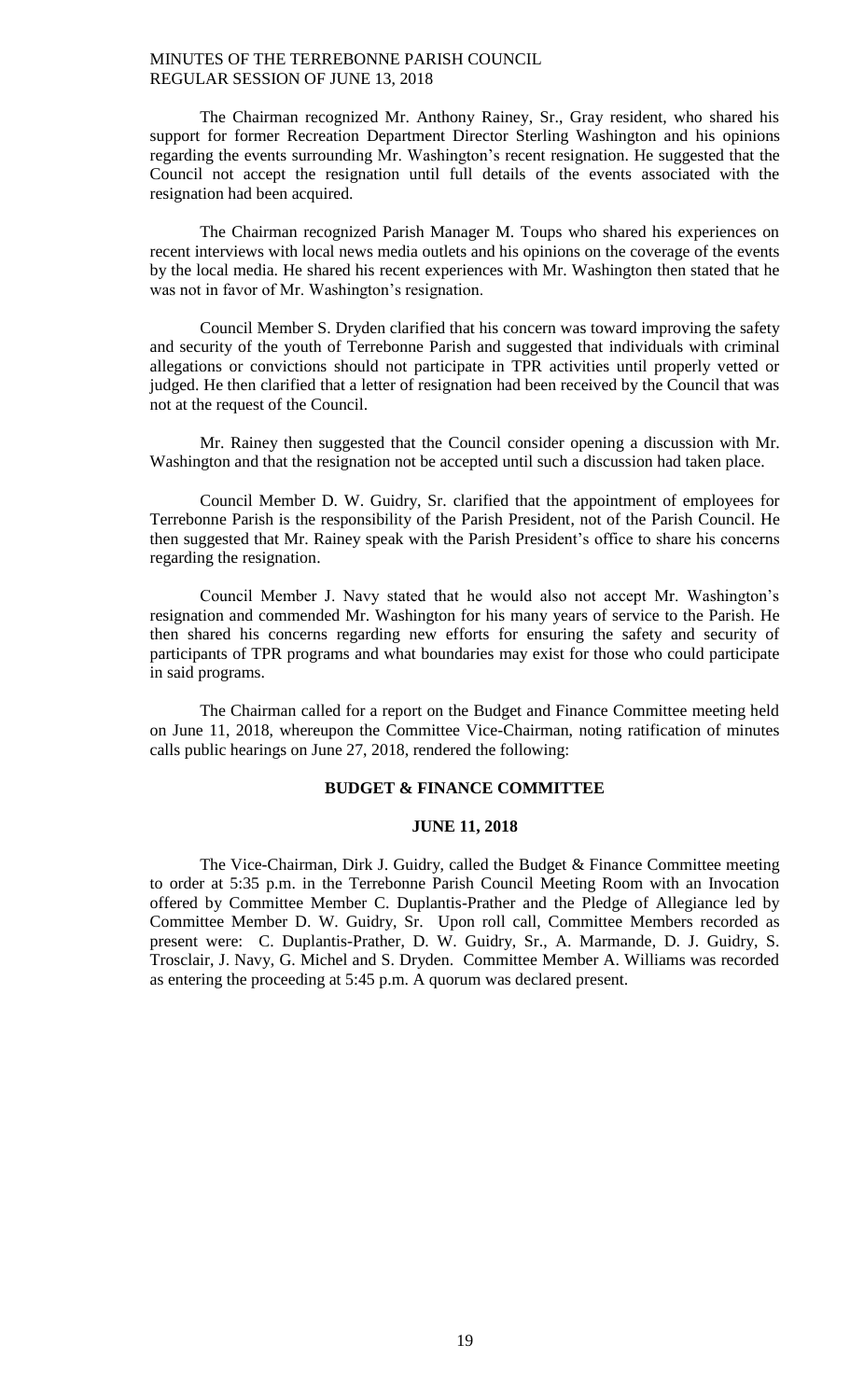The Chairman recognized Mr. Anthony Rainey, Sr., Gray resident, who shared his support for former Recreation Department Director Sterling Washington and his opinions regarding the events surrounding Mr. Washington's recent resignation. He suggested that the Council not accept the resignation until full details of the events associated with the resignation had been acquired.

The Chairman recognized Parish Manager M. Toups who shared his experiences on recent interviews with local news media outlets and his opinions on the coverage of the events by the local media. He shared his recent experiences with Mr. Washington then stated that he was not in favor of Mr. Washington's resignation.

Council Member S. Dryden clarified that his concern was toward improving the safety and security of the youth of Terrebonne Parish and suggested that individuals with criminal allegations or convictions should not participate in TPR activities until properly vetted or judged. He then clarified that a letter of resignation had been received by the Council that was not at the request of the Council.

Mr. Rainey then suggested that the Council consider opening a discussion with Mr. Washington and that the resignation not be accepted until such a discussion had taken place.

Council Member D. W. Guidry, Sr. clarified that the appointment of employees for Terrebonne Parish is the responsibility of the Parish President, not of the Parish Council. He then suggested that Mr. Rainey speak with the Parish President's office to share his concerns regarding the resignation.

Council Member J. Navy stated that he would also not accept Mr. Washington's resignation and commended Mr. Washington for his many years of service to the Parish. He then shared his concerns regarding new efforts for ensuring the safety and security of participants of TPR programs and what boundaries may exist for those who could participate in said programs.

The Chairman called for a report on the Budget and Finance Committee meeting held on June 11, 2018, whereupon the Committee Vice-Chairman, noting ratification of minutes calls public hearings on June 27, 2018, rendered the following:

## BUDGET & FINANCE COMMITTEE

## JUNE 11, 2018

The Vice-Chairman, Dirk J. Guidry, called the Budget & Finance Committee meeting to order at 5:35 p.m. in the Terrebonne Parish Council Meeting Room with an Invocation offered by Committee Member C. Duplantis-Prather and the Pledge of Allegiance led by Committee Member D. W. Guidry, Sr. Upon roll call, Committee Members recorded as present were: C. Duplantis-Prather, D. W. Guidry, Sr., A. Marmande, D. J. Guidry, S. Trosclair, J. Navy, G. Michel and S. Dryden. Committee Member A. Williams was recorded as entering the proceeding at 5:45 p.m. A quorum was declared present.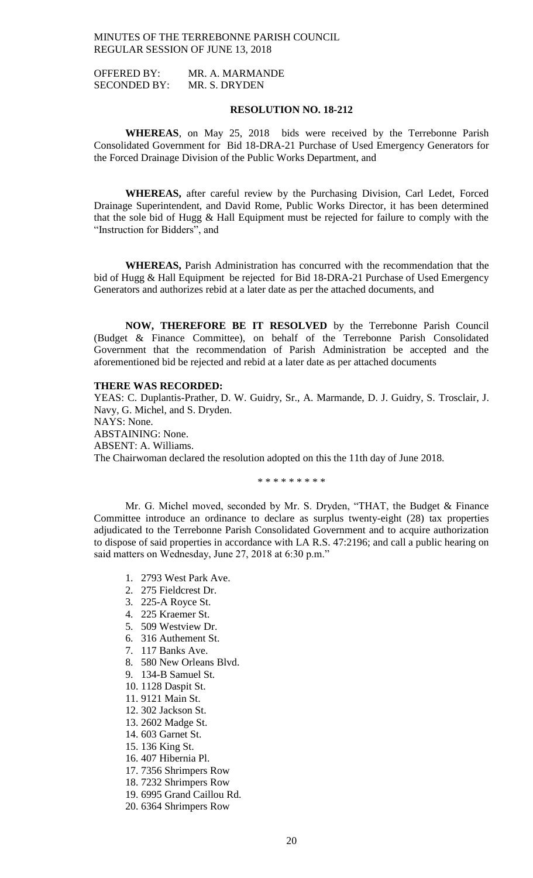MINUTES OF THE TERREBONNE PARISH COUNCIL
REGULAR SESSION OF JUNE 13, 2018

OFFERED BY: MR. A. MARMANDE
SECONDED BY: MR. S. DRYDEN

**RESOLUTION NO. 18-212**

**WHEREAS**, on May 25, 2018 bids were received by the Terrebonne Parish Consolidated Government for Bid 18-DRA-21 Purchase of Used Emergency Generators for the Forced Drainage Division of the Public Works Department, and

**WHEREAS,** after careful review by the Purchasing Division, Carl Ledet, Forced Drainage Superintendent, and David Rome, Public Works Director, it has been determined that the sole bid of Hugg & Hall Equipment must be rejected for failure to comply with the "Instruction for Bidders", and

**WHEREAS,** Parish Administration has concurred with the recommendation that the bid of Hugg & Hall Equipment be rejected for Bid 18-DRA-21 Purchase of Used Emergency Generators and authorizes rebid at a later date as per the attached documents, and

**NOW, THEREFORE BE IT RESOLVED** by the Terrebonne Parish Council (Budget & Finance Committee), on behalf of the Terrebonne Parish Consolidated Government that the recommendation of Parish Administration be accepted and the aforementioned bid be rejected and rebid at a later date as per attached documents

**THERE WAS RECORDED:**
YEAS: C. Duplantis-Prather, D. W. Guidry, Sr., A. Marmande, D. J. Guidry, S. Trosclair, J. Navy, G. Michel, and S. Dryden.
NAYS: None.
ABSTAINING: None.
ABSENT: A. Williams.
The Chairwoman declared the resolution adopted on this the 11th day of June 2018.

\* \* \* \* \* \* \* \* \*

Mr. G. Michel moved, seconded by Mr. S. Dryden, "THAT, the Budget & Finance Committee introduce an ordinance to declare as surplus twenty-eight (28) tax properties adjudicated to the Terrebonne Parish Consolidated Government and to acquire authorization to dispose of said properties in accordance with LA R.S. 47:2196; and call a public hearing on said matters on Wednesday, June 27, 2018 at 6:30 p.m."

1. 2793 West Park Ave.
2. 275 Fieldcrest Dr.
3. 225-A Royce St.
4. 225 Kraemer St.
5. 509 Westview Dr.
6. 316 Authement St.
7. 117 Banks Ave.
8. 580 New Orleans Blvd.
9. 134-B Samuel St.
10. 1128 Daspit St.
11. 9121 Main St.
12. 302 Jackson St.
13. 2602 Madge St.
14. 603 Garnet St.
15. 136 King St.
16. 407 Hibernia Pl.
17. 7356 Shrimpers Row
18. 7232 Shrimpers Row
19. 6995 Grand Caillou Rd.
20. 6364 Shrimpers Row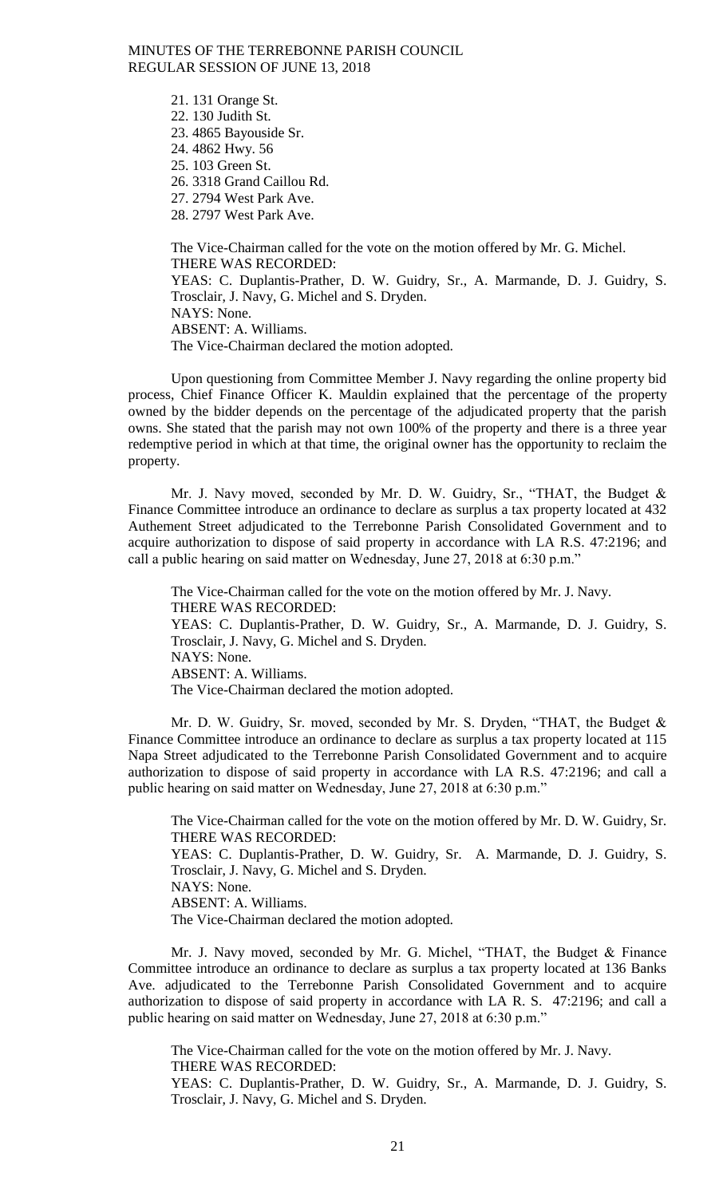21. 131 Orange St.
22. 130 Judith St.
23. 4865 Bayouside Sr.
24. 4862 Hwy. 56
25. 103 Green St.
26. 3318 Grand Caillou Rd.
27. 2794 West Park Ave.
28. 2797 West Park Ave.

The Vice-Chairman called for the vote on the motion offered by Mr. G. Michel.
THERE WAS RECORDED:
YEAS: C. Duplantis-Prather, D. W. Guidry, Sr., A. Marmande, D. J. Guidry, S. Trosclair, J. Navy, G. Michel and S. Dryden.
NAYS: None.
ABSENT: A. Williams.
The Vice-Chairman declared the motion adopted.

Upon questioning from Committee Member J. Navy regarding the online property bid process, Chief Finance Officer K. Mauldin explained that the percentage of the property owned by the bidder depends on the percentage of the adjudicated property that the parish owns. She stated that the parish may not own 100% of the property and there is a three year redemptive period in which at that time, the original owner has the opportunity to reclaim the property.

Mr. J. Navy moved, seconded by Mr. D. W. Guidry, Sr., "THAT, the Budget & Finance Committee introduce an ordinance to declare as surplus a tax property located at 432 Authement Street adjudicated to the Terrebonne Parish Consolidated Government and to acquire authorization to dispose of said property in accordance with LA R.S. 47:2196; and call a public hearing on said matter on Wednesday, June 27, 2018 at 6:30 p.m."

The Vice-Chairman called for the vote on the motion offered by Mr. J. Navy.
THERE WAS RECORDED:
YEAS: C. Duplantis-Prather, D. W. Guidry, Sr., A. Marmande, D. J. Guidry, S. Trosclair, J. Navy, G. Michel and S. Dryden.
NAYS: None.
ABSENT: A. Williams.
The Vice-Chairman declared the motion adopted.

Mr. D. W. Guidry, Sr. moved, seconded by Mr. S. Dryden, "THAT, the Budget & Finance Committee introduce an ordinance to declare as surplus a tax property located at 115 Napa Street adjudicated to the Terrebonne Parish Consolidated Government and to acquire authorization to dispose of said property in accordance with LA R.S. 47:2196; and call a public hearing on said matter on Wednesday, June 27, 2018 at 6:30 p.m."

The Vice-Chairman called for the vote on the motion offered by Mr. D. W. Guidry, Sr.
THERE WAS RECORDED:
YEAS: C. Duplantis-Prather, D. W. Guidry, Sr. A. Marmande, D. J. Guidry, S. Trosclair, J. Navy, G. Michel and S. Dryden.
NAYS: None.
ABSENT: A. Williams.
The Vice-Chairman declared the motion adopted.

Mr. J. Navy moved, seconded by Mr. G. Michel, "THAT, the Budget & Finance Committee introduce an ordinance to declare as surplus a tax property located at 136 Banks Ave. adjudicated to the Terrebonne Parish Consolidated Government and to acquire authorization to dispose of said property in accordance with LA R. S. 47:2196; and call a public hearing on said matter on Wednesday, June 27, 2018 at 6:30 p.m."

The Vice-Chairman called for the vote on the motion offered by Mr. J. Navy.
THERE WAS RECORDED:
YEAS: C. Duplantis-Prather, D. W. Guidry, Sr., A. Marmande, D. J. Guidry, S. Trosclair, J. Navy, G. Michel and S. Dryden.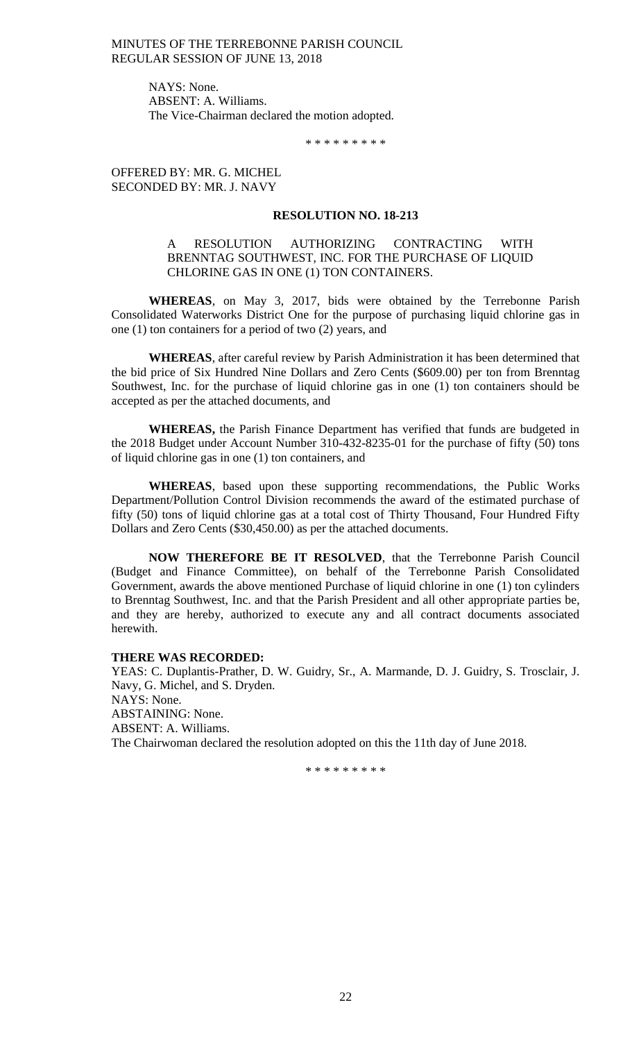NAYS: None.
ABSENT: A. Williams.
The Vice-Chairman declared the motion adopted.

\* \* \* \* \* \* \* \* \*

OFFERED BY: MR. G. MICHEL
SECONDED BY: MR. J. NAVY

**RESOLUTION NO. 18-213**

A RESOLUTION AUTHORIZING CONTRACTING WITH BRENNTAG SOUTHWEST, INC. FOR THE PURCHASE OF LIQUID CHLORINE GAS IN ONE (1) TON CONTAINERS.

**WHEREAS**, on May 3, 2017, bids were obtained by the Terrebonne Parish Consolidated Waterworks District One for the purpose of purchasing liquid chlorine gas in one (1) ton containers for a period of two (2) years, and

**WHEREAS**, after careful review by Parish Administration it has been determined that the bid price of Six Hundred Nine Dollars and Zero Cents ($609.00) per ton from Brenntag Southwest, Inc. for the purchase of liquid chlorine gas in one (1) ton containers should be accepted as per the attached documents, and

**WHEREAS,** the Parish Finance Department has verified that funds are budgeted in the 2018 Budget under Account Number 310-432-8235-01 for the purchase of fifty (50) tons of liquid chlorine gas in one (1) ton containers, and

**WHEREAS**, based upon these supporting recommendations, the Public Works Department/Pollution Control Division recommends the award of the estimated purchase of fifty (50) tons of liquid chlorine gas at a total cost of Thirty Thousand, Four Hundred Fifty Dollars and Zero Cents ($30,450.00) as per the attached documents.

**NOW THEREFORE BE IT RESOLVED**, that the Terrebonne Parish Council (Budget and Finance Committee), on behalf of the Terrebonne Parish Consolidated Government, awards the above mentioned Purchase of liquid chlorine in one (1) ton cylinders to Brenntag Southwest, Inc. and that the Parish President and all other appropriate parties be, and they are hereby, authorized to execute any and all contract documents associated herewith.

**THERE WAS RECORDED:**
YEAS: C. Duplantis-Prather, D. W. Guidry, Sr., A. Marmande, D. J. Guidry, S. Trosclair, J. Navy, G. Michel, and S. Dryden.
NAYS: None.
ABSTAINING: None.
ABSENT: A. Williams.
The Chairwoman declared the resolution adopted on this the 11th day of June 2018.

\* \* \* \* \* \* \* \* \*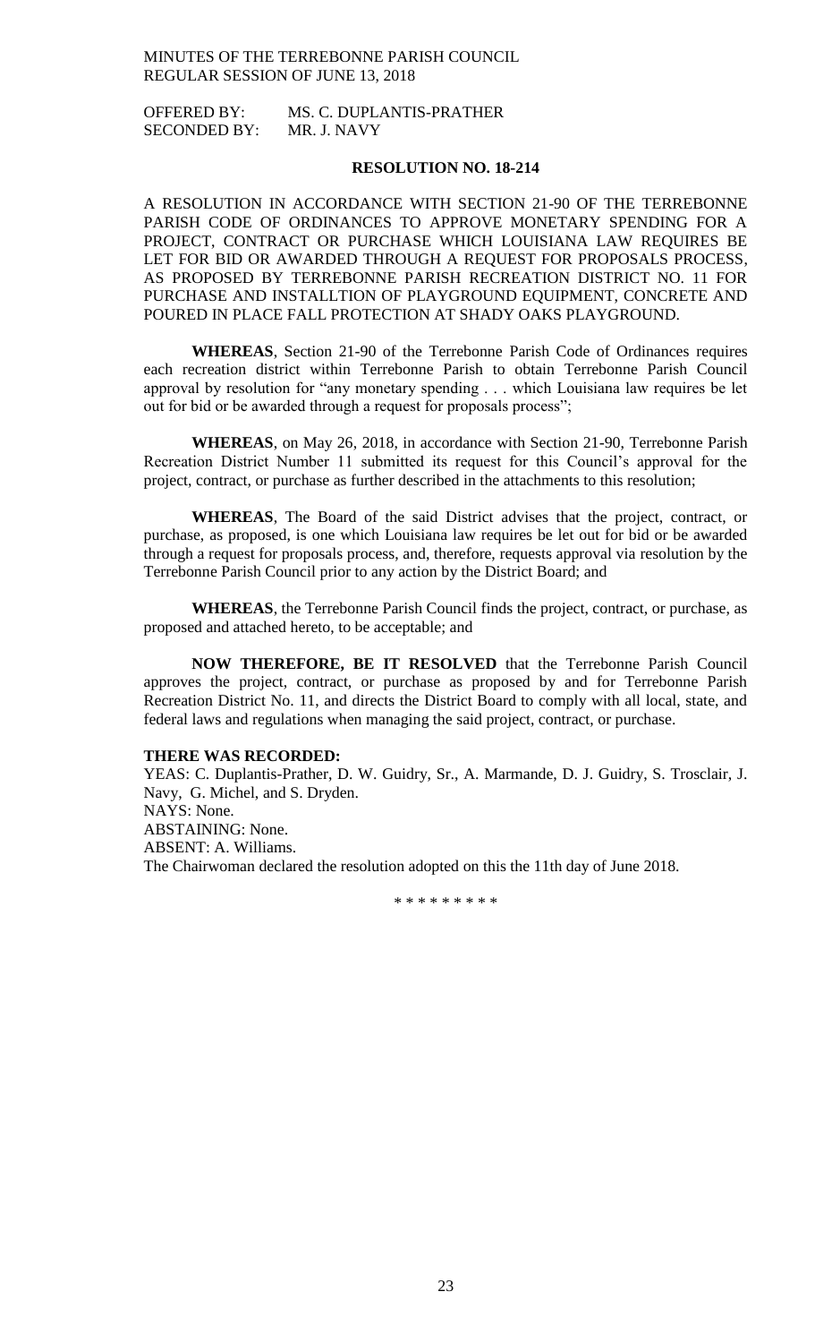OFFERED BY: MS. C. DUPLANTIS-PRATHER
SECONDED BY: MR. J. NAVY

**RESOLUTION NO. 18-214**

A RESOLUTION IN ACCORDANCE WITH SECTION 21-90 OF THE TERREBONNE PARISH CODE OF ORDINANCES TO APPROVE MONETARY SPENDING FOR A PROJECT, CONTRACT OR PURCHASE WHICH LOUISIANA LAW REQUIRES BE LET FOR BID OR AWARDED THROUGH A REQUEST FOR PROPOSALS PROCESS, AS PROPOSED BY TERREBONNE PARISH RECREATION DISTRICT NO. 11 FOR PURCHASE AND INSTALLTION OF PLAYGROUND EQUIPMENT, CONCRETE AND POURED IN PLACE FALL PROTECTION AT SHADY OAKS PLAYGROUND.

**WHEREAS**, Section 21-90 of the Terrebonne Parish Code of Ordinances requires each recreation district within Terrebonne Parish to obtain Terrebonne Parish Council approval by resolution for "any monetary spending . . . which Louisiana law requires be let out for bid or be awarded through a request for proposals process";

**WHEREAS**, on May 26, 2018, in accordance with Section 21-90, Terrebonne Parish Recreation District Number 11 submitted its request for this Council's approval for the project, contract, or purchase as further described in the attachments to this resolution;

**WHEREAS**, The Board of the said District advises that the project, contract, or purchase, as proposed, is one which Louisiana law requires be let out for bid or be awarded through a request for proposals process, and, therefore, requests approval via resolution by the Terrebonne Parish Council prior to any action by the District Board; and

**WHEREAS**, the Terrebonne Parish Council finds the project, contract, or purchase, as proposed and attached hereto, to be acceptable; and

**NOW THEREFORE, BE IT RESOLVED** that the Terrebonne Parish Council approves the project, contract, or purchase as proposed by and for Terrebonne Parish Recreation District No. 11, and directs the District Board to comply with all local, state, and federal laws and regulations when managing the said project, contract, or purchase.

**THERE WAS RECORDED:**
YEAS: C. Duplantis-Prather, D. W. Guidry, Sr., A. Marmande, D. J. Guidry, S. Trosclair, J. Navy, G. Michel, and S. Dryden.
NAYS: None.
ABSTAINING: None.
ABSENT: A. Williams.
The Chairwoman declared the resolution adopted on this the 11th day of June 2018.

\* \* \* \* \* \* \* \* \*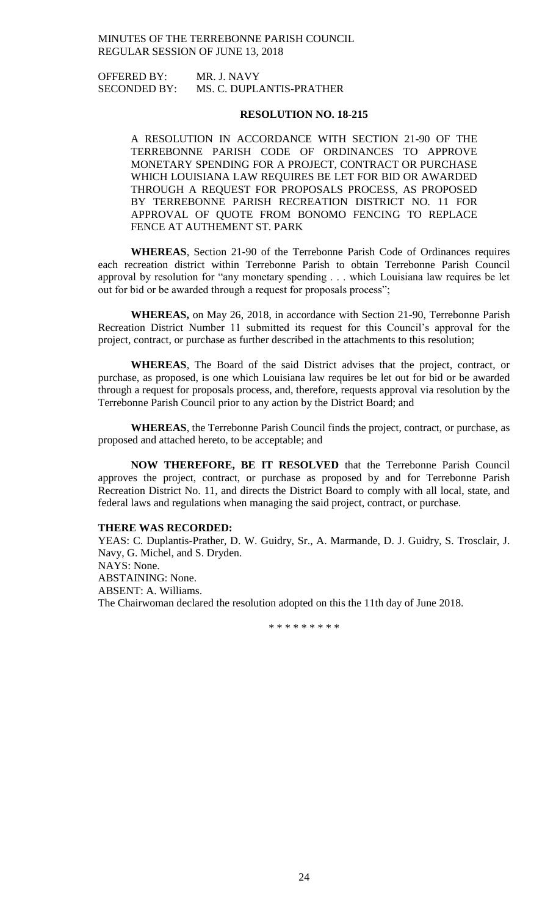MINUTES OF THE TERREBONNE PARISH COUNCIL
REGULAR SESSION OF JUNE 13, 2018

OFFERED BY: MR. J. NAVY
SECONDED BY: MS. C. DUPLANTIS-PRATHER

**RESOLUTION NO. 18-215**

A RESOLUTION IN ACCORDANCE WITH SECTION 21-90 OF THE TERREBONNE PARISH CODE OF ORDINANCES TO APPROVE MONETARY SPENDING FOR A PROJECT, CONTRACT OR PURCHASE WHICH LOUISIANA LAW REQUIRES BE LET FOR BID OR AWARDED THROUGH A REQUEST FOR PROPOSALS PROCESS, AS PROPOSED BY TERREBONNE PARISH RECREATION DISTRICT NO. 11 FOR APPROVAL OF QUOTE FROM BONOMO FENCING TO REPLACE FENCE AT AUTHEMENT ST. PARK

**WHEREAS**, Section 21-90 of the Terrebonne Parish Code of Ordinances requires each recreation district within Terrebonne Parish to obtain Terrebonne Parish Council approval by resolution for "any monetary spending . . . which Louisiana law requires be let out for bid or be awarded through a request for proposals process";

**WHEREAS,** on May 26, 2018, in accordance with Section 21-90, Terrebonne Parish Recreation District Number 11 submitted its request for this Council's approval for the project, contract, or purchase as further described in the attachments to this resolution;

**WHEREAS**, The Board of the said District advises that the project, contract, or purchase, as proposed, is one which Louisiana law requires be let out for bid or be awarded through a request for proposals process, and, therefore, requests approval via resolution by the Terrebonne Parish Council prior to any action by the District Board; and

**WHEREAS**, the Terrebonne Parish Council finds the project, contract, or purchase, as proposed and attached hereto, to be acceptable; and

**NOW THEREFORE, BE IT RESOLVED** that the Terrebonne Parish Council approves the project, contract, or purchase as proposed by and for Terrebonne Parish Recreation District No. 11, and directs the District Board to comply with all local, state, and federal laws and regulations when managing the said project, contract, or purchase.

**THERE WAS RECORDED:**

YEAS: C. Duplantis-Prather, D. W. Guidry, Sr., A. Marmande, D. J. Guidry, S. Trosclair, J. Navy, G. Michel, and S. Dryden.
NAYS: None.
ABSTAINING: None.
ABSENT: A. Williams.
The Chairwoman declared the resolution adopted on this the 11th day of June 2018.

\* \* \* \* \* \* \* \* \*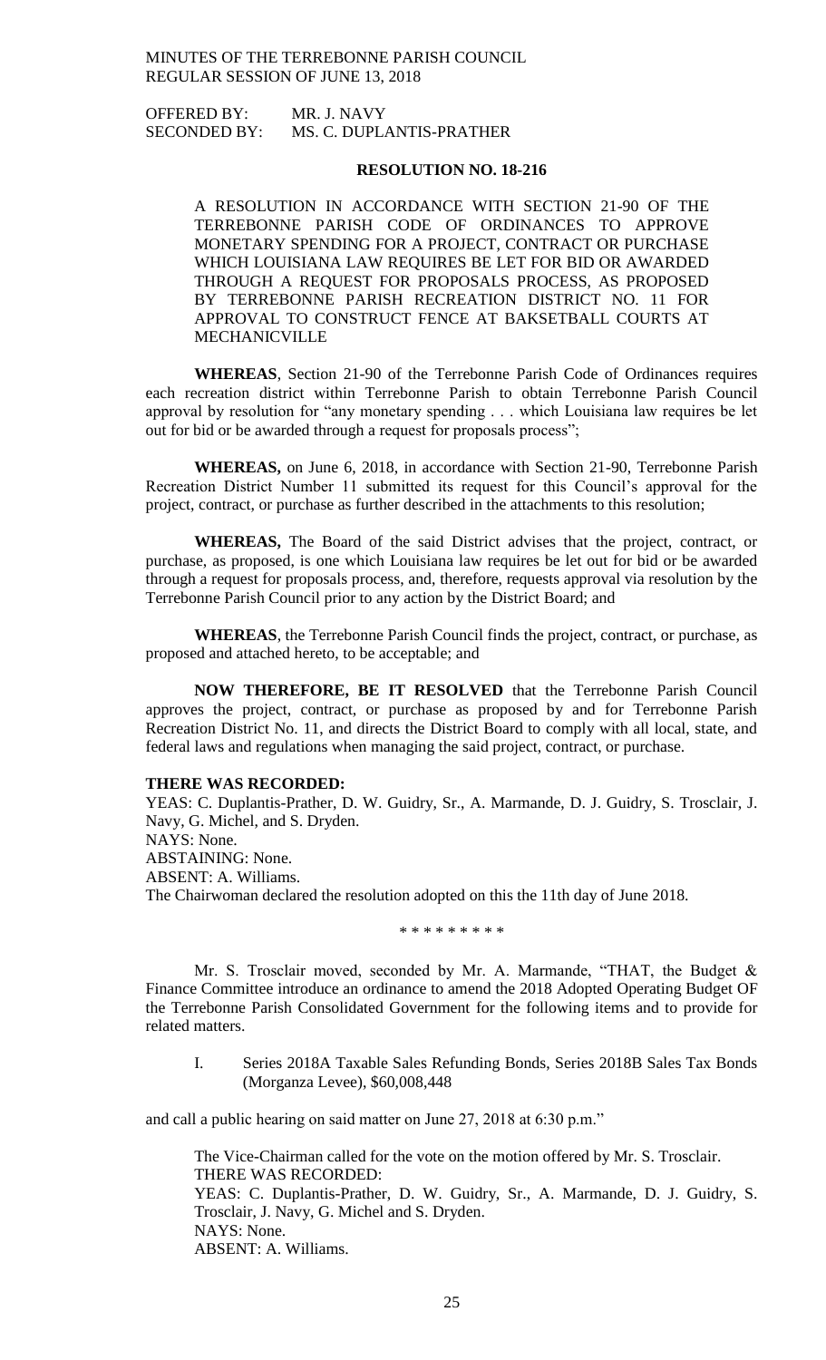MINUTES OF THE TERREBONNE PARISH COUNCIL
REGULAR SESSION OF JUNE 13, 2018

OFFERED BY: MR. J. NAVY
SECONDED BY: MS. C. DUPLANTIS-PRATHER

**RESOLUTION NO. 18-216**

A RESOLUTION IN ACCORDANCE WITH SECTION 21-90 OF THE TERREBONNE PARISH CODE OF ORDINANCES TO APPROVE MONETARY SPENDING FOR A PROJECT, CONTRACT OR PURCHASE WHICH LOUISIANA LAW REQUIRES BE LET FOR BID OR AWARDED THROUGH A REQUEST FOR PROPOSALS PROCESS, AS PROPOSED BY TERREBONNE PARISH RECREATION DISTRICT NO. 11 FOR APPROVAL TO CONSTRUCT FENCE AT BAKSETBALL COURTS AT MECHANICVILLE

**WHEREAS**, Section 21-90 of the Terrebonne Parish Code of Ordinances requires each recreation district within Terrebonne Parish to obtain Terrebonne Parish Council approval by resolution for "any monetary spending . . . which Louisiana law requires be let out for bid or be awarded through a request for proposals process";

**WHEREAS,** on June 6, 2018, in accordance with Section 21-90, Terrebonne Parish Recreation District Number 11 submitted its request for this Council's approval for the project, contract, or purchase as further described in the attachments to this resolution;

**WHEREAS,** The Board of the said District advises that the project, contract, or purchase, as proposed, is one which Louisiana law requires be let out for bid or be awarded through a request for proposals process, and, therefore, requests approval via resolution by the Terrebonne Parish Council prior to any action by the District Board; and

**WHEREAS**, the Terrebonne Parish Council finds the project, contract, or purchase, as proposed and attached hereto, to be acceptable; and

**NOW THEREFORE, BE IT RESOLVED** that the Terrebonne Parish Council approves the project, contract, or purchase as proposed by and for Terrebonne Parish Recreation District No. 11, and directs the District Board to comply with all local, state, and federal laws and regulations when managing the said project, contract, or purchase.

**THERE WAS RECORDED:**
YEAS: C. Duplantis-Prather, D. W. Guidry, Sr., A. Marmande, D. J. Guidry, S. Trosclair, J. Navy, G. Michel, and S. Dryden.
NAYS: None.
ABSTAINING: None.
ABSENT: A. Williams.
The Chairwoman declared the resolution adopted on this the 11th day of June 2018.

\* \* \* \* \* \* \* \* \*

Mr. S. Trosclair moved, seconded by Mr. A. Marmande, "THAT, the Budget & Finance Committee introduce an ordinance to amend the 2018 Adopted Operating Budget OF the Terrebonne Parish Consolidated Government for the following items and to provide for related matters.

I. Series 2018A Taxable Sales Refunding Bonds, Series 2018B Sales Tax Bonds (Morganza Levee), $60,008,448

and call a public hearing on said matter on June 27, 2018 at 6:30 p.m."

The Vice-Chairman called for the vote on the motion offered by Mr. S. Trosclair.
THERE WAS RECORDED:
YEAS: C. Duplantis-Prather, D. W. Guidry, Sr., A. Marmande, D. J. Guidry, S. Trosclair, J. Navy, G. Michel and S. Dryden.
NAYS: None.
ABSENT: A. Williams.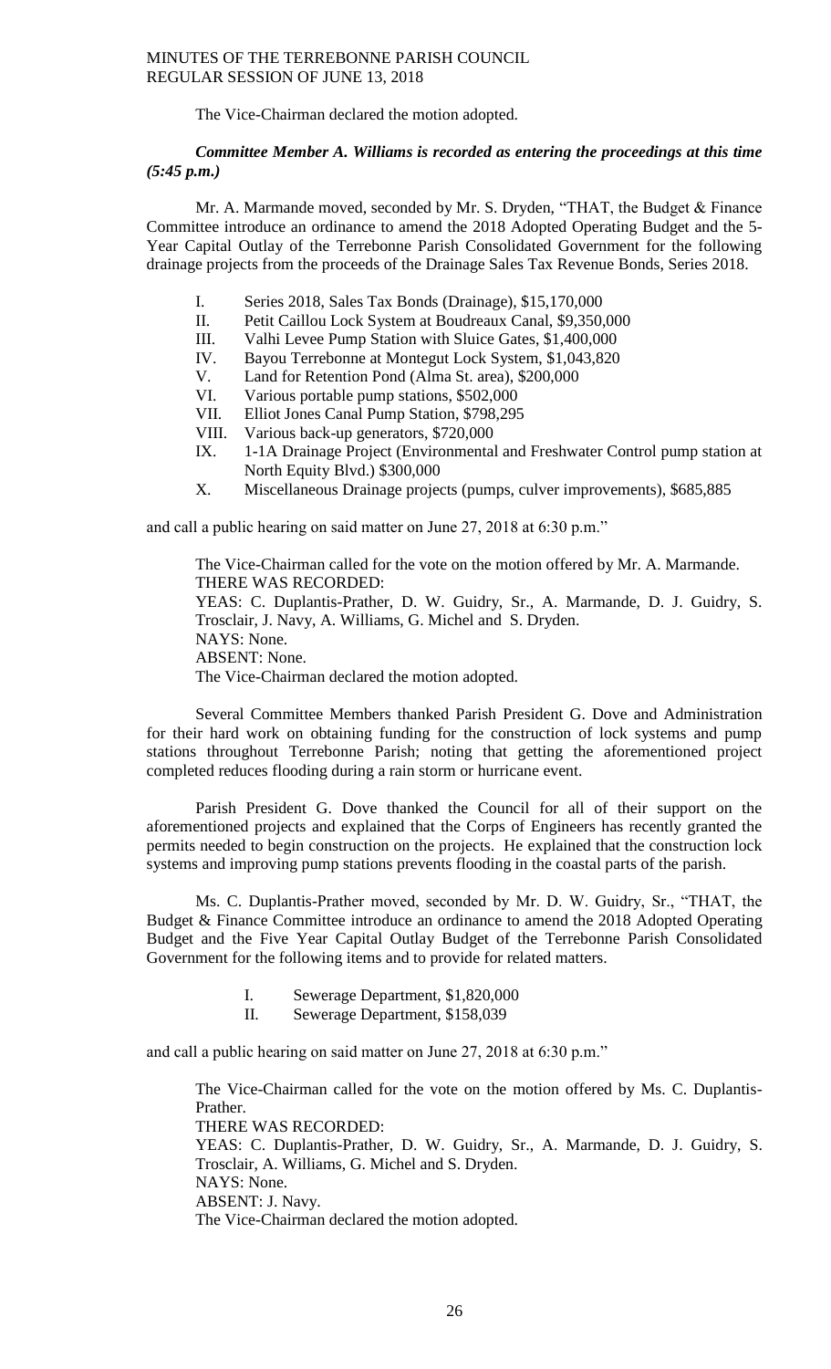The Vice-Chairman declared the motion adopted.

***Committee Member A. Williams is recorded as entering the proceedings at this time (5:45 p.m.)***

Mr. A. Marmande moved, seconded by Mr. S. Dryden, "THAT, the Budget & Finance Committee introduce an ordinance to amend the 2018 Adopted Operating Budget and the 5-Year Capital Outlay of the Terrebonne Parish Consolidated Government for the following drainage projects from the proceeds of the Drainage Sales Tax Revenue Bonds, Series 2018.

I. Series 2018, Sales Tax Bonds (Drainage), $15,170,000
II. Petit Caillou Lock System at Boudreaux Canal, $9,350,000
III. Valhi Levee Pump Station with Sluice Gates, $1,400,000
IV. Bayou Terrebonne at Montegut Lock System, $1,043,820
V. Land for Retention Pond (Alma St. area), $200,000
VI. Various portable pump stations, $502,000
VII. Elliot Jones Canal Pump Station, $798,295
VIII. Various back-up generators, $720,000
IX. 1-1A Drainage Project (Environmental and Freshwater Control pump station at North Equity Blvd.) $300,000
X. Miscellaneous Drainage projects (pumps, culver improvements), $685,885

and call a public hearing on said matter on June 27, 2018 at 6:30 p.m."

The Vice-Chairman called for the vote on the motion offered by Mr. A. Marmande.
THERE WAS RECORDED:
YEAS: C. Duplantis-Prather, D. W. Guidry, Sr., A. Marmande, D. J. Guidry, S. Trosclair, J. Navy, A. Williams, G. Michel and S. Dryden.
NAYS: None.
ABSENT: None.
The Vice-Chairman declared the motion adopted.

Several Committee Members thanked Parish President G. Dove and Administration for their hard work on obtaining funding for the construction of lock systems and pump stations throughout Terrebonne Parish; noting that getting the aforementioned project completed reduces flooding during a rain storm or hurricane event.

Parish President G. Dove thanked the Council for all of their support on the aforementioned projects and explained that the Corps of Engineers has recently granted the permits needed to begin construction on the projects. He explained that the construction lock systems and improving pump stations prevents flooding in the coastal parts of the parish.

Ms. C. Duplantis-Prather moved, seconded by Mr. D. W. Guidry, Sr., "THAT, the Budget & Finance Committee introduce an ordinance to amend the 2018 Adopted Operating Budget and the Five Year Capital Outlay Budget of the Terrebonne Parish Consolidated Government for the following items and to provide for related matters.

I. Sewerage Department, $1,820,000
II. Sewerage Department, $158,039

and call a public hearing on said matter on June 27, 2018 at 6:30 p.m."

The Vice-Chairman called for the vote on the motion offered by Ms. C. Duplantis-Prather.
THERE WAS RECORDED:
YEAS: C. Duplantis-Prather, D. W. Guidry, Sr., A. Marmande, D. J. Guidry, S. Trosclair, A. Williams, G. Michel and S. Dryden.
NAYS: None.
ABSENT: J. Navy.
The Vice-Chairman declared the motion adopted.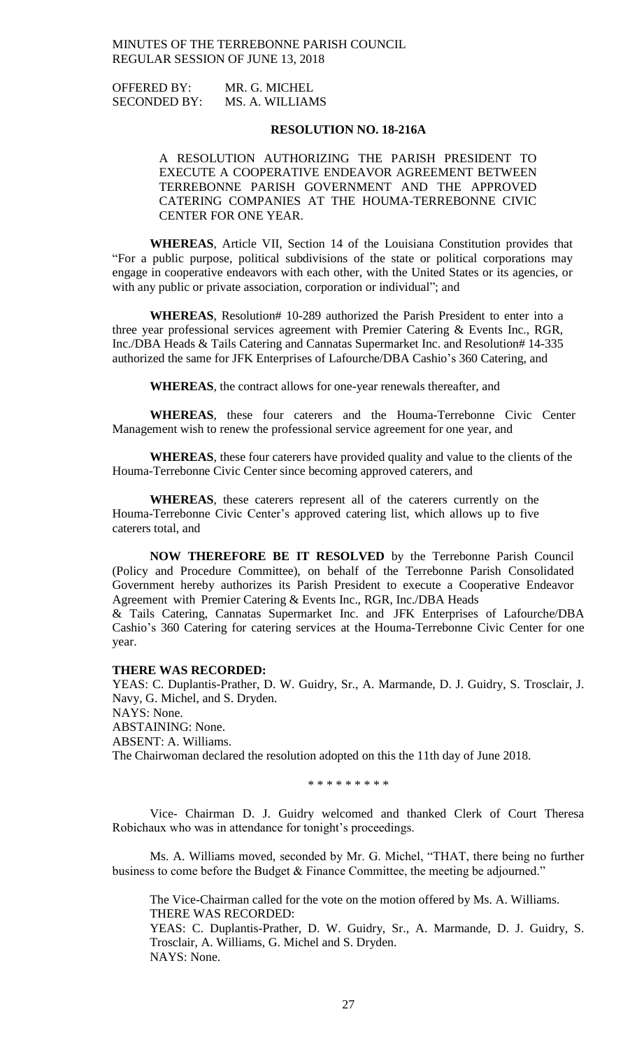OFFERED BY: MR. G. MICHEL
SECONDED BY: MS. A. WILLIAMS

**RESOLUTION NO. 18-216A**

A RESOLUTION AUTHORIZING THE PARISH PRESIDENT TO EXECUTE A COOPERATIVE ENDEAVOR AGREEMENT BETWEEN TERREBONNE PARISH GOVERNMENT AND THE APPROVED CATERING COMPANIES AT THE HOUMA-TERREBONNE CIVIC CENTER FOR ONE YEAR.

**WHEREAS**, Article VII, Section 14 of the Louisiana Constitution provides that "For a public purpose, political subdivisions of the state or political corporations may engage in cooperative endeavors with each other, with the United States or its agencies, or with any public or private association, corporation or individual"; and

**WHEREAS**, Resolution# 10-289 authorized the Parish President to enter into a three year professional services agreement with Premier Catering & Events Inc., RGR, Inc./DBA Heads & Tails Catering and Cannatas Supermarket Inc. and Resolution# 14-335 authorized the same for JFK Enterprises of Lafourche/DBA Cashio's 360 Catering, and

**WHEREAS**, the contract allows for one-year renewals thereafter, and

**WHEREAS**, these four caterers and the Houma-Terrebonne Civic Center Management wish to renew the professional service agreement for one year, and

**WHEREAS**, these four caterers have provided quality and value to the clients of the Houma-Terrebonne Civic Center since becoming approved caterers, and

**WHEREAS**, these caterers represent all of the caterers currently on the Houma-Terrebonne Civic Center's approved catering list, which allows up to five caterers total, and

**NOW THEREFORE BE IT RESOLVED** by the Terrebonne Parish Council (Policy and Procedure Committee), on behalf of the Terrebonne Parish Consolidated Government hereby authorizes its Parish President to execute a Cooperative Endeavor Agreement with Premier Catering & Events Inc., RGR, Inc./DBA Heads & Tails Catering, Cannatas Supermarket Inc. and JFK Enterprises of Lafourche/DBA Cashio's 360 Catering for catering services at the Houma-Terrebonne Civic Center for one year.

**THERE WAS RECORDED:**
YEAS: C. Duplantis-Prather, D. W. Guidry, Sr., A. Marmande, D. J. Guidry, S. Trosclair, J. Navy, G. Michel, and S. Dryden.
NAYS: None.
ABSTAINING: None.
ABSENT: A. Williams.
The Chairwoman declared the resolution adopted on this the 11th day of June 2018.

\* \* \* \* \* \* \* \* \*

Vice- Chairman D. J. Guidry welcomed and thanked Clerk of Court Theresa Robichaux who was in attendance for tonight's proceedings.

Ms. A. Williams moved, seconded by Mr. G. Michel, "THAT, there being no further business to come before the Budget & Finance Committee, the meeting be adjourned."

The Vice-Chairman called for the vote on the motion offered by Ms. A. Williams.
THERE WAS RECORDED:
YEAS: C. Duplantis-Prather, D. W. Guidry, Sr., A. Marmande, D. J. Guidry, S. Trosclair, A. Williams, G. Michel and S. Dryden.
NAYS: None.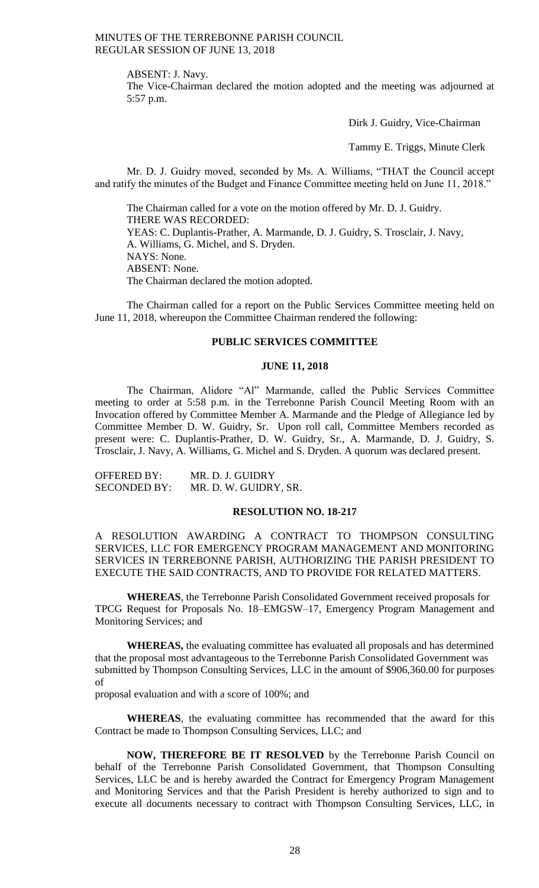ABSENT: J. Navy.

The Vice-Chairman declared the motion adopted and the meeting was adjourned at 5:57 p.m.

Dirk J. Guidry, Vice-Chairman

Tammy E. Triggs, Minute Clerk

Mr. D. J. Guidry moved, seconded by Ms. A. Williams, "THAT the Council accept and ratify the minutes of the Budget and Finance Committee meeting held on June 11, 2018."

The Chairman called for a vote on the motion offered by Mr. D. J. Guidry.
THERE WAS RECORDED:
YEAS: C. Duplantis-Prather, A. Marmande, D. J. Guidry, S. Trosclair, J. Navy, A. Williams, G. Michel, and S. Dryden.
NAYS: None.
ABSENT: None.
The Chairman declared the motion adopted.

The Chairman called for a report on the Public Services Committee meeting held on June 11, 2018, whereupon the Committee Chairman rendered the following:

## PUBLIC SERVICES COMMITTEE

### JUNE 11, 2018

The Chairman, Alidore "Al" Marmande, called the Public Services Committee meeting to order at 5:58 p.m. in the Terrebonne Parish Council Meeting Room with an Invocation offered by Committee Member A. Marmande and the Pledge of Allegiance led by Committee Member D. W. Guidry, Sr. Upon roll call, Committee Members recorded as present were: C. Duplantis-Prather, D. W. Guidry, Sr., A. Marmande, D. J. Guidry, S. Trosclair, J. Navy, A. Williams, G. Michel and S. Dryden. A quorum was declared present.

OFFERED BY: MR. D. J. GUIDRY
SECONDED BY: MR. D. W. GUIDRY, SR.

### RESOLUTION NO. 18-217

A RESOLUTION AWARDING A CONTRACT TO THOMPSON CONSULTING SERVICES, LLC FOR EMERGENCY PROGRAM MANAGEMENT AND MONITORING SERVICES IN TERREBONNE PARISH, AUTHORIZING THE PARISH PRESIDENT TO EXECUTE THE SAID CONTRACTS, AND TO PROVIDE FOR RELATED MATTERS.

**WHEREAS**, the Terrebonne Parish Consolidated Government received proposals for TPCG Request for Proposals No. 18–EMGSW–17, Emergency Program Management and Monitoring Services; and

**WHEREAS,** the evaluating committee has evaluated all proposals and has determined that the proposal most advantageous to the Terrebonne Parish Consolidated Government was submitted by Thompson Consulting Services, LLC in the amount of $906,360.00 for purposes of
proposal evaluation and with a score of 100%; and

**WHEREAS**, the evaluating committee has recommended that the award for this Contract be made to Thompson Consulting Services, LLC; and

**NOW, THEREFORE BE IT RESOLVED** by the Terrebonne Parish Council on behalf of the Terrebonne Parish Consolidated Government, that Thompson Consulting Services, LLC be and is hereby awarded the Contract for Emergency Program Management and Monitoring Services and that the Parish President is hereby authorized to sign and to execute all documents necessary to contract with Thompson Consulting Services, LLC, in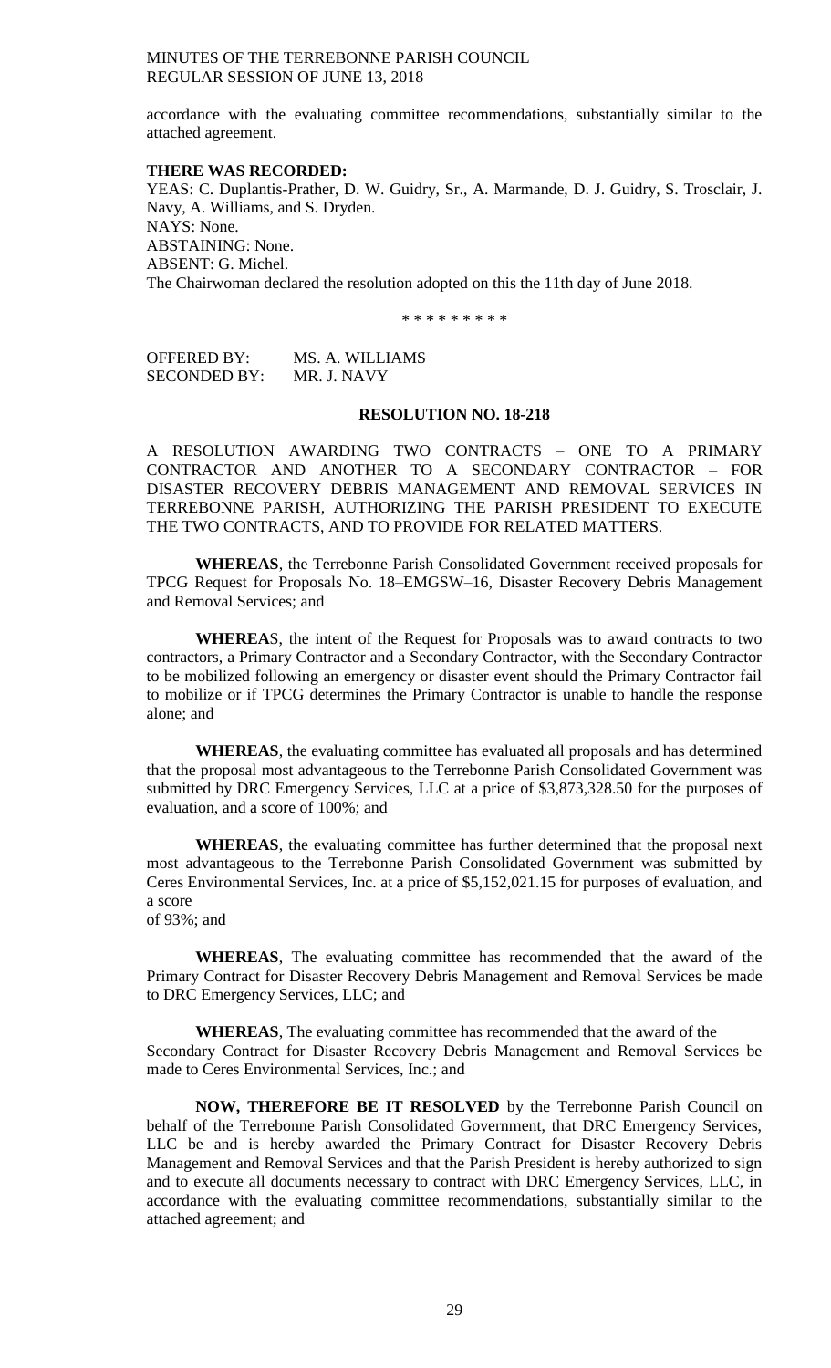accordance with the evaluating committee recommendations, substantially similar to the attached agreement.

**THERE WAS RECORDED:**
YEAS: C. Duplantis-Prather, D. W. Guidry, Sr., A. Marmande, D. J. Guidry, S. Trosclair, J. Navy, A. Williams, and S. Dryden.
NAYS: None.
ABSTAINING: None.
ABSENT: G. Michel.
The Chairwoman declared the resolution adopted on this the 11th day of June 2018.

\* \* \* \* \* \* \* \* \*

OFFERED BY: MS. A. WILLIAMS
SECONDED BY: MR. J. NAVY

**RESOLUTION NO. 18-218**

A RESOLUTION AWARDING TWO CONTRACTS – ONE TO A PRIMARY CONTRACTOR AND ANOTHER TO A SECONDARY CONTRACTOR – FOR DISASTER RECOVERY DEBRIS MANAGEMENT AND REMOVAL SERVICES IN TERREBONNE PARISH, AUTHORIZING THE PARISH PRESIDENT TO EXECUTE THE TWO CONTRACTS, AND TO PROVIDE FOR RELATED MATTERS.

**WHEREAS**, the Terrebonne Parish Consolidated Government received proposals for TPCG Request for Proposals No. 18–EMGSW–16, Disaster Recovery Debris Management and Removal Services; and

**WHEREA**S, the intent of the Request for Proposals was to award contracts to two contractors, a Primary Contractor and a Secondary Contractor, with the Secondary Contractor to be mobilized following an emergency or disaster event should the Primary Contractor fail to mobilize or if TPCG determines the Primary Contractor is unable to handle the response alone; and

**WHEREAS**, the evaluating committee has evaluated all proposals and has determined that the proposal most advantageous to the Terrebonne Parish Consolidated Government was submitted by DRC Emergency Services, LLC at a price of $3,873,328.50 for the purposes of evaluation, and a score of 100%; and

**WHEREAS**, the evaluating committee has further determined that the proposal next most advantageous to the Terrebonne Parish Consolidated Government was submitted by Ceres Environmental Services, Inc. at a price of $5,152,021.15 for purposes of evaluation, and a score
of 93%; and

**WHEREAS**, The evaluating committee has recommended that the award of the Primary Contract for Disaster Recovery Debris Management and Removal Services be made to DRC Emergency Services, LLC; and

**WHEREAS**, The evaluating committee has recommended that the award of the Secondary Contract for Disaster Recovery Debris Management and Removal Services be made to Ceres Environmental Services, Inc.; and

**NOW, THEREFORE BE IT RESOLVED** by the Terrebonne Parish Council on behalf of the Terrebonne Parish Consolidated Government, that DRC Emergency Services, LLC be and is hereby awarded the Primary Contract for Disaster Recovery Debris Management and Removal Services and that the Parish President is hereby authorized to sign and to execute all documents necessary to contract with DRC Emergency Services, LLC, in accordance with the evaluating committee recommendations, substantially similar to the attached agreement; and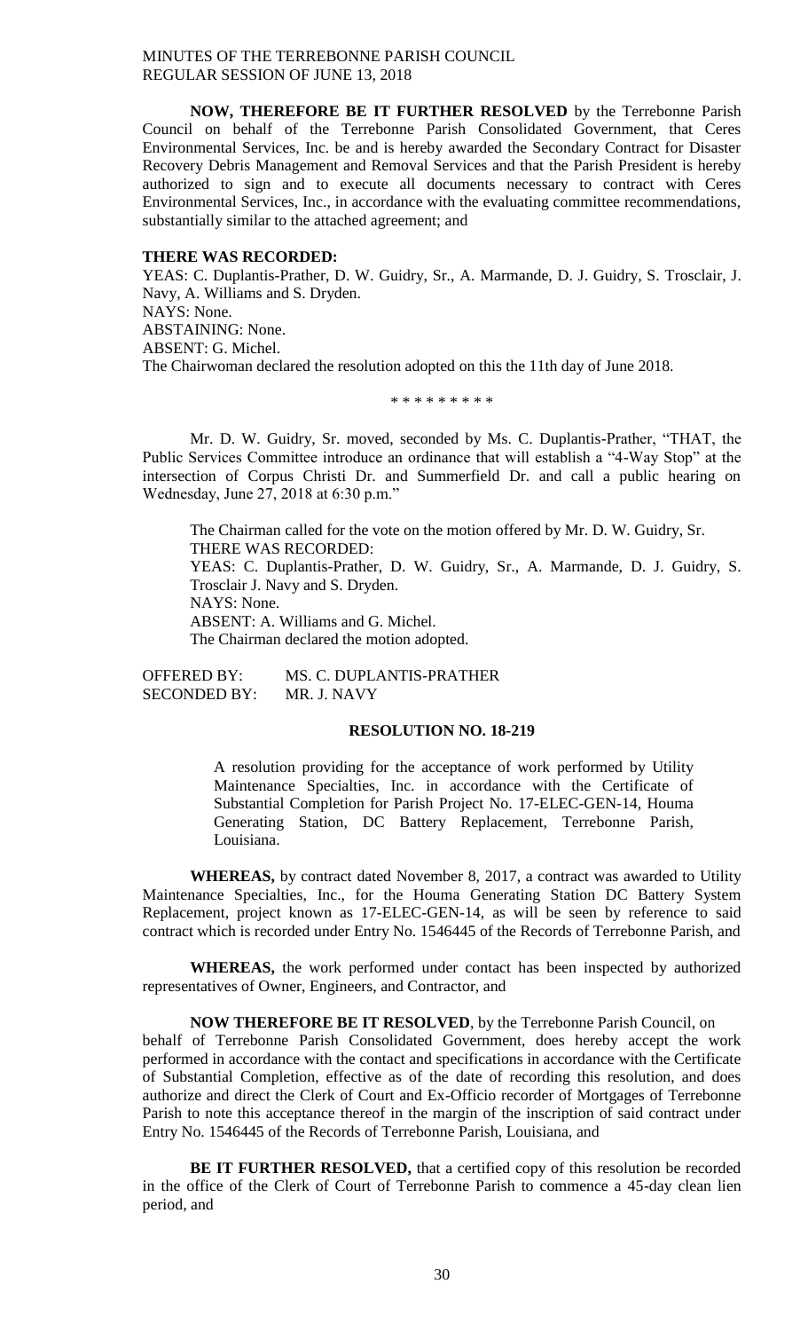**NOW, THEREFORE BE IT FURTHER RESOLVED** by the Terrebonne Parish Council on behalf of the Terrebonne Parish Consolidated Government, that Ceres Environmental Services, Inc. be and is hereby awarded the Secondary Contract for Disaster Recovery Debris Management and Removal Services and that the Parish President is hereby authorized to sign and to execute all documents necessary to contract with Ceres Environmental Services, Inc., in accordance with the evaluating committee recommendations, substantially similar to the attached agreement; and

**THERE WAS RECORDED:**

YEAS: C. Duplantis-Prather, D. W. Guidry, Sr., A. Marmande, D. J. Guidry, S. Trosclair, J. Navy, A. Williams and S. Dryden.

NAYS: None.

ABSTAINING: None.

ABSENT: G. Michel.

The Chairwoman declared the resolution adopted on this the 11th day of June 2018.

\* \* \* \* \* \* \* \* \*

Mr. D. W. Guidry, Sr. moved, seconded by Ms. C. Duplantis-Prather, "THAT, the Public Services Committee introduce an ordinance that will establish a "4-Way Stop" at the intersection of Corpus Christi Dr. and Summerfield Dr. and call a public hearing on Wednesday, June 27, 2018 at 6:30 p.m."

The Chairman called for the vote on the motion offered by Mr. D. W. Guidry, Sr.

THERE WAS RECORDED:

YEAS: C. Duplantis-Prather, D. W. Guidry, Sr., A. Marmande, D. J. Guidry, S. Trosclair J. Navy and S. Dryden.

NAYS: None.

ABSENT: A. Williams and G. Michel.

The Chairman declared the motion adopted.

OFFERED BY: MS. C. DUPLANTIS-PRATHER
SECONDED BY: MR. J. NAVY

**RESOLUTION NO. 18-219**

A resolution providing for the acceptance of work performed by Utility Maintenance Specialties, Inc. in accordance with the Certificate of Substantial Completion for Parish Project No. 17-ELEC-GEN-14, Houma Generating Station, DC Battery Replacement, Terrebonne Parish, Louisiana.

**WHEREAS,** by contract dated November 8, 2017, a contract was awarded to Utility Maintenance Specialties, Inc., for the Houma Generating Station DC Battery System Replacement, project known as 17-ELEC-GEN-14, as will be seen by reference to said contract which is recorded under Entry No. 1546445 of the Records of Terrebonne Parish, and

**WHEREAS,** the work performed under contact has been inspected by authorized representatives of Owner, Engineers, and Contractor, and

**NOW THEREFORE BE IT RESOLVED**, by the Terrebonne Parish Council, on behalf of Terrebonne Parish Consolidated Government, does hereby accept the work performed in accordance with the contact and specifications in accordance with the Certificate of Substantial Completion, effective as of the date of recording this resolution, and does authorize and direct the Clerk of Court and Ex-Officio recorder of Mortgages of Terrebonne Parish to note this acceptance thereof in the margin of the inscription of said contract under Entry No. 1546445 of the Records of Terrebonne Parish, Louisiana, and

**BE IT FURTHER RESOLVED,** that a certified copy of this resolution be recorded in the office of the Clerk of Court of Terrebonne Parish to commence a 45-day clean lien period, and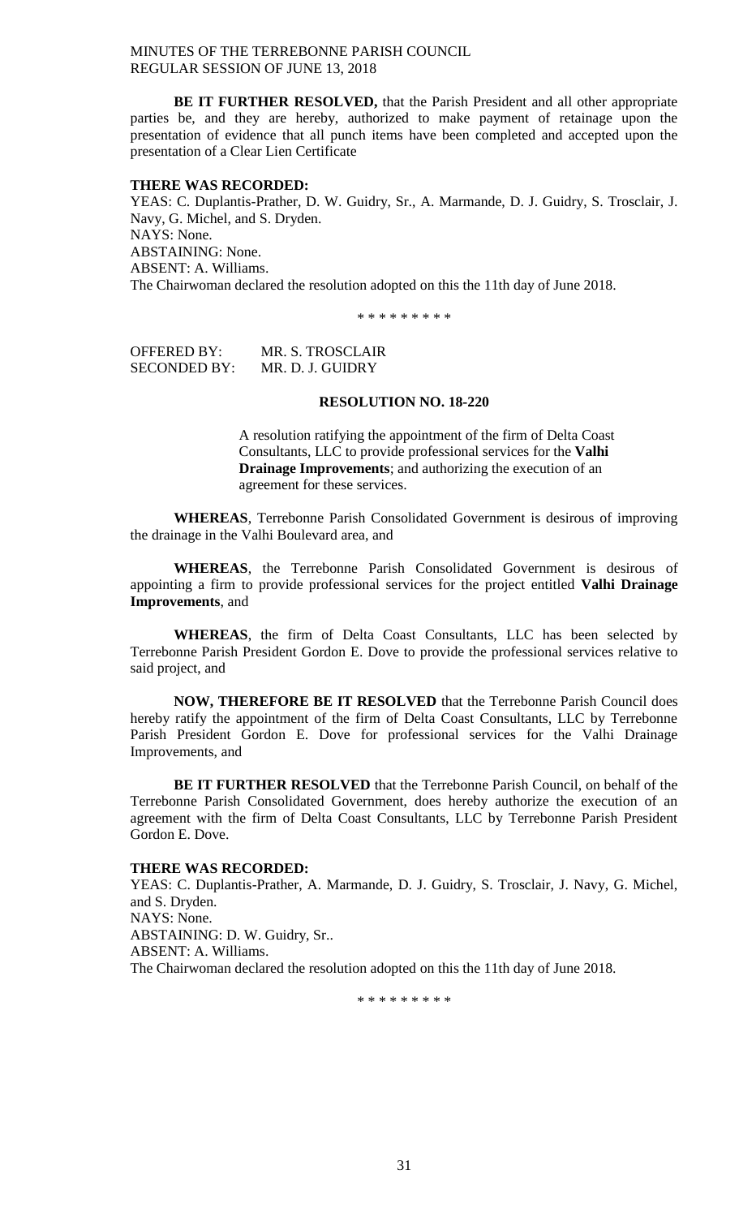**BE IT FURTHER RESOLVED,** that the Parish President and all other appropriate parties be, and they are hereby, authorized to make payment of retainage upon the presentation of evidence that all punch items have been completed and accepted upon the presentation of a Clear Lien Certificate

**THERE WAS RECORDED:**
YEAS: C. Duplantis-Prather, D. W. Guidry, Sr., A. Marmande, D. J. Guidry, S. Trosclair, J. Navy, G. Michel, and S. Dryden.
NAYS: None.
ABSTAINING: None.
ABSENT: A. Williams.
The Chairwoman declared the resolution adopted on this the 11th day of June 2018.

\* \* \* \* \* \* \* \* \*

OFFERED BY: MR. S. TROSCLAIR
SECONDED BY: MR. D. J. GUIDRY

**RESOLUTION NO. 18-220**

A resolution ratifying the appointment of the firm of Delta Coast Consultants, LLC to provide professional services for the **Valhi Drainage Improvements**; and authorizing the execution of an agreement for these services.

**WHEREAS**, Terrebonne Parish Consolidated Government is desirous of improving the drainage in the Valhi Boulevard area, and

**WHEREAS**, the Terrebonne Parish Consolidated Government is desirous of appointing a firm to provide professional services for the project entitled **Valhi Drainage Improvements**, and

**WHEREAS**, the firm of Delta Coast Consultants, LLC has been selected by Terrebonne Parish President Gordon E. Dove to provide the professional services relative to said project, and

**NOW, THEREFORE BE IT RESOLVED** that the Terrebonne Parish Council does hereby ratify the appointment of the firm of Delta Coast Consultants, LLC by Terrebonne Parish President Gordon E. Dove for professional services for the Valhi Drainage Improvements, and

**BE IT FURTHER RESOLVED** that the Terrebonne Parish Council, on behalf of the Terrebonne Parish Consolidated Government, does hereby authorize the execution of an agreement with the firm of Delta Coast Consultants, LLC by Terrebonne Parish President Gordon E. Dove.

**THERE WAS RECORDED:**
YEAS: C. Duplantis-Prather, A. Marmande, D. J. Guidry, S. Trosclair, J. Navy, G. Michel, and S. Dryden.
NAYS: None.
ABSTAINING: D. W. Guidry, Sr..
ABSENT: A. Williams.
The Chairwoman declared the resolution adopted on this the 11th day of June 2018.

\* \* \* \* \* \* \* \* \*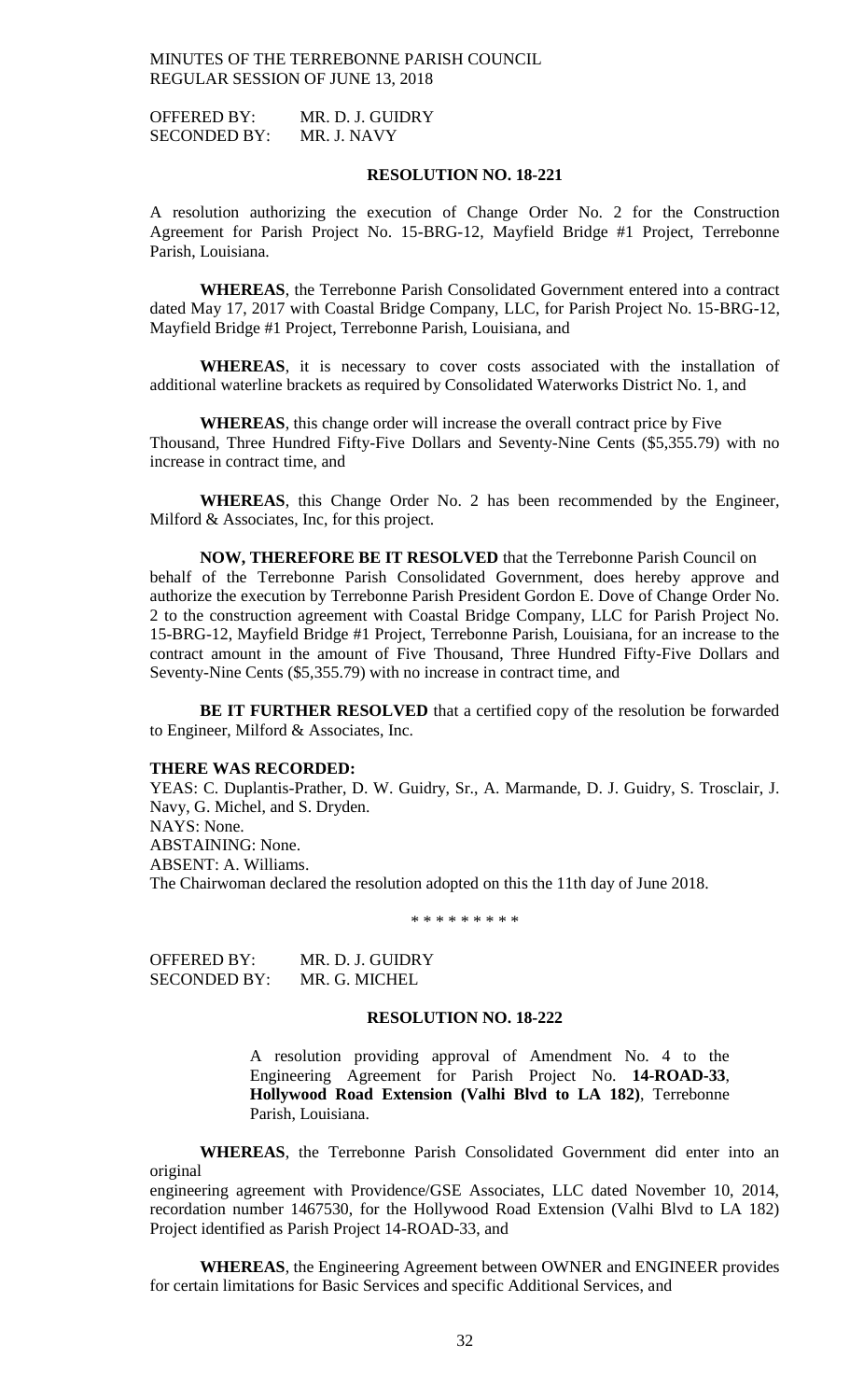OFFERED BY: MR. D. J. GUIDRY
SECONDED BY: MR. J. NAVY

**RESOLUTION NO. 18-221**

A resolution authorizing the execution of Change Order No. 2 for the Construction Agreement for Parish Project No. 15-BRG-12, Mayfield Bridge #1 Project, Terrebonne Parish, Louisiana.

**WHEREAS**, the Terrebonne Parish Consolidated Government entered into a contract dated May 17, 2017 with Coastal Bridge Company, LLC, for Parish Project No. 15-BRG-12, Mayfield Bridge #1 Project, Terrebonne Parish, Louisiana, and

**WHEREAS**, it is necessary to cover costs associated with the installation of additional waterline brackets as required by Consolidated Waterworks District No. 1, and

**WHEREAS**, this change order will increase the overall contract price by Five Thousand, Three Hundred Fifty-Five Dollars and Seventy-Nine Cents ($5,355.79) with no increase in contract time, and

**WHEREAS**, this Change Order No. 2 has been recommended by the Engineer, Milford & Associates, Inc, for this project.

**NOW, THEREFORE BE IT RESOLVED** that the Terrebonne Parish Council on behalf of the Terrebonne Parish Consolidated Government, does hereby approve and authorize the execution by Terrebonne Parish President Gordon E. Dove of Change Order No. 2 to the construction agreement with Coastal Bridge Company, LLC for Parish Project No. 15-BRG-12, Mayfield Bridge #1 Project, Terrebonne Parish, Louisiana, for an increase to the contract amount in the amount of Five Thousand, Three Hundred Fifty-Five Dollars and Seventy-Nine Cents ($5,355.79) with no increase in contract time, and

**BE IT FURTHER RESOLVED** that a certified copy of the resolution be forwarded to Engineer, Milford & Associates, Inc.

**THERE WAS RECORDED:**
YEAS: C. Duplantis-Prather, D. W. Guidry, Sr., A. Marmande, D. J. Guidry, S. Trosclair, J. Navy, G. Michel, and S. Dryden.
NAYS: None.
ABSTAINING: None.
ABSENT: A. Williams.
The Chairwoman declared the resolution adopted on this the 11th day of June 2018.

\* \* \* \* \* \* \* \* \*

OFFERED BY: MR. D. J. GUIDRY
SECONDED BY: MR. G. MICHEL

**RESOLUTION NO. 18-222**

A resolution providing approval of Amendment No. 4 to the Engineering Agreement for Parish Project No. **14-ROAD-33**, **Hollywood Road Extension (Valhi Blvd to LA 182)**, Terrebonne Parish, Louisiana.

**WHEREAS**, the Terrebonne Parish Consolidated Government did enter into an original
engineering agreement with Providence/GSE Associates, LLC dated November 10, 2014, recordation number 1467530, for the Hollywood Road Extension (Valhi Blvd to LA 182) Project identified as Parish Project 14-ROAD-33, and

**WHEREAS**, the Engineering Agreement between OWNER and ENGINEER provides for certain limitations for Basic Services and specific Additional Services, and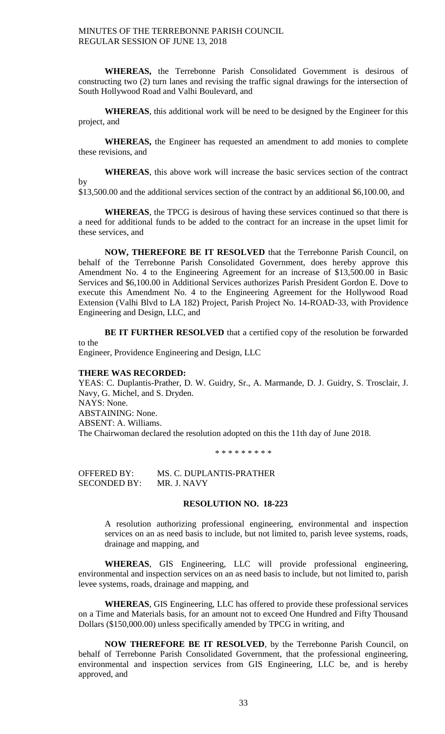**WHEREAS,** the Terrebonne Parish Consolidated Government is desirous of constructing two (2) turn lanes and revising the traffic signal drawings for the intersection of South Hollywood Road and Valhi Boulevard, and

**WHEREAS**, this additional work will be need to be designed by the Engineer for this project, and

**WHEREAS,** the Engineer has requested an amendment to add monies to complete these revisions, and

**WHEREAS**, this above work will increase the basic services section of the contract by
$13,500.00 and the additional services section of the contract by an additional $6,100.00, and

**WHEREAS**, the TPCG is desirous of having these services continued so that there is a need for additional funds to be added to the contract for an increase in the upset limit for these services, and

**NOW, THEREFORE BE IT RESOLVED** that the Terrebonne Parish Council, on behalf of the Terrebonne Parish Consolidated Government, does hereby approve this Amendment No. 4 to the Engineering Agreement for an increase of $13,500.00 in Basic Services and $6,100.00 in Additional Services authorizes Parish President Gordon E. Dove to execute this Amendment No. 4 to the Engineering Agreement for the Hollywood Road Extension (Valhi Blvd to LA 182) Project, Parish Project No. 14-ROAD-33, with Providence Engineering and Design, LLC, and

**BE IT FURTHER RESOLVED** that a certified copy of the resolution be forwarded to the
Engineer, Providence Engineering and Design, LLC

**THERE WAS RECORDED:**
YEAS: C. Duplantis-Prather, D. W. Guidry, Sr., A. Marmande, D. J. Guidry, S. Trosclair, J. Navy, G. Michel, and S. Dryden.
NAYS: None.
ABSTAINING: None.
ABSENT: A. Williams.
The Chairwoman declared the resolution adopted on this the 11th day of June 2018.

\* \* \* \* \* \* \* \* \*

OFFERED BY: MS. C. DUPLANTIS-PRATHER
SECONDED BY: MR. J. NAVY

**RESOLUTION NO. 18-223**

A resolution authorizing professional engineering, environmental and inspection services on an as need basis to include, but not limited to, parish levee systems, roads, drainage and mapping, and

**WHEREAS**, GIS Engineering, LLC will provide professional engineering, environmental and inspection services on an as need basis to include, but not limited to, parish levee systems, roads, drainage and mapping, and

**WHEREAS**, GIS Engineering, LLC has offered to provide these professional services on a Time and Materials basis, for an amount not to exceed One Hundred and Fifty Thousand Dollars ($150,000.00) unless specifically amended by TPCG in writing, and

**NOW THEREFORE BE IT RESOLVED**, by the Terrebonne Parish Council, on behalf of Terrebonne Parish Consolidated Government, that the professional engineering, environmental and inspection services from GIS Engineering, LLC be, and is hereby approved, and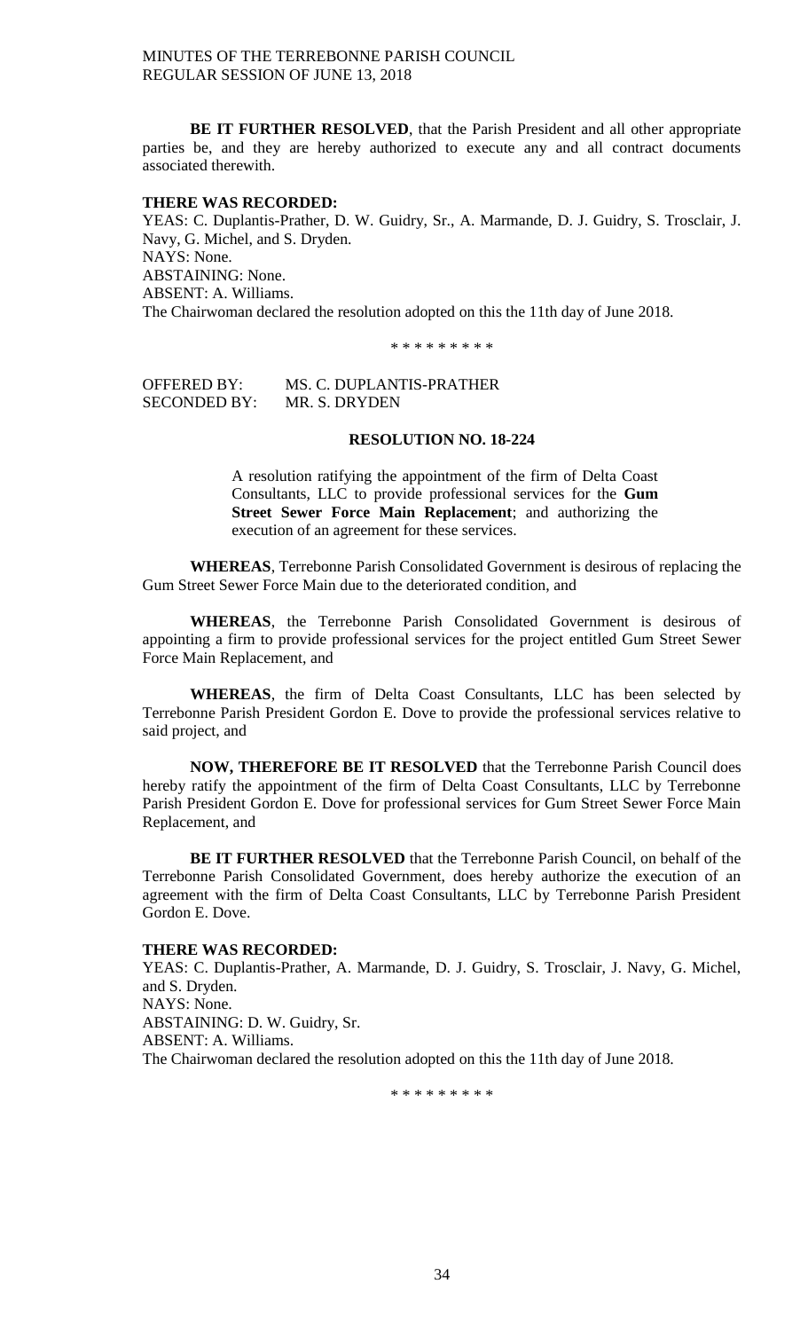**BE IT FURTHER RESOLVED**, that the Parish President and all other appropriate parties be, and they are hereby authorized to execute any and all contract documents associated therewith.

**THERE WAS RECORDED:**
YEAS: C. Duplantis-Prather, D. W. Guidry, Sr., A. Marmande, D. J. Guidry, S. Trosclair, J. Navy, G. Michel, and S. Dryden.
NAYS: None.
ABSTAINING: None.
ABSENT: A. Williams.
The Chairwoman declared the resolution adopted on this the 11th day of June 2018.

\* \* \* \* \* \* \* \* \*

OFFERED BY: MS. C. DUPLANTIS-PRATHER
SECONDED BY: MR. S. DRYDEN

**RESOLUTION NO. 18-224**

A resolution ratifying the appointment of the firm of Delta Coast Consultants, LLC to provide professional services for the **Gum Street Sewer Force Main Replacement**; and authorizing the execution of an agreement for these services.

**WHEREAS**, Terrebonne Parish Consolidated Government is desirous of replacing the Gum Street Sewer Force Main due to the deteriorated condition, and

**WHEREAS**, the Terrebonne Parish Consolidated Government is desirous of appointing a firm to provide professional services for the project entitled Gum Street Sewer Force Main Replacement, and

**WHEREAS**, the firm of Delta Coast Consultants, LLC has been selected by Terrebonne Parish President Gordon E. Dove to provide the professional services relative to said project, and

**NOW, THEREFORE BE IT RESOLVED** that the Terrebonne Parish Council does hereby ratify the appointment of the firm of Delta Coast Consultants, LLC by Terrebonne Parish President Gordon E. Dove for professional services for Gum Street Sewer Force Main Replacement, and

**BE IT FURTHER RESOLVED** that the Terrebonne Parish Council, on behalf of the Terrebonne Parish Consolidated Government, does hereby authorize the execution of an agreement with the firm of Delta Coast Consultants, LLC by Terrebonne Parish President Gordon E. Dove.

**THERE WAS RECORDED:**
YEAS: C. Duplantis-Prather, A. Marmande, D. J. Guidry, S. Trosclair, J. Navy, G. Michel, and S. Dryden.
NAYS: None.
ABSTAINING: D. W. Guidry, Sr.
ABSENT: A. Williams.
The Chairwoman declared the resolution adopted on this the 11th day of June 2018.

\* \* \* \* \* \* \* \* \*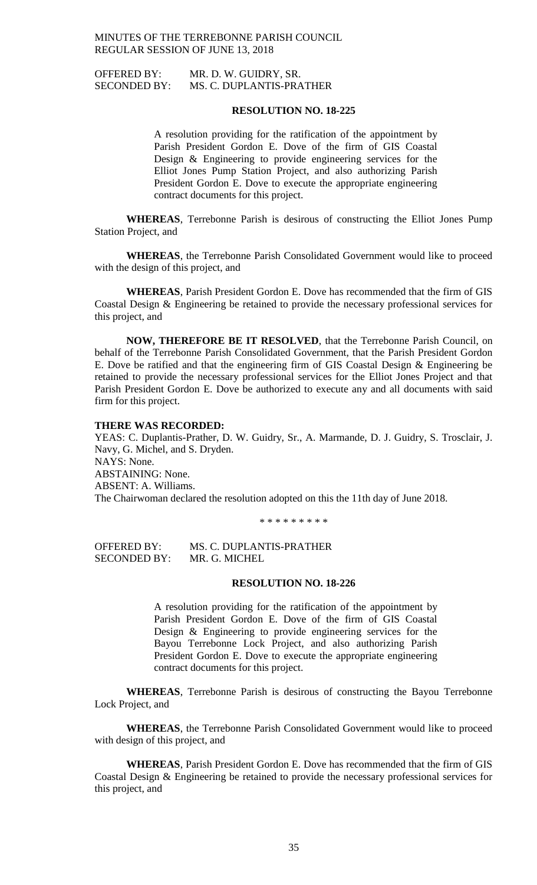OFFERED BY: MR. D. W. GUIDRY, SR.
SECONDED BY: MS. C. DUPLANTIS-PRATHER

**RESOLUTION NO. 18-225**

A resolution providing for the ratification of the appointment by Parish President Gordon E. Dove of the firm of GIS Coastal Design & Engineering to provide engineering services for the Elliot Jones Pump Station Project, and also authorizing Parish President Gordon E. Dove to execute the appropriate engineering contract documents for this project.

**WHEREAS**, Terrebonne Parish is desirous of constructing the Elliot Jones Pump Station Project, and

**WHEREAS**, the Terrebonne Parish Consolidated Government would like to proceed with the design of this project, and

**WHEREAS**, Parish President Gordon E. Dove has recommended that the firm of GIS Coastal Design & Engineering be retained to provide the necessary professional services for this project, and

**NOW, THEREFORE BE IT RESOLVED**, that the Terrebonne Parish Council, on behalf of the Terrebonne Parish Consolidated Government, that the Parish President Gordon E. Dove be ratified and that the engineering firm of GIS Coastal Design & Engineering be retained to provide the necessary professional services for the Elliot Jones Project and that Parish President Gordon E. Dove be authorized to execute any and all documents with said firm for this project.

**THERE WAS RECORDED:**
YEAS: C. Duplantis-Prather, D. W. Guidry, Sr., A. Marmande, D. J. Guidry, S. Trosclair, J. Navy, G. Michel, and S. Dryden.
NAYS: None.
ABSTAINING: None.
ABSENT: A. Williams.
The Chairwoman declared the resolution adopted on this the 11th day of June 2018.

\* \* \* \* \* \* \* \* \*

OFFERED BY: MS. C. DUPLANTIS-PRATHER
SECONDED BY: MR. G. MICHEL

**RESOLUTION NO. 18-226**

A resolution providing for the ratification of the appointment by Parish President Gordon E. Dove of the firm of GIS Coastal Design & Engineering to provide engineering services for the Bayou Terrebonne Lock Project, and also authorizing Parish President Gordon E. Dove to execute the appropriate engineering contract documents for this project.

**WHEREAS**, Terrebonne Parish is desirous of constructing the Bayou Terrebonne Lock Project, and

**WHEREAS**, the Terrebonne Parish Consolidated Government would like to proceed with design of this project, and

**WHEREAS**, Parish President Gordon E. Dove has recommended that the firm of GIS Coastal Design & Engineering be retained to provide the necessary professional services for this project, and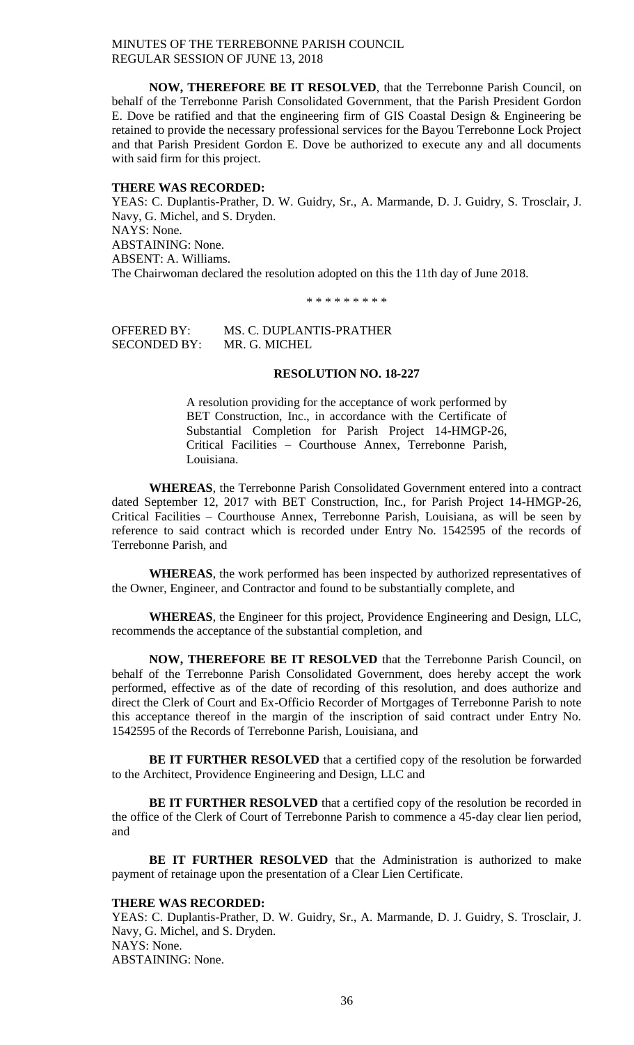**NOW, THEREFORE BE IT RESOLVED**, that the Terrebonne Parish Council, on behalf of the Terrebonne Parish Consolidated Government, that the Parish President Gordon E. Dove be ratified and that the engineering firm of GIS Coastal Design & Engineering be retained to provide the necessary professional services for the Bayou Terrebonne Lock Project and that Parish President Gordon E. Dove be authorized to execute any and all documents with said firm for this project.

**THERE WAS RECORDED:**

YEAS: C. Duplantis-Prather, D. W. Guidry, Sr., A. Marmande, D. J. Guidry, S. Trosclair, J. Navy, G. Michel, and S. Dryden.
NAYS: None.
ABSTAINING: None.
ABSENT: A. Williams.
The Chairwoman declared the resolution adopted on this the 11th day of June 2018.

\* \* \* \* \* \* \* \* \*

OFFERED BY: MS. C. DUPLANTIS-PRATHER
SECONDED BY: MR. G. MICHEL

**RESOLUTION NO. 18-227**

A resolution providing for the acceptance of work performed by BET Construction, Inc., in accordance with the Certificate of Substantial Completion for Parish Project 14-HMGP-26, Critical Facilities – Courthouse Annex, Terrebonne Parish, Louisiana.

**WHEREAS**, the Terrebonne Parish Consolidated Government entered into a contract dated September 12, 2017 with BET Construction, Inc., for Parish Project 14-HMGP-26, Critical Facilities – Courthouse Annex, Terrebonne Parish, Louisiana, as will be seen by reference to said contract which is recorded under Entry No. 1542595 of the records of Terrebonne Parish, and

**WHEREAS**, the work performed has been inspected by authorized representatives of the Owner, Engineer, and Contractor and found to be substantially complete, and

**WHEREAS**, the Engineer for this project, Providence Engineering and Design, LLC, recommends the acceptance of the substantial completion, and

**NOW, THEREFORE BE IT RESOLVED** that the Terrebonne Parish Council, on behalf of the Terrebonne Parish Consolidated Government, does hereby accept the work performed, effective as of the date of recording of this resolution, and does authorize and direct the Clerk of Court and Ex-Officio Recorder of Mortgages of Terrebonne Parish to note this acceptance thereof in the margin of the inscription of said contract under Entry No. 1542595 of the Records of Terrebonne Parish, Louisiana, and

**BE IT FURTHER RESOLVED** that a certified copy of the resolution be forwarded to the Architect, Providence Engineering and Design, LLC and

**BE IT FURTHER RESOLVED** that a certified copy of the resolution be recorded in the office of the Clerk of Court of Terrebonne Parish to commence a 45-day clear lien period, and

**BE IT FURTHER RESOLVED** that the Administration is authorized to make payment of retainage upon the presentation of a Clear Lien Certificate.

**THERE WAS RECORDED:**

YEAS: C. Duplantis-Prather, D. W. Guidry, Sr., A. Marmande, D. J. Guidry, S. Trosclair, J. Navy, G. Michel, and S. Dryden.
NAYS: None.
ABSTAINING: None.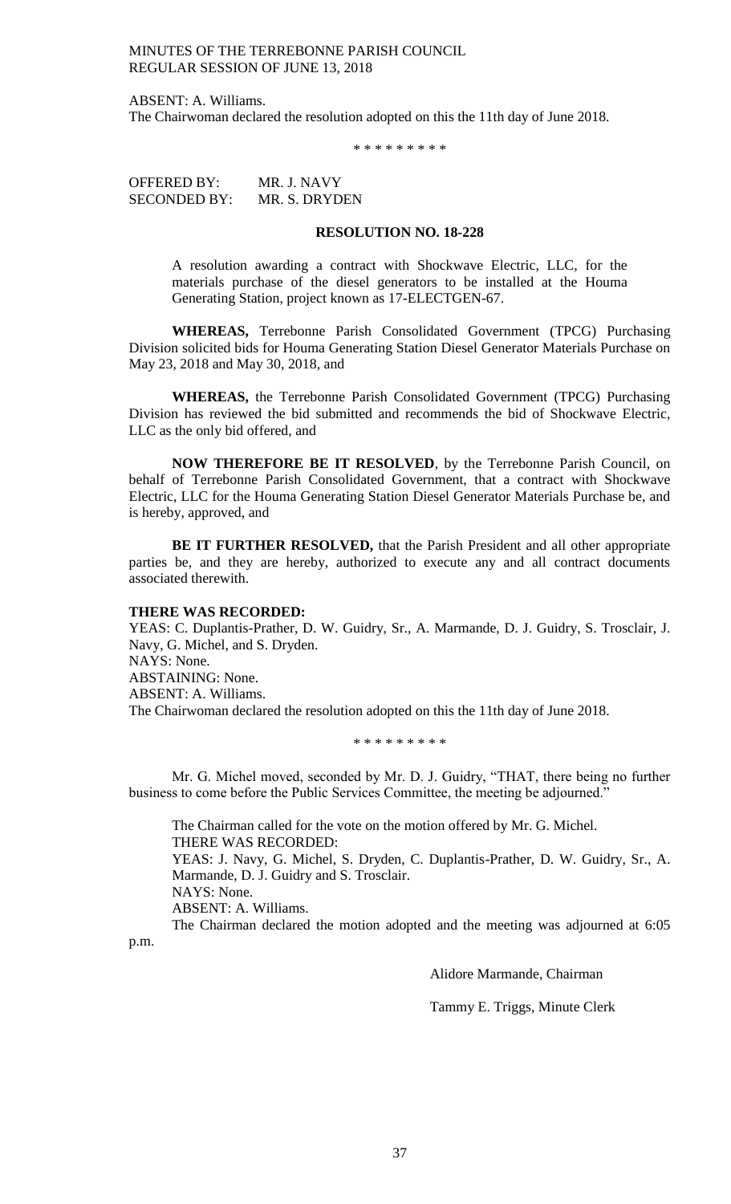ABSENT: A. Williams.
The Chairwoman declared the resolution adopted on this the 11th day of June 2018.

\* \* \* \* \* \* \* \* \*

OFFERED BY: MR. J. NAVY
SECONDED BY: MR. S. DRYDEN

**RESOLUTION NO. 18-228**

A resolution awarding a contract with Shockwave Electric, LLC, for the materials purchase of the diesel generators to be installed at the Houma Generating Station, project known as 17-ELECTGEN-67.

**WHEREAS,** Terrebonne Parish Consolidated Government (TPCG) Purchasing Division solicited bids for Houma Generating Station Diesel Generator Materials Purchase on May 23, 2018 and May 30, 2018, and

**WHEREAS,** the Terrebonne Parish Consolidated Government (TPCG) Purchasing Division has reviewed the bid submitted and recommends the bid of Shockwave Electric, LLC as the only bid offered, and

**NOW THEREFORE BE IT RESOLVED**, by the Terrebonne Parish Council, on behalf of Terrebonne Parish Consolidated Government, that a contract with Shockwave Electric, LLC for the Houma Generating Station Diesel Generator Materials Purchase be, and is hereby, approved, and

**BE IT FURTHER RESOLVED,** that the Parish President and all other appropriate parties be, and they are hereby, authorized to execute any and all contract documents associated therewith.

**THERE WAS RECORDED:**
YEAS: C. Duplantis-Prather, D. W. Guidry, Sr., A. Marmande, D. J. Guidry, S. Trosclair, J. Navy, G. Michel, and S. Dryden.
NAYS: None.
ABSTAINING: None.
ABSENT: A. Williams.
The Chairwoman declared the resolution adopted on this the 11th day of June 2018.

\* \* \* \* \* \* \* \* \*

Mr. G. Michel moved, seconded by Mr. D. J. Guidry, "THAT, there being no further business to come before the Public Services Committee, the meeting be adjourned."

The Chairman called for the vote on the motion offered by Mr. G. Michel.
THERE WAS RECORDED:
YEAS: J. Navy, G. Michel, S. Dryden, C. Duplantis-Prather, D. W. Guidry, Sr., A. Marmande, D. J. Guidry and S. Trosclair.
NAYS: None.
ABSENT: A. Williams.
The Chairman declared the motion adopted and the meeting was adjourned at 6:05 p.m.

Alidore Marmande, Chairman

Tammy E. Triggs, Minute Clerk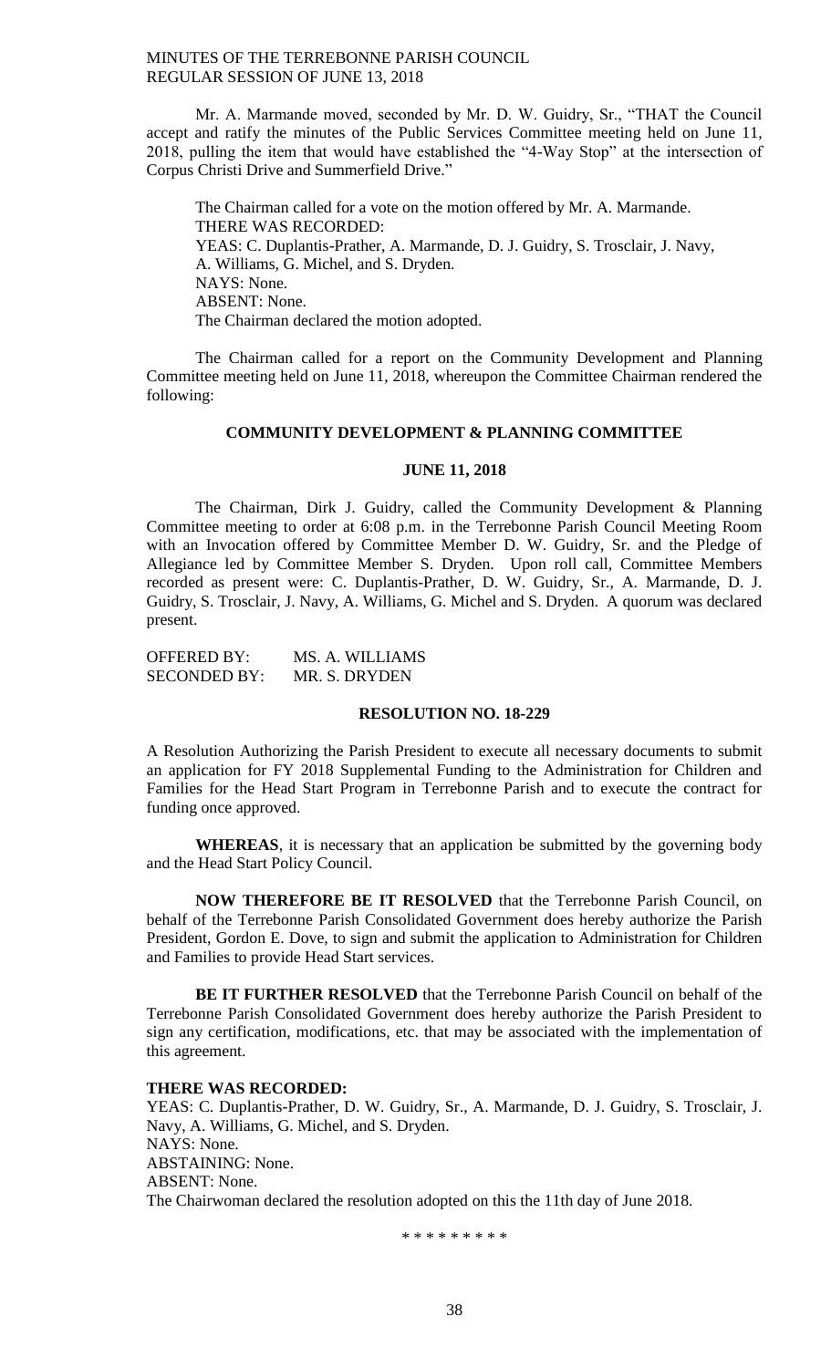Mr. A. Marmande moved, seconded by Mr. D. W. Guidry, Sr., "THAT the Council accept and ratify the minutes of the Public Services Committee meeting held on June 11, 2018, pulling the item that would have established the "4-Way Stop" at the intersection of Corpus Christi Drive and Summerfield Drive."

The Chairman called for a vote on the motion offered by Mr. A. Marmande.
THERE WAS RECORDED:
YEAS: C. Duplantis-Prather, A. Marmande, D. J. Guidry, S. Trosclair, J. Navy, A. Williams, G. Michel, and S. Dryden.
NAYS: None.
ABSENT: None.
The Chairman declared the motion adopted.

The Chairman called for a report on the Community Development and Planning Committee meeting held on June 11, 2018, whereupon the Committee Chairman rendered the following:

## COMMUNITY DEVELOPMENT & PLANNING COMMITTEE

## JUNE 11, 2018

The Chairman, Dirk J. Guidry, called the Community Development & Planning Committee meeting to order at 6:08 p.m. in the Terrebonne Parish Council Meeting Room with an Invocation offered by Committee Member D. W. Guidry, Sr. and the Pledge of Allegiance led by Committee Member S. Dryden. Upon roll call, Committee Members recorded as present were: C. Duplantis-Prather, D. W. Guidry, Sr., A. Marmande, D. J. Guidry, S. Trosclair, J. Navy, A. Williams, G. Michel and S. Dryden. A quorum was declared present.

OFFERED BY: MS. A. WILLIAMS
SECONDED BY: MR. S. DRYDEN

## RESOLUTION NO. 18-229

A Resolution Authorizing the Parish President to execute all necessary documents to submit an application for FY 2018 Supplemental Funding to the Administration for Children and Families for the Head Start Program in Terrebonne Parish and to execute the contract for funding once approved.

**WHEREAS**, it is necessary that an application be submitted by the governing body and the Head Start Policy Council.

**NOW THEREFORE BE IT RESOLVED** that the Terrebonne Parish Council, on behalf of the Terrebonne Parish Consolidated Government does hereby authorize the Parish President, Gordon E. Dove, to sign and submit the application to Administration for Children and Families to provide Head Start services.

**BE IT FURTHER RESOLVED** that the Terrebonne Parish Council on behalf of the Terrebonne Parish Consolidated Government does hereby authorize the Parish President to sign any certification, modifications, etc. that may be associated with the implementation of this agreement.

**THERE WAS RECORDED:**
YEAS: C. Duplantis-Prather, D. W. Guidry, Sr., A. Marmande, D. J. Guidry, S. Trosclair, J. Navy, A. Williams, G. Michel, and S. Dryden.
NAYS: None.
ABSTAINING: None.
ABSENT: None.
The Chairwoman declared the resolution adopted on this the 11th day of June 2018.

\* \* \* \* \* \* \* \* \*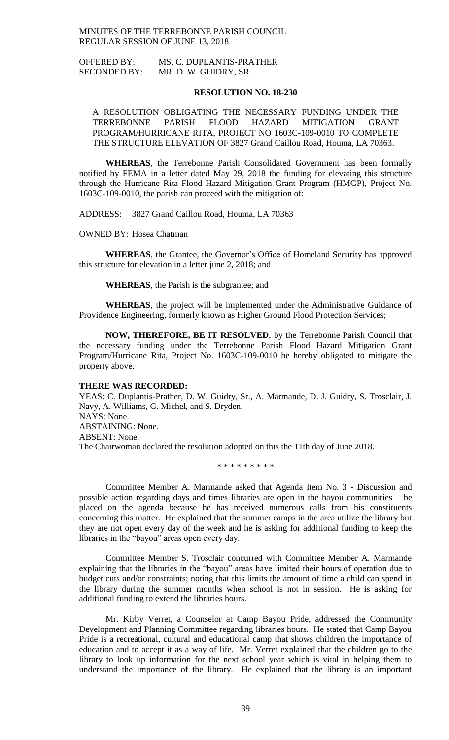OFFERED BY: MS. C. DUPLANTIS-PRATHER
SECONDED BY: MR. D. W. GUIDRY, SR.

**RESOLUTION NO. 18-230**

A RESOLUTION OBLIGATING THE NECESSARY FUNDING UNDER THE TERREBONNE PARISH FLOOD HAZARD MITIGATION GRANT PROGRAM/HURRICANE RITA, PROJECT NO 1603C-109-0010 TO COMPLETE THE STRUCTURE ELEVATION OF 3827 Grand Caillou Road, Houma, LA 70363.

**WHEREAS**, the Terrebonne Parish Consolidated Government has been formally notified by FEMA in a letter dated May 29, 2018 the funding for elevating this structure through the Hurricane Rita Flood Hazard Mitigation Grant Program (HMGP), Project No. 1603C-109-0010, the parish can proceed with the mitigation of:

ADDRESS: 3827 Grand Caillou Road, Houma, LA 70363

OWNED BY: Hosea Chatman

**WHEREAS**, the Grantee, the Governor's Office of Homeland Security has approved this structure for elevation in a letter june 2, 2018; and

**WHEREAS**, the Parish is the subgrantee; and

**WHEREAS**, the project will be implemented under the Administrative Guidance of Providence Engineering, formerly known as Higher Ground Flood Protection Services;

**NOW, THEREFORE, BE IT RESOLVED**, by the Terrebonne Parish Council that the necessary funding under the Terrebonne Parish Flood Hazard Mitigation Grant Program/Hurricane Rita, Project No. 1603C-109-0010 be hereby obligated to mitigate the property above.

**THERE WAS RECORDED:**
YEAS: C. Duplantis-Prather, D. W. Guidry, Sr., A. Marmande, D. J. Guidry, S. Trosclair, J. Navy, A. Williams, G. Michel, and S. Dryden.
NAYS: None.
ABSTAINING: None.
ABSENT: None.
The Chairwoman declared the resolution adopted on this the 11th day of June 2018.

\* \* \* \* \* \* \* \* \*

Committee Member A. Marmande asked that Agenda Item No. 3 - Discussion and possible action regarding days and times libraries are open in the bayou communities – be placed on the agenda because he has received numerous calls from his constituents concerning this matter. He explained that the summer camps in the area utilize the library but they are not open every day of the week and he is asking for additional funding to keep the libraries in the "bayou" areas open every day.

Committee Member S. Trosclair concurred with Committee Member A. Marmande explaining that the libraries in the "bayou" areas have limited their hours of operation due to budget cuts and/or constraints; noting that this limits the amount of time a child can spend in the library during the summer months when school is not in session. He is asking for additional funding to extend the libraries hours.

Mr. Kirby Verret, a Counselor at Camp Bayou Pride, addressed the Community Development and Planning Committee regarding libraries hours. He stated that Camp Bayou Pride is a recreational, cultural and educational camp that shows children the importance of education and to accept it as a way of life. Mr. Verret explained that the children go to the library to look up information for the next school year which is vital in helping them to understand the importance of the library. He explained that the library is an important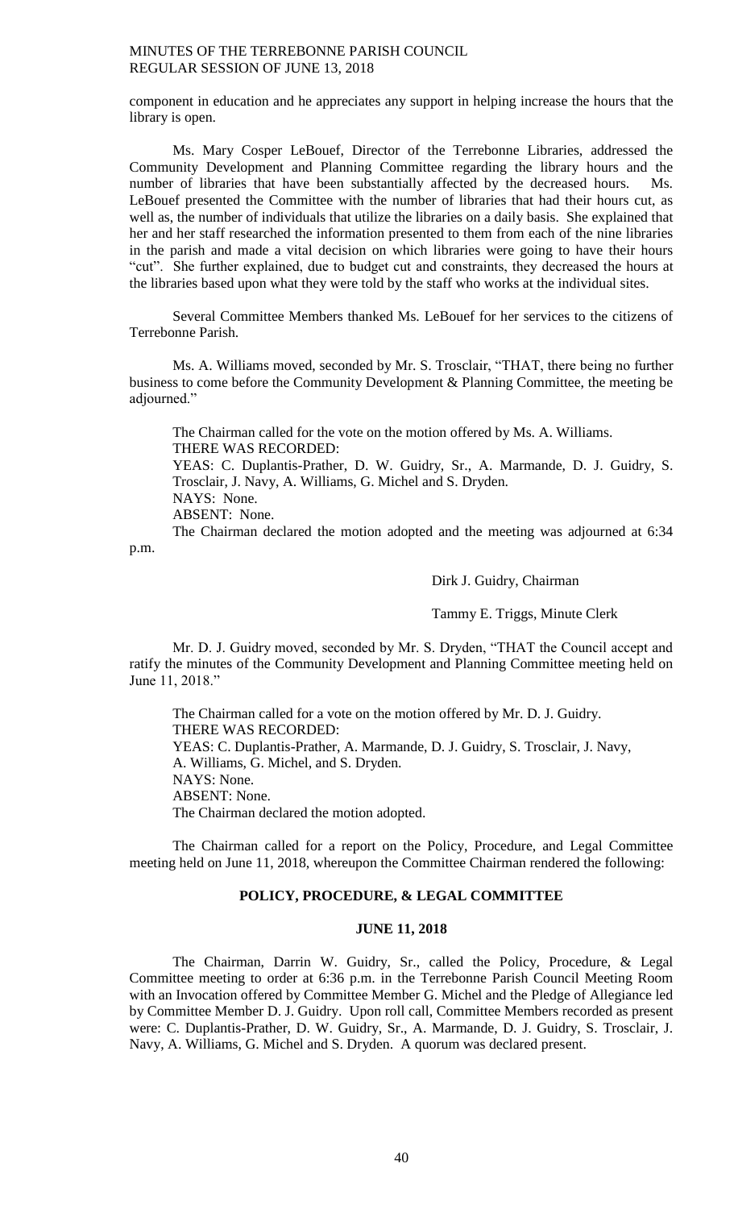component in education and he appreciates any support in helping increase the hours that the library is open.

Ms. Mary Cosper LeBouef, Director of the Terrebonne Libraries, addressed the Community Development and Planning Committee regarding the library hours and the number of libraries that have been substantially affected by the decreased hours. Ms. LeBouef presented the Committee with the number of libraries that had their hours cut, as well as, the number of individuals that utilize the libraries on a daily basis. She explained that her and her staff researched the information presented to them from each of the nine libraries in the parish and made a vital decision on which libraries were going to have their hours "cut". She further explained, due to budget cut and constraints, they decreased the hours at the libraries based upon what they were told by the staff who works at the individual sites.

Several Committee Members thanked Ms. LeBouef for her services to the citizens of Terrebonne Parish.

Ms. A. Williams moved, seconded by Mr. S. Trosclair, "THAT, there being no further business to come before the Community Development & Planning Committee, the meeting be adjourned."

The Chairman called for the vote on the motion offered by Ms. A. Williams.
THERE WAS RECORDED:
YEAS: C. Duplantis-Prather, D. W. Guidry, Sr., A. Marmande, D. J. Guidry, S. Trosclair, J. Navy, A. Williams, G. Michel and S. Dryden.
NAYS: None.
ABSENT: None.
The Chairman declared the motion adopted and the meeting was adjourned at 6:34 p.m.

Dirk J. Guidry, Chairman

Tammy E. Triggs, Minute Clerk

Mr. D. J. Guidry moved, seconded by Mr. S. Dryden, "THAT the Council accept and ratify the minutes of the Community Development and Planning Committee meeting held on June 11, 2018."

The Chairman called for a vote on the motion offered by Mr. D. J. Guidry.
THERE WAS RECORDED:
YEAS: C. Duplantis-Prather, A. Marmande, D. J. Guidry, S. Trosclair, J. Navy, A. Williams, G. Michel, and S. Dryden.
NAYS: None.
ABSENT: None.
The Chairman declared the motion adopted.

The Chairman called for a report on the Policy, Procedure, and Legal Committee meeting held on June 11, 2018, whereupon the Committee Chairman rendered the following:

## POLICY, PROCEDURE, & LEGAL COMMITTEE

### JUNE 11, 2018

The Chairman, Darrin W. Guidry, Sr., called the Policy, Procedure, & Legal Committee meeting to order at 6:36 p.m. in the Terrebonne Parish Council Meeting Room with an Invocation offered by Committee Member G. Michel and the Pledge of Allegiance led by Committee Member D. J. Guidry. Upon roll call, Committee Members recorded as present were: C. Duplantis-Prather, D. W. Guidry, Sr., A. Marmande, D. J. Guidry, S. Trosclair, J. Navy, A. Williams, G. Michel and S. Dryden. A quorum was declared present.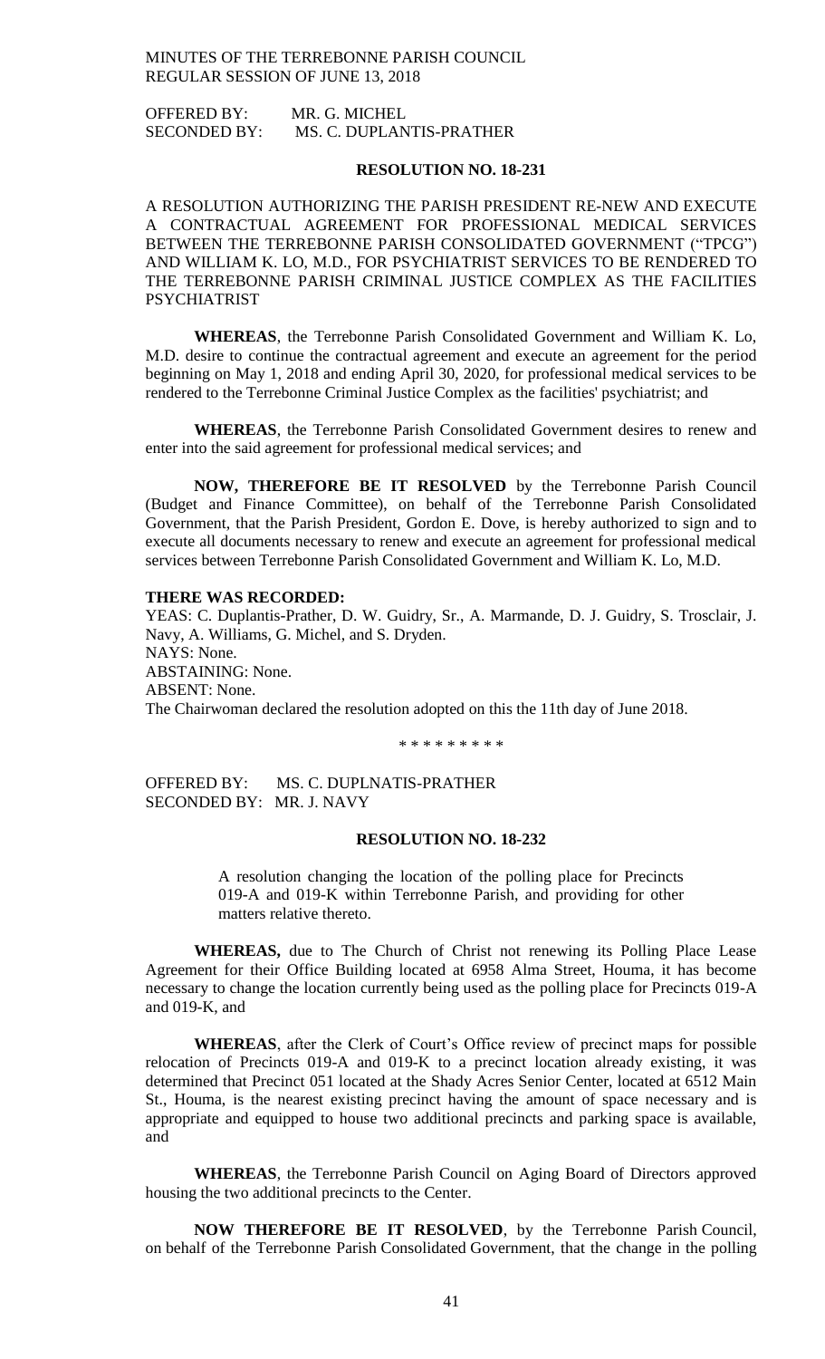MINUTES OF THE TERREBONNE PARISH COUNCIL
REGULAR SESSION OF JUNE 13, 2018

OFFERED BY: MR. G. MICHEL
SECONDED BY: MS. C. DUPLANTIS-PRATHER

**RESOLUTION NO. 18-231**

A RESOLUTION AUTHORIZING THE PARISH PRESIDENT RE-NEW AND EXECUTE A CONTRACTUAL AGREEMENT FOR PROFESSIONAL MEDICAL SERVICES BETWEEN THE TERREBONNE PARISH CONSOLIDATED GOVERNMENT ("TPCG") AND WILLIAM K. LO, M.D., FOR PSYCHIATRIST SERVICES TO BE RENDERED TO THE TERREBONNE PARISH CRIMINAL JUSTICE COMPLEX AS THE FACILITIES PSYCHIATRIST

**WHEREAS**, the Terrebonne Parish Consolidated Government and William K. Lo, M.D. desire to continue the contractual agreement and execute an agreement for the period beginning on May 1, 2018 and ending April 30, 2020, for professional medical services to be rendered to the Terrebonne Criminal Justice Complex as the facilities' psychiatrist; and

**WHEREAS**, the Terrebonne Parish Consolidated Government desires to renew and enter into the said agreement for professional medical services; and

**NOW, THEREFORE BE IT RESOLVED** by the Terrebonne Parish Council (Budget and Finance Committee), on behalf of the Terrebonne Parish Consolidated Government, that the Parish President, Gordon E. Dove, is hereby authorized to sign and to execute all documents necessary to renew and execute an agreement for professional medical services between Terrebonne Parish Consolidated Government and William K. Lo, M.D.

**THERE WAS RECORDED:**
YEAS: C. Duplantis-Prather, D. W. Guidry, Sr., A. Marmande, D. J. Guidry, S. Trosclair, J. Navy, A. Williams, G. Michel, and S. Dryden.
NAYS: None.
ABSTAINING: None.
ABSENT: None.
The Chairwoman declared the resolution adopted on this the 11th day of June 2018.

\* \* \* \* \* \* \* \* \*

OFFERED BY: MS. C. DUPLNATIS-PRATHER
SECONDED BY: MR. J. NAVY

**RESOLUTION NO. 18-232**

A resolution changing the location of the polling place for Precincts 019-A and 019-K within Terrebonne Parish, and providing for other matters relative thereto.

**WHEREAS,** due to The Church of Christ not renewing its Polling Place Lease Agreement for their Office Building located at 6958 Alma Street, Houma, it has become necessary to change the location currently being used as the polling place for Precincts 019-A and 019-K, and

**WHEREAS**, after the Clerk of Court's Office review of precinct maps for possible relocation of Precincts 019-A and 019-K to a precinct location already existing, it was determined that Precinct 051 located at the Shady Acres Senior Center, located at 6512 Main St., Houma, is the nearest existing precinct having the amount of space necessary and is appropriate and equipped to house two additional precincts and parking space is available, and

**WHEREAS**, the Terrebonne Parish Council on Aging Board of Directors approved housing the two additional precincts to the Center.

**NOW THEREFORE BE IT RESOLVED**, by the Terrebonne Parish Council, on behalf of the Terrebonne Parish Consolidated Government, that the change in the polling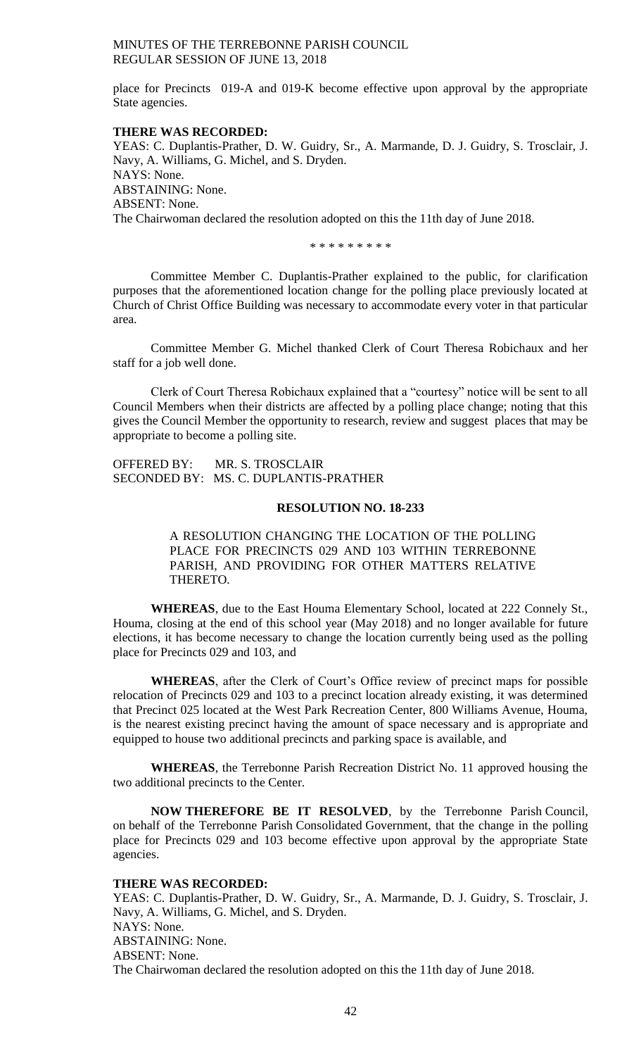place for Precincts 019-A and 019-K become effective upon approval by the appropriate State agencies.

**THERE WAS RECORDED:**
YEAS: C. Duplantis-Prather, D. W. Guidry, Sr., A. Marmande, D. J. Guidry, S. Trosclair, J. Navy, A. Williams, G. Michel, and S. Dryden.
NAYS: None.
ABSTAINING: None.
ABSENT: None.
The Chairwoman declared the resolution adopted on this the 11th day of June 2018.

\* \* \* \* \* \* \* \* \*

Committee Member C. Duplantis-Prather explained to the public, for clarification purposes that the aforementioned location change for the polling place previously located at Church of Christ Office Building was necessary to accommodate every voter in that particular area.

Committee Member G. Michel thanked Clerk of Court Theresa Robichaux and her staff for a job well done.

Clerk of Court Theresa Robichaux explained that a "courtesy" notice will be sent to all Council Members when their districts are affected by a polling place change; noting that this gives the Council Member the opportunity to research, review and suggest places that may be appropriate to become a polling site.

OFFERED BY: MR. S. TROSCLAIR
SECONDED BY: MS. C. DUPLANTIS-PRATHER

**RESOLUTION NO. 18-233**

A RESOLUTION CHANGING THE LOCATION OF THE POLLING PLACE FOR PRECINCTS 029 AND 103 WITHIN TERREBONNE PARISH, AND PROVIDING FOR OTHER MATTERS RELATIVE THERETO.

**WHEREAS**, due to the East Houma Elementary School, located at 222 Connely St., Houma, closing at the end of this school year (May 2018) and no longer available for future elections, it has become necessary to change the location currently being used as the polling place for Precincts 029 and 103, and

**WHEREAS**, after the Clerk of Court's Office review of precinct maps for possible relocation of Precincts 029 and 103 to a precinct location already existing, it was determined that Precinct 025 located at the West Park Recreation Center, 800 Williams Avenue, Houma, is the nearest existing precinct having the amount of space necessary and is appropriate and equipped to house two additional precincts and parking space is available, and

**WHEREAS**, the Terrebonne Parish Recreation District No. 11 approved housing the two additional precincts to the Center.

**NOW THEREFORE BE IT RESOLVED**, by the Terrebonne Parish Council, on behalf of the Terrebonne Parish Consolidated Government, that the change in the polling place for Precincts 029 and 103 become effective upon approval by the appropriate State agencies.

**THERE WAS RECORDED:**
YEAS: C. Duplantis-Prather, D. W. Guidry, Sr., A. Marmande, D. J. Guidry, S. Trosclair, J. Navy, A. Williams, G. Michel, and S. Dryden.
NAYS: None.
ABSTAINING: None.
ABSENT: None.
The Chairwoman declared the resolution adopted on this the 11th day of June 2018.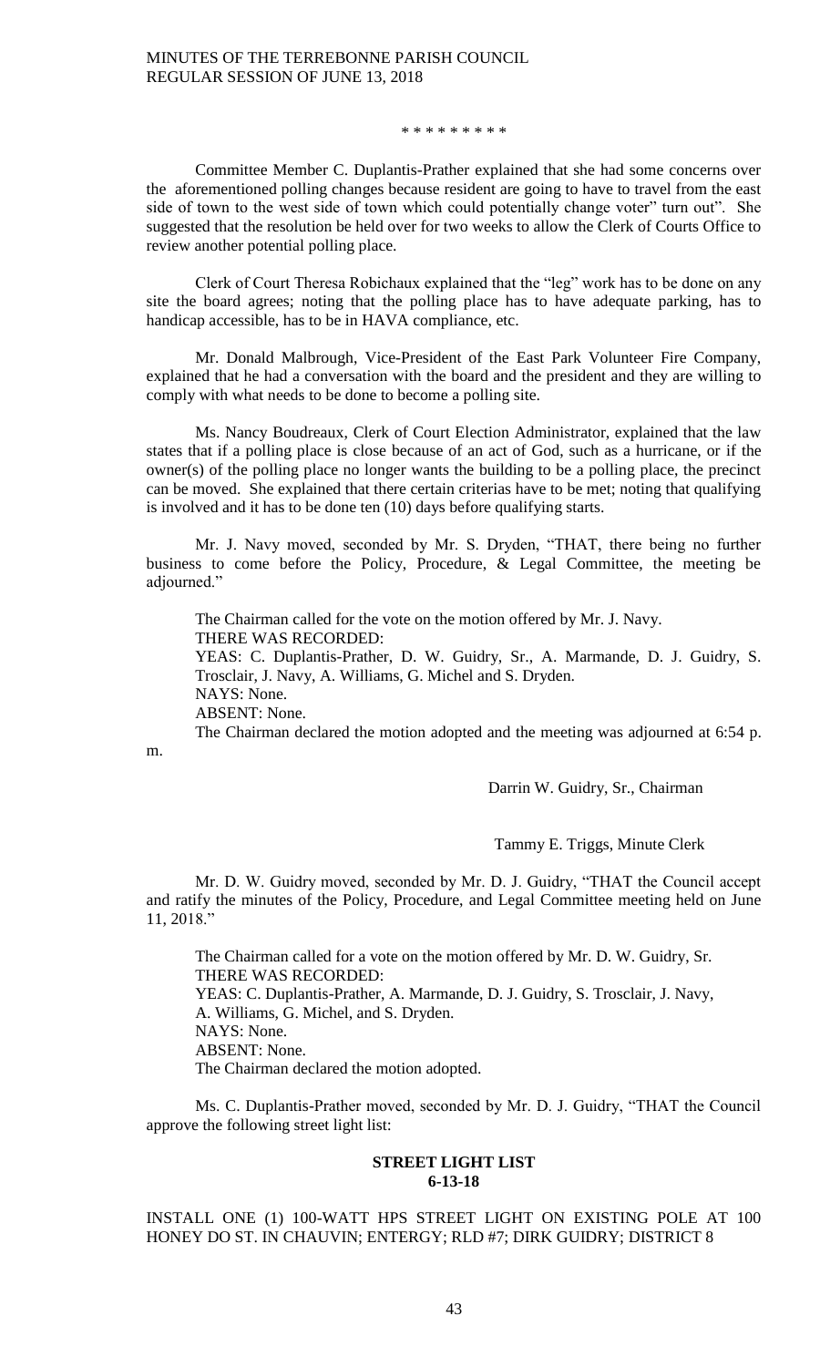\* \* \* \* \* \* \* \* \*

Committee Member C. Duplantis-Prather explained that she had some concerns over the aforementioned polling changes because resident are going to have to travel from the east side of town to the west side of town which could potentially change voter" turn out". She suggested that the resolution be held over for two weeks to allow the Clerk of Courts Office to review another potential polling place.

Clerk of Court Theresa Robichaux explained that the "leg" work has to be done on any site the board agrees; noting that the polling place has to have adequate parking, has to handicap accessible, has to be in HAVA compliance, etc.

Mr. Donald Malbrough, Vice-President of the East Park Volunteer Fire Company, explained that he had a conversation with the board and the president and they are willing to comply with what needs to be done to become a polling site.

Ms. Nancy Boudreaux, Clerk of Court Election Administrator, explained that the law states that if a polling place is close because of an act of God, such as a hurricane, or if the owner(s) of the polling place no longer wants the building to be a polling place, the precinct can be moved. She explained that there certain criterias have to be met; noting that qualifying is involved and it has to be done ten (10) days before qualifying starts.

Mr. J. Navy moved, seconded by Mr. S. Dryden, "THAT, there being no further business to come before the Policy, Procedure, & Legal Committee, the meeting be adjourned."

The Chairman called for the vote on the motion offered by Mr. J. Navy.
THERE WAS RECORDED:
YEAS: C. Duplantis-Prather, D. W. Guidry, Sr., A. Marmande, D. J. Guidry, S. Trosclair, J. Navy, A. Williams, G. Michel and S. Dryden.
NAYS: None.
ABSENT: None.
The Chairman declared the motion adopted and the meeting was adjourned at 6:54 p. m.

Darrin W. Guidry, Sr., Chairman

Tammy E. Triggs, Minute Clerk

Mr. D. W. Guidry moved, seconded by Mr. D. J. Guidry, "THAT the Council accept and ratify the minutes of the Policy, Procedure, and Legal Committee meeting held on June 11, 2018."

The Chairman called for a vote on the motion offered by Mr. D. W. Guidry, Sr.
THERE WAS RECORDED:
YEAS: C. Duplantis-Prather, A. Marmande, D. J. Guidry, S. Trosclair, J. Navy, A. Williams, G. Michel, and S. Dryden.
NAYS: None.
ABSENT: None.
The Chairman declared the motion adopted.

Ms. C. Duplantis-Prather moved, seconded by Mr. D. J. Guidry, "THAT the Council approve the following street light list:

**STREET LIGHT LIST**
**6-13-18**

INSTALL ONE (1) 100-WATT HPS STREET LIGHT ON EXISTING POLE AT 100 HONEY DO ST. IN CHAUVIN; ENTERGY; RLD #7; DIRK GUIDRY; DISTRICT 8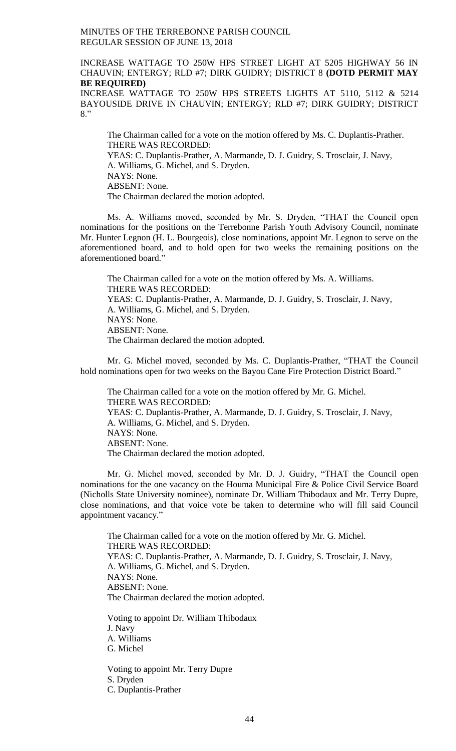INCREASE WATTAGE TO 250W HPS STREET LIGHT AT 5205 HIGHWAY 56 IN CHAUVIN; ENTERGY; RLD #7; DIRK GUIDRY; DISTRICT 8 **(DOTD PERMIT MAY BE REQUIRED)**

INCREASE WATTAGE TO 250W HPS STREETS LIGHTS AT 5110, 5112 & 5214 BAYOUSIDE DRIVE IN CHAUVIN; ENTERGY; RLD #7; DIRK GUIDRY; DISTRICT 8."

The Chairman called for a vote on the motion offered by Ms. C. Duplantis-Prather.
THERE WAS RECORDED:
YEAS: C. Duplantis-Prather, A. Marmande, D. J. Guidry, S. Trosclair, J. Navy, A. Williams, G. Michel, and S. Dryden.
NAYS: None.
ABSENT: None.
The Chairman declared the motion adopted.

Ms. A. Williams moved, seconded by Mr. S. Dryden, "THAT the Council open nominations for the positions on the Terrebonne Parish Youth Advisory Council, nominate Mr. Hunter Legnon (H. L. Bourgeois), close nominations, appoint Mr. Legnon to serve on the aforementioned board, and to hold open for two weeks the remaining positions on the aforementioned board."

The Chairman called for a vote on the motion offered by Ms. A. Williams.
THERE WAS RECORDED:
YEAS: C. Duplantis-Prather, A. Marmande, D. J. Guidry, S. Trosclair, J. Navy, A. Williams, G. Michel, and S. Dryden.
NAYS: None.
ABSENT: None.
The Chairman declared the motion adopted.

Mr. G. Michel moved, seconded by Ms. C. Duplantis-Prather, "THAT the Council hold nominations open for two weeks on the Bayou Cane Fire Protection District Board."

The Chairman called for a vote on the motion offered by Mr. G. Michel.
THERE WAS RECORDED:
YEAS: C. Duplantis-Prather, A. Marmande, D. J. Guidry, S. Trosclair, J. Navy, A. Williams, G. Michel, and S. Dryden.
NAYS: None.
ABSENT: None.
The Chairman declared the motion adopted.

Mr. G. Michel moved, seconded by Mr. D. J. Guidry, "THAT the Council open nominations for the one vacancy on the Houma Municipal Fire & Police Civil Service Board (Nicholls State University nominee), nominate Dr. William Thibodaux and Mr. Terry Dupre, close nominations, and that voice vote be taken to determine who will fill said Council appointment vacancy."

The Chairman called for a vote on the motion offered by Mr. G. Michel.
THERE WAS RECORDED:
YEAS: C. Duplantis-Prather, A. Marmande, D. J. Guidry, S. Trosclair, J. Navy, A. Williams, G. Michel, and S. Dryden.
NAYS: None.
ABSENT: None.
The Chairman declared the motion adopted.

Voting to appoint Dr. William Thibodaux
J. Navy
A. Williams
G. Michel

Voting to appoint Mr. Terry Dupre
S. Dryden
C. Duplantis-Prather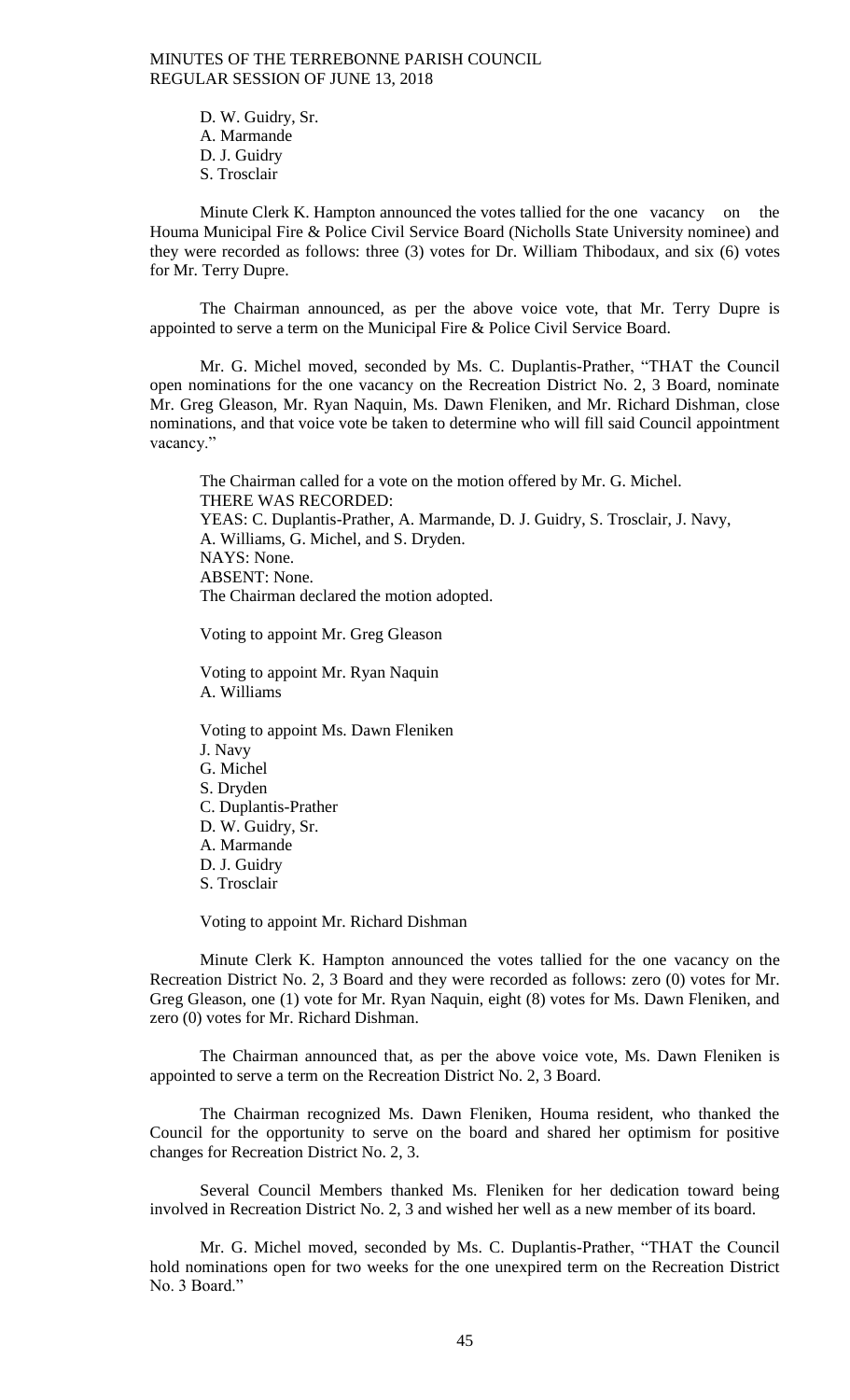D. W. Guidry, Sr.
A. Marmande
D. J. Guidry
S. Trosclair

Minute Clerk K. Hampton announced the votes tallied for the one vacancy on the Houma Municipal Fire & Police Civil Service Board (Nicholls State University nominee) and they were recorded as follows: three (3) votes for Dr. William Thibodaux, and six (6) votes for Mr. Terry Dupre.

The Chairman announced, as per the above voice vote, that Mr. Terry Dupre is appointed to serve a term on the Municipal Fire & Police Civil Service Board.

Mr. G. Michel moved, seconded by Ms. C. Duplantis-Prather, "THAT the Council open nominations for the one vacancy on the Recreation District No. 2, 3 Board, nominate Mr. Greg Gleason, Mr. Ryan Naquin, Ms. Dawn Fleniken, and Mr. Richard Dishman, close nominations, and that voice vote be taken to determine who will fill said Council appointment vacancy."

The Chairman called for a vote on the motion offered by Mr. G. Michel.
THERE WAS RECORDED:
YEAS: C. Duplantis-Prather, A. Marmande, D. J. Guidry, S. Trosclair, J. Navy, A. Williams, G. Michel, and S. Dryden.
NAYS: None.
ABSENT: None.
The Chairman declared the motion adopted.

Voting to appoint Mr. Greg Gleason

Voting to appoint Mr. Ryan Naquin
A. Williams

Voting to appoint Ms. Dawn Fleniken
J. Navy
G. Michel
S. Dryden
C. Duplantis-Prather
D. W. Guidry, Sr.
A. Marmande
D. J. Guidry
S. Trosclair

Voting to appoint Mr. Richard Dishman

Minute Clerk K. Hampton announced the votes tallied for the one vacancy on the Recreation District No. 2, 3 Board and they were recorded as follows: zero (0) votes for Mr. Greg Gleason, one (1) vote for Mr. Ryan Naquin, eight (8) votes for Ms. Dawn Fleniken, and zero (0) votes for Mr. Richard Dishman.

The Chairman announced that, as per the above voice vote, Ms. Dawn Fleniken is appointed to serve a term on the Recreation District No. 2, 3 Board.

The Chairman recognized Ms. Dawn Fleniken, Houma resident, who thanked the Council for the opportunity to serve on the board and shared her optimism for positive changes for Recreation District No. 2, 3.

Several Council Members thanked Ms. Fleniken for her dedication toward being involved in Recreation District No. 2, 3 and wished her well as a new member of its board.

Mr. G. Michel moved, seconded by Ms. C. Duplantis-Prather, "THAT the Council hold nominations open for two weeks for the one unexpired term on the Recreation District No. 3 Board."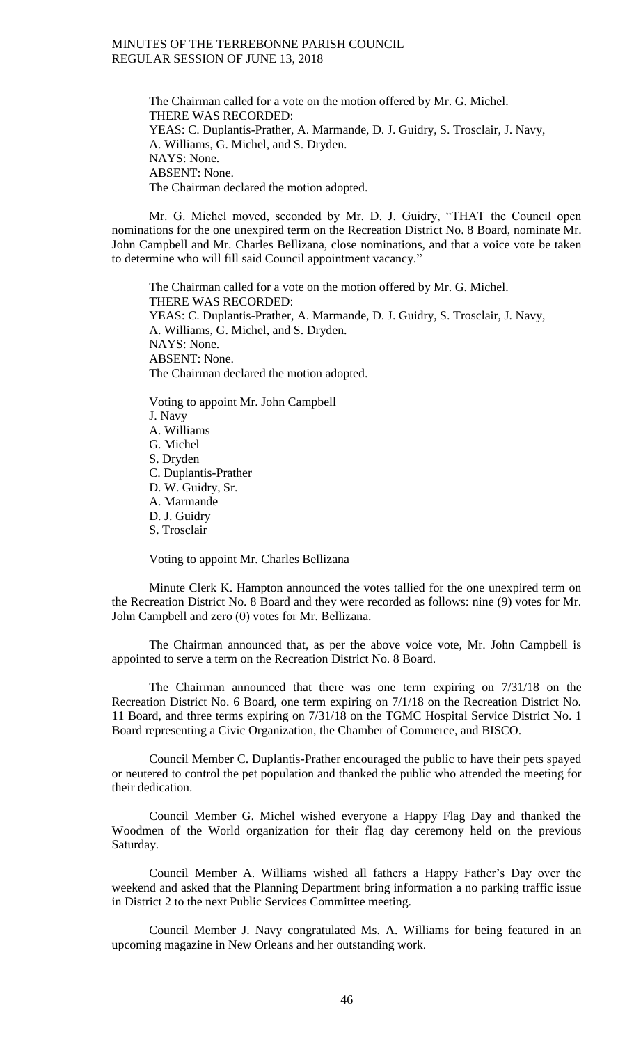The Chairman called for a vote on the motion offered by Mr. G. Michel.
THERE WAS RECORDED:
YEAS: C. Duplantis-Prather, A. Marmande, D. J. Guidry, S. Trosclair, J. Navy, A. Williams, G. Michel, and S. Dryden.
NAYS: None.
ABSENT: None.
The Chairman declared the motion adopted.

Mr. G. Michel moved, seconded by Mr. D. J. Guidry, "THAT the Council open nominations for the one unexpired term on the Recreation District No. 8 Board, nominate Mr. John Campbell and Mr. Charles Bellizana, close nominations, and that a voice vote be taken to determine who will fill said Council appointment vacancy."

The Chairman called for a vote on the motion offered by Mr. G. Michel.
THERE WAS RECORDED:
YEAS: C. Duplantis-Prather, A. Marmande, D. J. Guidry, S. Trosclair, J. Navy, A. Williams, G. Michel, and S. Dryden.
NAYS: None.
ABSENT: None.
The Chairman declared the motion adopted.

Voting to appoint Mr. John Campbell
J. Navy
A. Williams
G. Michel
S. Dryden
C. Duplantis-Prather
D. W. Guidry, Sr.
A. Marmande
D. J. Guidry
S. Trosclair

Voting to appoint Mr. Charles Bellizana

Minute Clerk K. Hampton announced the votes tallied for the one unexpired term on the Recreation District No. 8 Board and they were recorded as follows: nine (9) votes for Mr. John Campbell and zero (0) votes for Mr. Bellizana.

The Chairman announced that, as per the above voice vote, Mr. John Campbell is appointed to serve a term on the Recreation District No. 8 Board.

The Chairman announced that there was one term expiring on 7/31/18 on the Recreation District No. 6 Board, one term expiring on 7/1/18 on the Recreation District No. 11 Board, and three terms expiring on 7/31/18 on the TGMC Hospital Service District No. 1 Board representing a Civic Organization, the Chamber of Commerce, and BISCO.

Council Member C. Duplantis-Prather encouraged the public to have their pets spayed or neutered to control the pet population and thanked the public who attended the meeting for their dedication.

Council Member G. Michel wished everyone a Happy Flag Day and thanked the Woodmen of the World organization for their flag day ceremony held on the previous Saturday.

Council Member A. Williams wished all fathers a Happy Father's Day over the weekend and asked that the Planning Department bring information a no parking traffic issue in District 2 to the next Public Services Committee meeting.

Council Member J. Navy congratulated Ms. A. Williams for being featured in an upcoming magazine in New Orleans and her outstanding work.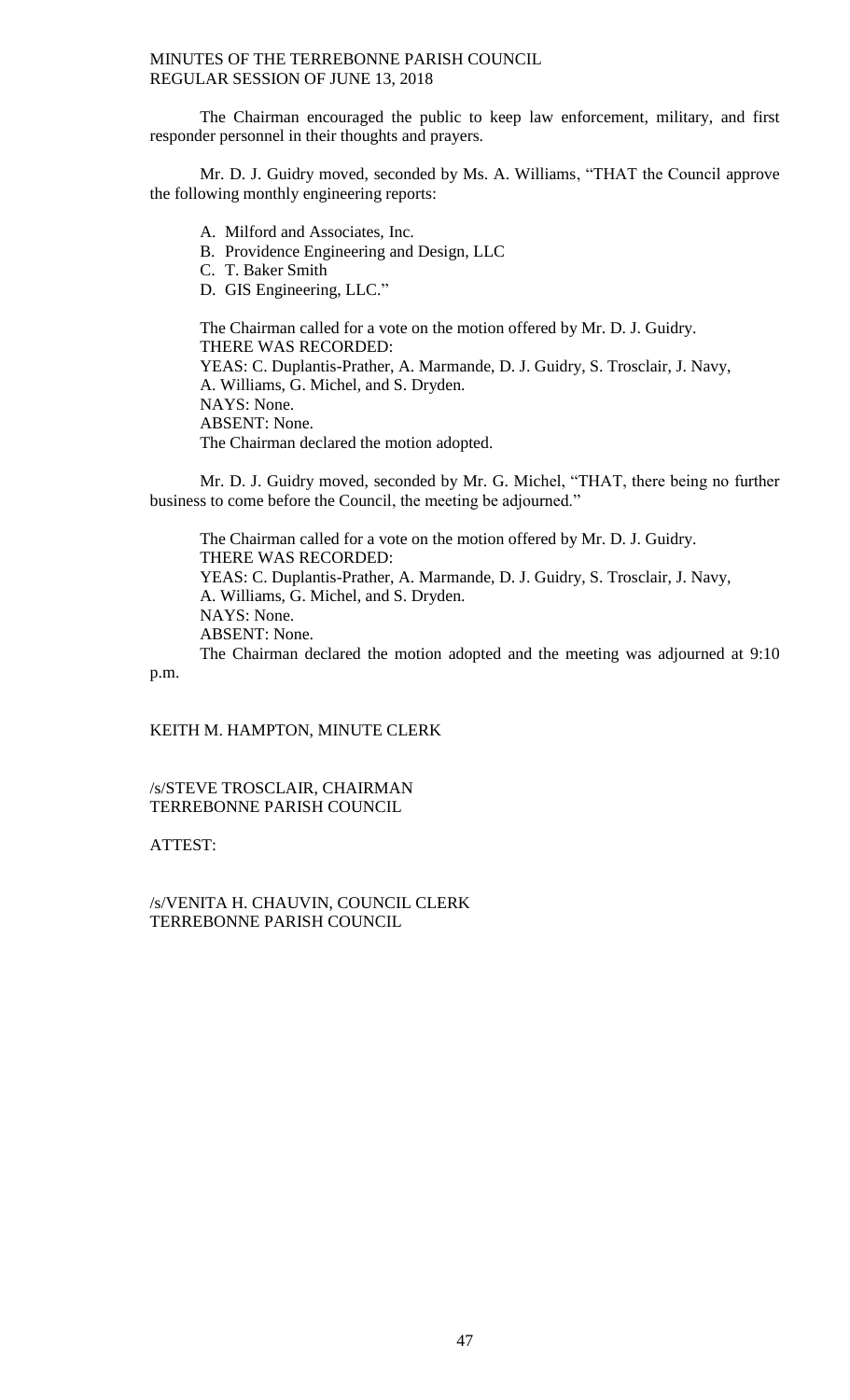The Chairman encouraged the public to keep law enforcement, military, and first responder personnel in their thoughts and prayers.

Mr. D. J. Guidry moved, seconded by Ms. A. Williams, "THAT the Council approve the following monthly engineering reports:

A. Milford and Associates, Inc.
B. Providence Engineering and Design, LLC
C. T. Baker Smith
D. GIS Engineering, LLC."

The Chairman called for a vote on the motion offered by Mr. D. J. Guidry.
THERE WAS RECORDED:
YEAS: C. Duplantis-Prather, A. Marmande, D. J. Guidry, S. Trosclair, J. Navy, A. Williams, G. Michel, and S. Dryden.
NAYS: None.
ABSENT: None.
The Chairman declared the motion adopted.

Mr. D. J. Guidry moved, seconded by Mr. G. Michel, "THAT, there being no further business to come before the Council, the meeting be adjourned."

The Chairman called for a vote on the motion offered by Mr. D. J. Guidry.
THERE WAS RECORDED:
YEAS: C. Duplantis-Prather, A. Marmande, D. J. Guidry, S. Trosclair, J. Navy, A. Williams, G. Michel, and S. Dryden.
NAYS: None.
ABSENT: None.
The Chairman declared the motion adopted and the meeting was adjourned at 9:10 p.m.

KEITH M. HAMPTON, MINUTE CLERK

/s/STEVE TROSCLAIR, CHAIRMAN
TERREBONNE PARISH COUNCIL

ATTEST:

/s/VENITA H. CHAUVIN, COUNCIL CLERK
TERREBONNE PARISH COUNCIL